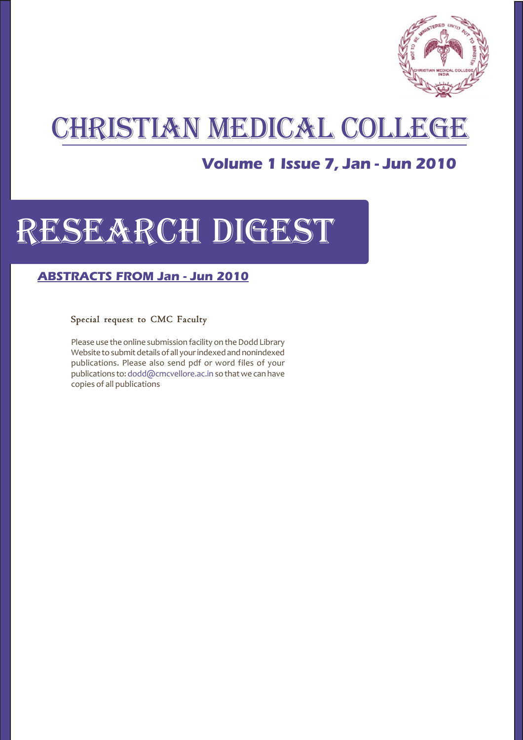# CHRISTIAN MEDICAL COLLEGE

**Volume 1 Issue 7, Jan - Jun 2010**

# RESEARCH DIGEST

## ABSTRACTS FROM Jan - Jun 2010

### Special request to CMC Faculty

Please use the online submission facility on the Dodd Library Website to submit details of all your indexed and nonindexed publications. Please also send pdf or word files of your publications to: dodd@cmcvellore.ac.in so that we can have copies of all publications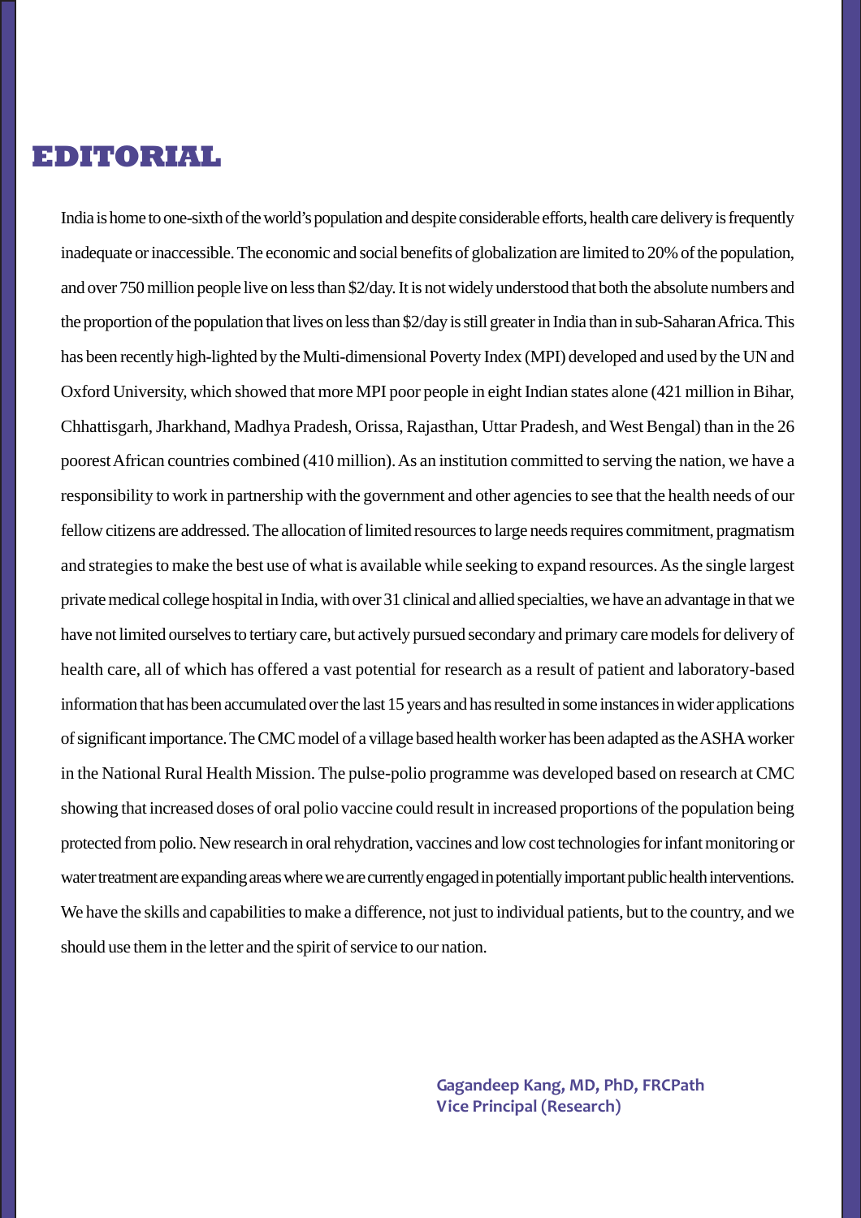# EDITORIAL

India is home to one-sixth of the world's population and despite considerable efforts, health care delivery is frequently inadequate or inaccessible. The economic and social benefits of globalization are limited to 20% of the population, and over 750 million people live on less than $2/day. It is not widely understood that both the absolute numbers and the proportion of the population that lives on less than $2/day is still greater in India than in sub-Saharan Africa. This has been recently high-lighted by the Multi-dimensional Poverty Index (MPI) developed and used by the UN and Oxford University, which showed that more MPI poor people in eight Indian states alone (421 million in Bihar, Chhattisgarh, Jharkhand, Madhya Pradesh, Orissa, Rajasthan, Uttar Pradesh, and West Bengal) than in the 26 poorest African countries combined (410 million). As an institution committed to serving the nation, we have a responsibility to work in partnership with the government and other agencies to see that the health needs of our fellow citizens are addressed. The allocation of limited resources to large needs requires commitment, pragmatism and strategies to make the best use of what is available while seeking to expand resources. As the single largest private medical college hospital in India, with over 31 clinical and allied specialties, we have an advantage in that we have not limited ourselves to tertiary care, but actively pursued secondary and primary care models for delivery of health care, all of which has offered a vast potential for research as a result of patient and laboratory-based information that has been accumulated over the last 15 years and has resulted in some instances in wider applications of significant importance. The CMC model of a village based health worker has been adapted as the ASHA worker in the National Rural Health Mission. The pulse-polio programme was developed based on research at CMC showing that increased doses of oral polio vaccine could result in increased proportions of the population being protected from polio. New research in oral rehydration, vaccines and low cost technologies for infant monitoring or water treatment are expanding areas where we are currently engaged in potentially important public health interventions. We have the skills and capabilities to make a difference, not just to individual patients, but to the country, and we should use them in the letter and the spirit of service to our nation.

**Gagandeep Kang, MD, PhD, FRCPath**
**Vice Principal (Research)**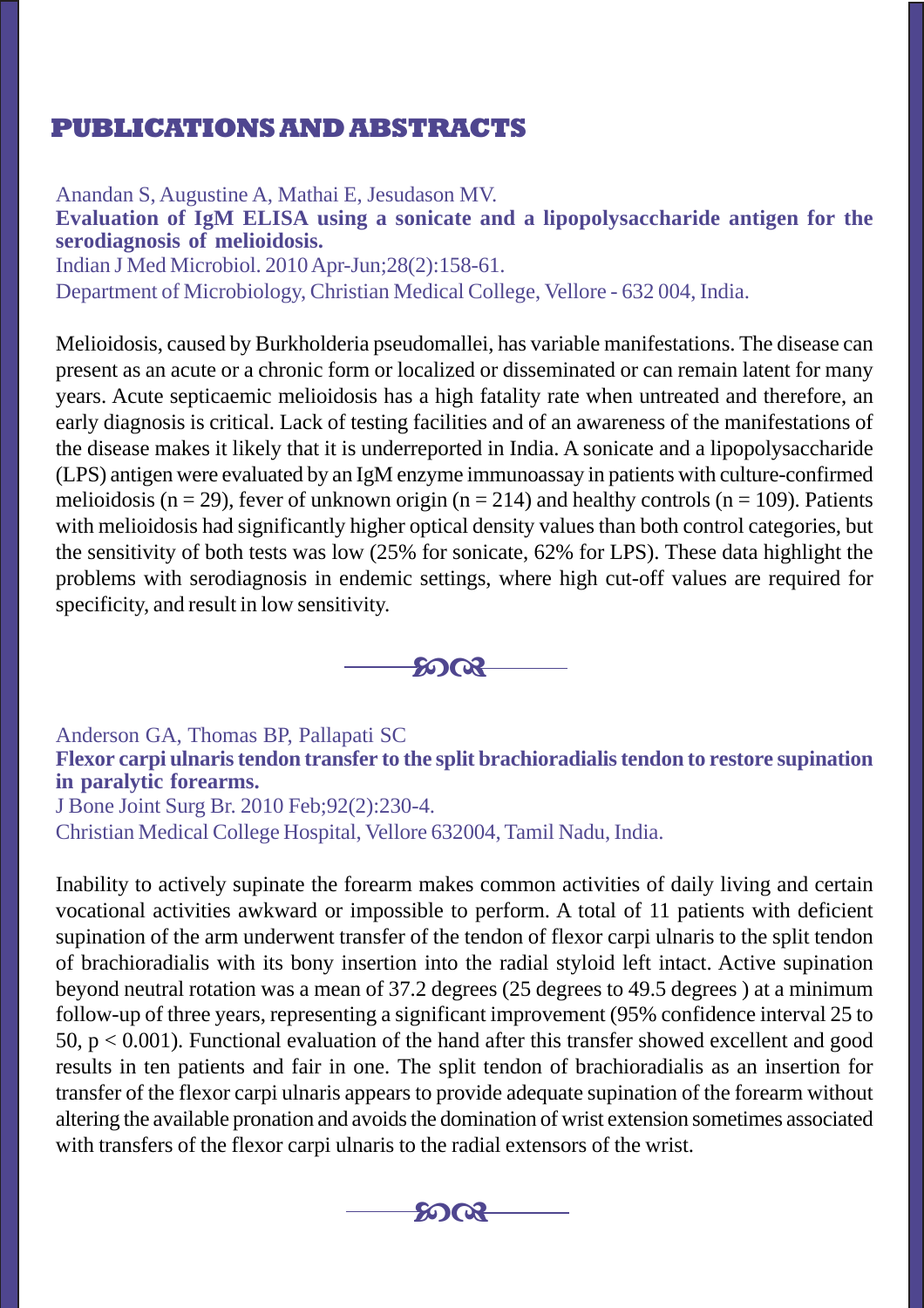# PUBLICATIONS AND ABSTRACTS

Anandan S, Augustine A, Mathai E, Jesudason MV.

**Evaluation of IgM ELISA using a sonicate and a lipopolysaccharide antigen for the serodiagnosis of melioidosis.**

Indian J Med Microbiol. 2010 Apr-Jun;28(2):158-61.

Department of Microbiology, Christian Medical College, Vellore - 632 004, India.

Melioidosis, caused by Burkholderia pseudomallei, has variable manifestations. The disease can present as an acute or a chronic form or localized or disseminated or can remain latent for many years. Acute septicaemic melioidosis has a high fatality rate when untreated and therefore, an early diagnosis is critical. Lack of testing facilities and of an awareness of the manifestations of the disease makes it likely that it is underreported in India. A sonicate and a lipopolysaccharide (LPS) antigen were evaluated by an IgM enzyme immunoassay in patients with culture-confirmed melioidosis ($n = 29$), fever of unknown origin ($n = 214$) and healthy controls ($n = 109$). Patients with melioidosis had significantly higher optical density values than both control categories, but the sensitivity of both tests was low (25% for sonicate, 62% for LPS). These data highlight the problems with serodiagnosis in endemic settings, where high cut-off values are required for specificity, and result in low sensitivity.

---

Anderson GA, Thomas BP, Pallapati SC

**Flexor carpi ulnaris tendon transfer to the split brachioradialis tendon to restore supination in paralytic forearms.**

J Bone Joint Surg Br. 2010 Feb;92(2):230-4.

Christian Medical College Hospital, Vellore 632004, Tamil Nadu, India.

Inability to actively supinate the forearm makes common activities of daily living and certain vocational activities awkward or impossible to perform. A total of 11 patients with deficient supination of the arm underwent transfer of the tendon of flexor carpi ulnaris to the split tendon of brachioradialis with its bony insertion into the radial styloid left intact. Active supination beyond neutral rotation was a mean of 37.2 degrees (25 degrees to 49.5 degrees ) at a minimum follow-up of three years, representing a significant improvement (95% confidence interval 25 to 50, $p < 0.001$). Functional evaluation of the hand after this transfer showed excellent and good results in ten patients and fair in one. The split tendon of brachioradialis as an insertion for transfer of the flexor carpi ulnaris appears to provide adequate supination of the forearm without altering the available pronation and avoids the domination of wrist extension sometimes associated with transfers of the flexor carpi ulnaris to the radial extensors of the wrist.

---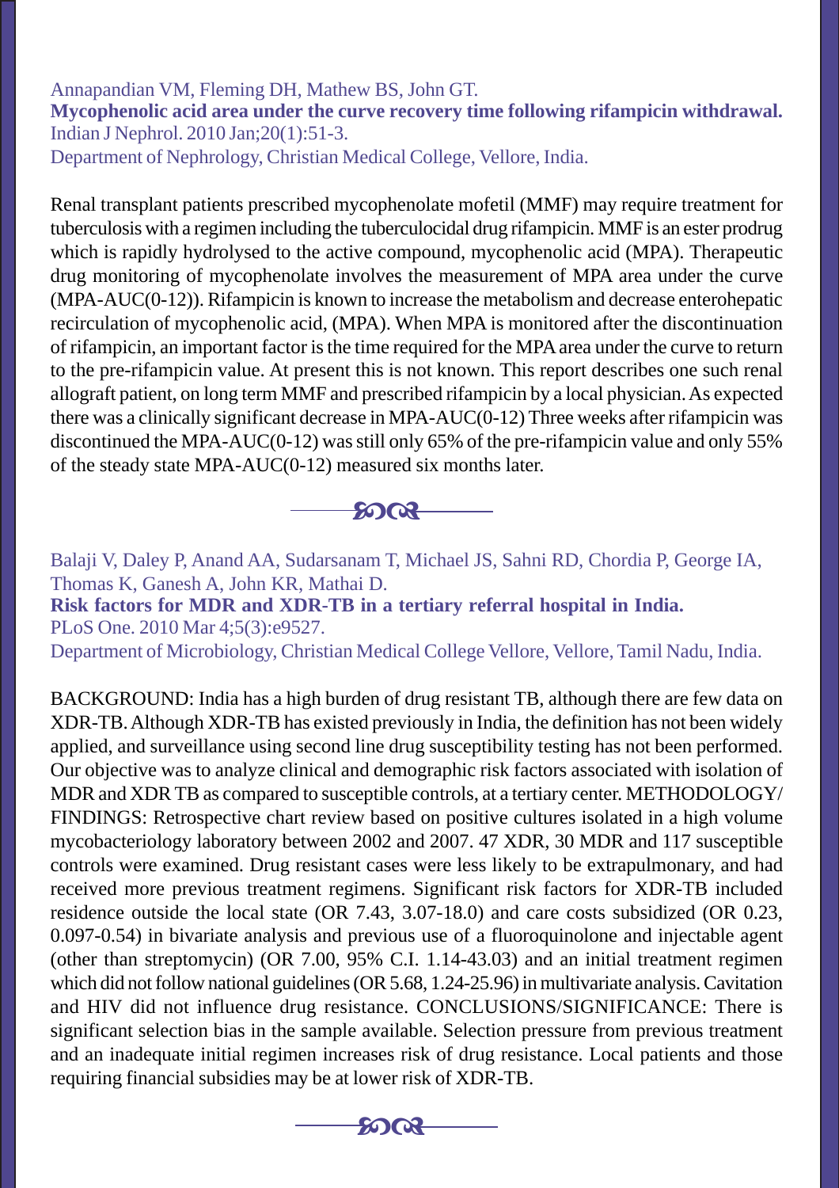Annapandian VM, Fleming DH, Mathew BS, John GT.
**Mycophenolic acid area under the curve recovery time following rifampicin withdrawal.**
Indian J Nephrol. 2010 Jan;20(1):51-3.
Department of Nephrology, Christian Medical College, Vellore, India.

Renal transplant patients prescribed mycophenolate mofetil (MMF) may require treatment for tuberculosis with a regimen including the tuberculocidal drug rifampicin. MMF is an ester prodrug which is rapidly hydrolysed to the active compound, mycophenolic acid (MPA). Therapeutic drug monitoring of mycophenolate involves the measurement of MPA area under the curve (MPA-AUC(0-12)). Rifampicin is known to increase the metabolism and decrease enterohepatic recirculation of mycophenolic acid, (MPA). When MPA is monitored after the discontinuation of rifampicin, an important factor is the time required for the MPA area under the curve to return to the pre-rifampicin value. At present this is not known. This report describes one such renal allograft patient, on long term MMF and prescribed rifampicin by a local physician. As expected there was a clinically significant decrease in MPA-AUC(0-12) Three weeks after rifampicin was discontinued the MPA-AUC(0-12) was still only 65% of the pre-rifampicin value and only 55% of the steady state MPA-AUC(0-12) measured six months later.

---

Balaji V, Daley P, Anand AA, Sudarsanam T, Michael JS, Sahni RD, Chordia P, George IA, Thomas K, Ganesh A, John KR, Mathai D.
**Risk factors for MDR and XDR-TB in a tertiary referral hospital in India.**
PLoS One. 2010 Mar 4;5(3):e9527.
Department of Microbiology, Christian Medical College Vellore, Vellore, Tamil Nadu, India.

BACKGROUND: India has a high burden of drug resistant TB, although there are few data on XDR-TB. Although XDR-TB has existed previously in India, the definition has not been widely applied, and surveillance using second line drug susceptibility testing has not been performed. Our objective was to analyze clinical and demographic risk factors associated with isolation of MDR and XDR TB as compared to susceptible controls, at a tertiary center. METHODOLOGY/FINDINGS: Retrospective chart review based on positive cultures isolated in a high volume mycobacteriology laboratory between 2002 and 2007. 47 XDR, 30 MDR and 117 susceptible controls were examined. Drug resistant cases were less likely to be extrapulmonary, and had received more previous treatment regimens. Significant risk factors for XDR-TB included residence outside the local state (OR 7.43, 3.07-18.0) and care costs subsidized (OR 0.23, 0.097-0.54) in bivariate analysis and previous use of a fluoroquinolone and injectable agent (other than streptomycin) (OR 7.00, 95% C.I. 1.14-43.03) and an initial treatment regimen which did not follow national guidelines (OR 5.68, 1.24-25.96) in multivariate analysis. Cavitation and HIV did not influence drug resistance. CONCLUSIONS/SIGNIFICANCE: There is significant selection bias in the sample available. Selection pressure from previous treatment and an inadequate initial regimen increases risk of drug resistance. Local patients and those requiring financial subsidies may be at lower risk of XDR-TB.

---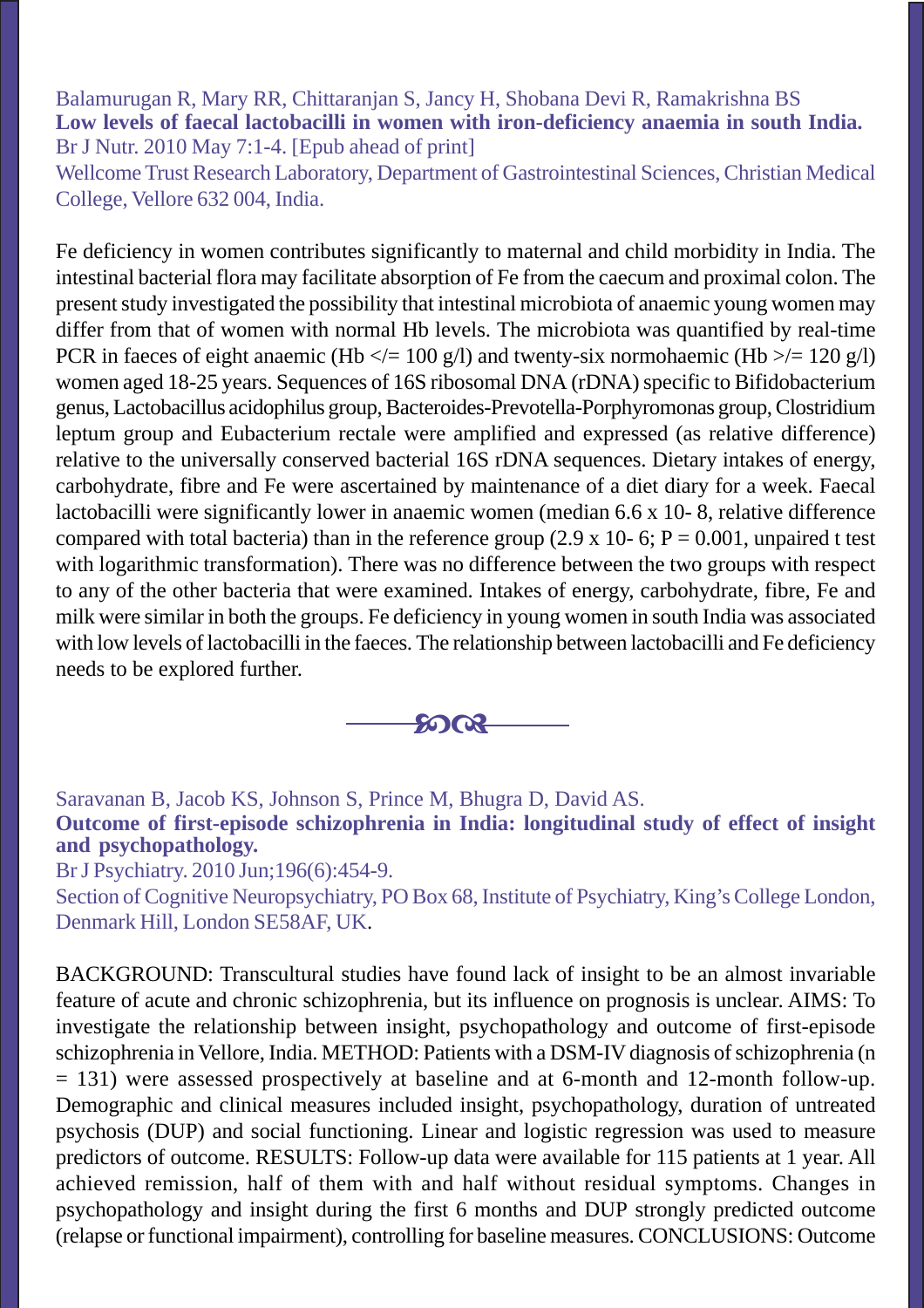Balamurugan R, Mary RR, Chittaranjan S, Jancy H, Shobana Devi R, Ramakrishna BS

**Low levels of faecal lactobacilli in women with iron-deficiency anaemia in south India.**

Br J Nutr. 2010 May 7:1-4. [Epub ahead of print]

Wellcome Trust Research Laboratory, Department of Gastrointestinal Sciences, Christian Medical College, Vellore 632 004, India.

Fe deficiency in women contributes significantly to maternal and child morbidity in India. The intestinal bacterial flora may facilitate absorption of Fe from the caecum and proximal colon. The present study investigated the possibility that intestinal microbiota of anaemic young women may differ from that of women with normal Hb levels. The microbiota was quantified by real-time PCR in faeces of eight anaemic (Hb </= 100 g/l) and twenty-six normohaemic (Hb >/= 120 g/l) women aged 18-25 years. Sequences of 16S ribosomal DNA (rDNA) specific to Bifidobacterium genus, Lactobacillus acidophilus group, Bacteroides-Prevotella-Porphyromonas group, Clostridium leptum group and Eubacterium rectale were amplified and expressed (as relative difference) relative to the universally conserved bacterial 16S rDNA sequences. Dietary intakes of energy, carbohydrate, fibre and Fe were ascertained by maintenance of a diet diary for a week. Faecal lactobacilli were significantly lower in anaemic women (median 6.6 x 10- 8, relative difference compared with total bacteria) than in the reference group (2.9 x 10- 6; P = 0.001, unpaired t test with logarithmic transformation). There was no difference between the two groups with respect to any of the other bacteria that were examined. Intakes of energy, carbohydrate, fibre, Fe and milk were similar in both the groups. Fe deficiency in young women in south India was associated with low levels of lactobacilli in the faeces. The relationship between lactobacilli and Fe deficiency needs to be explored further.

---

Saravanan B, Jacob KS, Johnson S, Prince M, Bhugra D, David AS.

**Outcome of first-episode schizophrenia in India: longitudinal study of effect of insight and psychopathology.**

Br J Psychiatry. 2010 Jun;196(6):454-9.

Section of Cognitive Neuropsychiatry, PO Box 68, Institute of Psychiatry, King's College London, Denmark Hill, London SE58AF, UK.

BACKGROUND: Transcultural studies have found lack of insight to be an almost invariable feature of acute and chronic schizophrenia, but its influence on prognosis is unclear. AIMS: To investigate the relationship between insight, psychopathology and outcome of first-episode schizophrenia in Vellore, India. METHOD: Patients with a DSM-IV diagnosis of schizophrenia (n = 131) were assessed prospectively at baseline and at 6-month and 12-month follow-up. Demographic and clinical measures included insight, psychopathology, duration of untreated psychosis (DUP) and social functioning. Linear and logistic regression was used to measure predictors of outcome. RESULTS: Follow-up data were available for 115 patients at 1 year. All achieved remission, half of them with and half without residual symptoms. Changes in psychopathology and insight during the first 6 months and DUP strongly predicted outcome (relapse or functional impairment), controlling for baseline measures. CONCLUSIONS: Outcome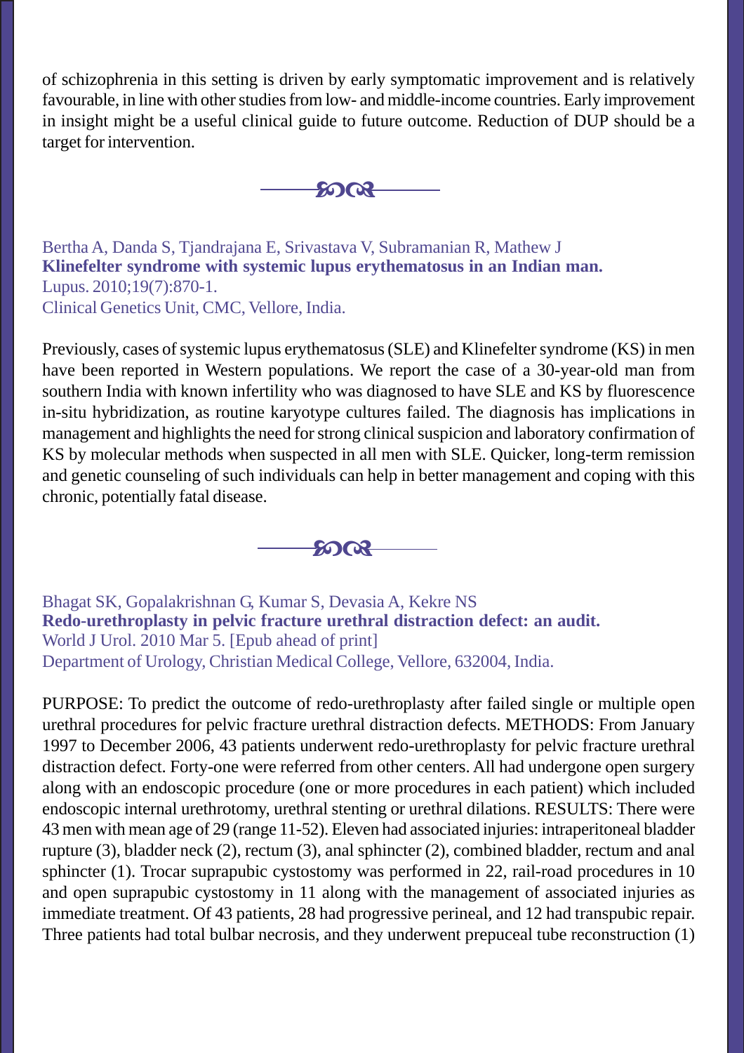of schizophrenia in this setting is driven by early symptomatic improvement and is relatively favourable, in line with other studies from low- and middle-income countries. Early improvement in insight might be a useful clinical guide to future outcome. Reduction of DUP should be a target for intervention.

---

Bertha A, Danda S, Tjandrajana E, Srivastava V, Subramanian R, Mathew J
**Klinefelter syndrome with systemic lupus erythematosus in an Indian man.**
Lupus. 2010;19(7):870-1.
Clinical Genetics Unit, CMC, Vellore, India.

Previously, cases of systemic lupus erythematosus (SLE) and Klinefelter syndrome (KS) in men have been reported in Western populations. We report the case of a 30-year-old man from southern India with known infertility who was diagnosed to have SLE and KS by fluorescence in-situ hybridization, as routine karyotype cultures failed. The diagnosis has implications in management and highlights the need for strong clinical suspicion and laboratory confirmation of KS by molecular methods when suspected in all men with SLE. Quicker, long-term remission and genetic counseling of such individuals can help in better management and coping with this chronic, potentially fatal disease.

---

Bhagat SK, Gopalakrishnan G, Kumar S, Devasia A, Kekre NS
**Redo-urethroplasty in pelvic fracture urethral distraction defect: an audit.**
World J Urol. 2010 Mar 5. [Epub ahead of print]
Department of Urology, Christian Medical College, Vellore, 632004, India.

PURPOSE: To predict the outcome of redo-urethroplasty after failed single or multiple open urethral procedures for pelvic fracture urethral distraction defects. METHODS: From January 1997 to December 2006, 43 patients underwent redo-urethroplasty for pelvic fracture urethral distraction defect. Forty-one were referred from other centers. All had undergone open surgery along with an endoscopic procedure (one or more procedures in each patient) which included endoscopic internal urethrotomy, urethral stenting or urethral dilations. RESULTS: There were 43 men with mean age of 29 (range 11-52). Eleven had associated injuries: intraperitoneal bladder rupture (3), bladder neck (2), rectum (3), anal sphincter (2), combined bladder, rectum and anal sphincter (1). Trocar suprapubic cystostomy was performed in 22, rail-road procedures in 10 and open suprapubic cystostomy in 11 along with the management of associated injuries as immediate treatment. Of 43 patients, 28 had progressive perineal, and 12 had transpubic repair. Three patients had total bulbar necrosis, and they underwent prepuceal tube reconstruction (1)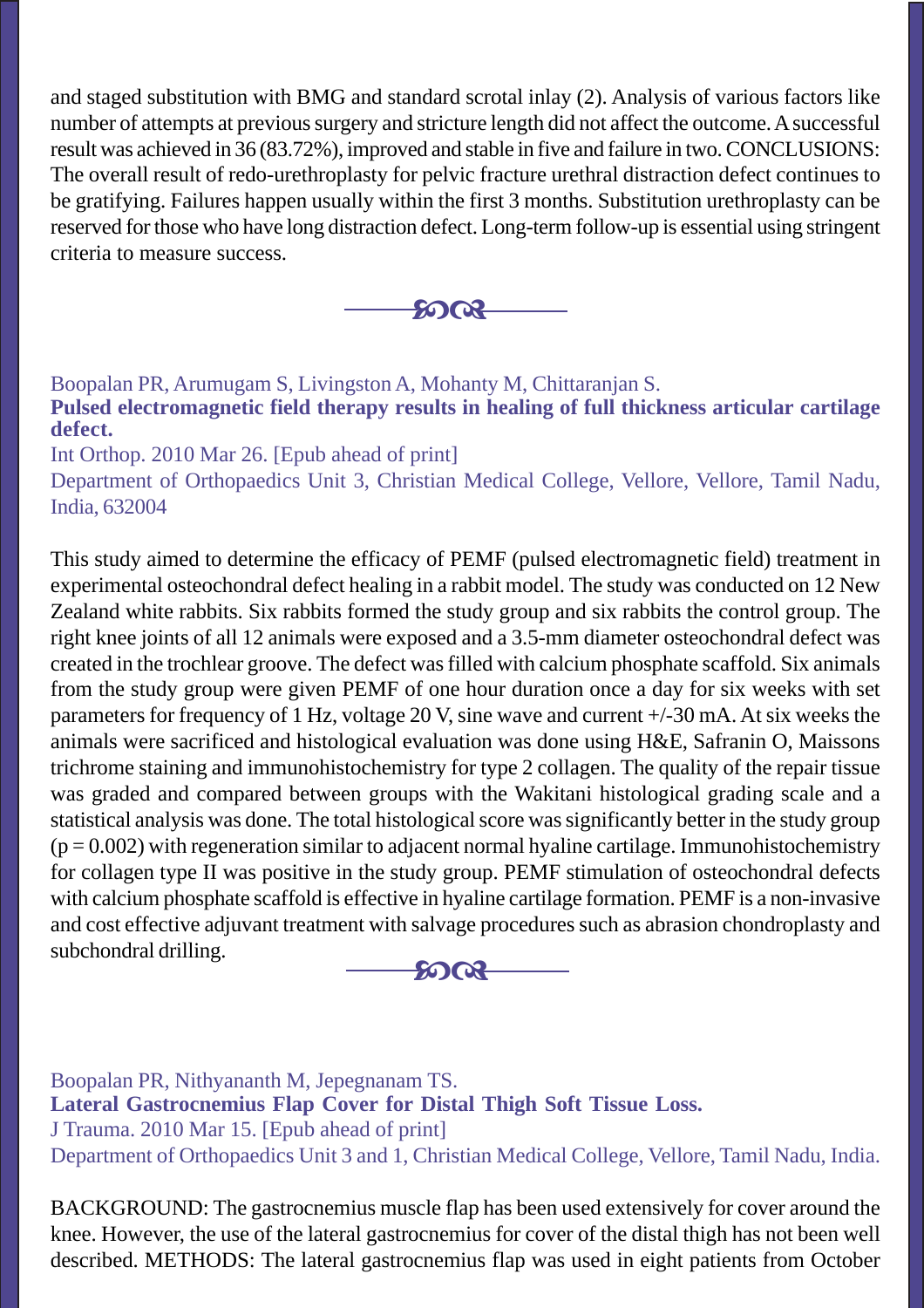and staged substitution with BMG and standard scrotal inlay (2). Analysis of various factors like number of attempts at previous surgery and stricture length did not affect the outcome. A successful result was achieved in 36 (83.72%), improved and stable in five and failure in two. CONCLUSIONS: The overall result of redo-urethroplasty for pelvic fracture urethral distraction defect continues to be gratifying. Failures happen usually within the first 3 months. Substitution urethroplasty can be reserved for those who have long distraction defect. Long-term follow-up is essential using stringent criteria to measure success.

---

Boopalan PR, Arumugam S, Livingston A, Mohanty M, Chittaranjan S.

**Pulsed electromagnetic field therapy results in healing of full thickness articular cartilage defect.**

Int Orthop. 2010 Mar 26. [Epub ahead of print]

Department of Orthopaedics Unit 3, Christian Medical College, Vellore, Vellore, Tamil Nadu, India, 632004

This study aimed to determine the efficacy of PEMF (pulsed electromagnetic field) treatment in experimental osteochondral defect healing in a rabbit model. The study was conducted on 12 New Zealand white rabbits. Six rabbits formed the study group and six rabbits the control group. The right knee joints of all 12 animals were exposed and a 3.5-mm diameter osteochondral defect was created in the trochlear groove. The defect was filled with calcium phosphate scaffold. Six animals from the study group were given PEMF of one hour duration once a day for six weeks with set parameters for frequency of 1 Hz, voltage 20 V, sine wave and current +/-30 mA. At six weeks the animals were sacrificed and histological evaluation was done using H&E, Safranin O, Maissons trichrome staining and immunohistochemistry for type 2 collagen. The quality of the repair tissue was graded and compared between groups with the Wakitani histological grading scale and a statistical analysis was done. The total histological score was significantly better in the study group ($p = 0.002$) with regeneration similar to adjacent normal hyaline cartilage. Immunohistochemistry for collagen type II was positive in the study group. PEMF stimulation of osteochondral defects with calcium phosphate scaffold is effective in hyaline cartilage formation. PEMF is a non-invasive and cost effective adjuvant treatment with salvage procedures such as abrasion chondroplasty and subchondral drilling.

---

Boopalan PR, Nithyananth M, Jepegnanam TS.

**Lateral Gastrocnemius Flap Cover for Distal Thigh Soft Tissue Loss.**

J Trauma. 2010 Mar 15. [Epub ahead of print]

Department of Orthopaedics Unit 3 and 1, Christian Medical College, Vellore, Tamil Nadu, India.

BACKGROUND: The gastrocnemius muscle flap has been used extensively for cover around the knee. However, the use of the lateral gastrocnemius for cover of the distal thigh has not been well described. METHODS: The lateral gastrocnemius flap was used in eight patients from October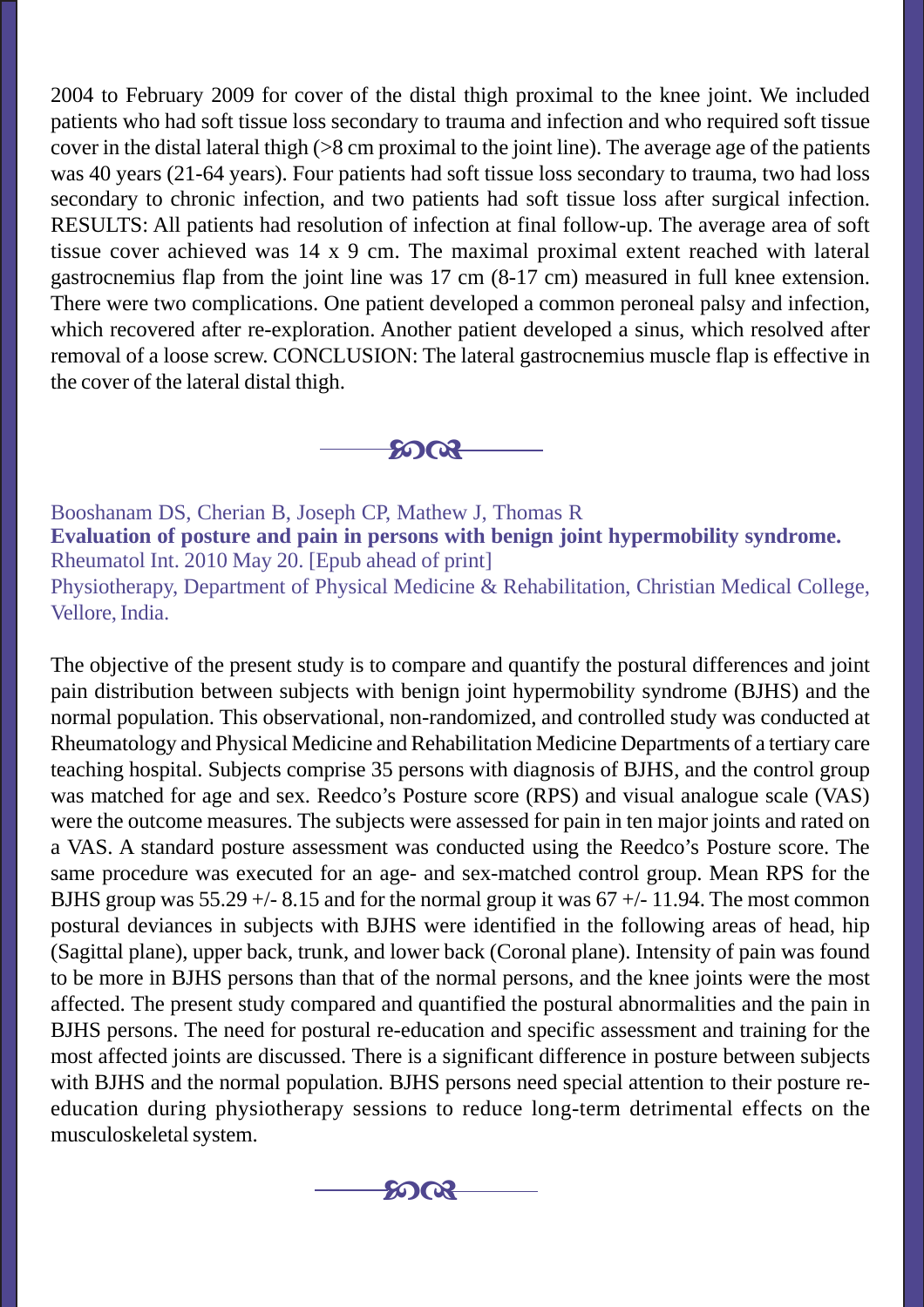2004 to February 2009 for cover of the distal thigh proximal to the knee joint. We included patients who had soft tissue loss secondary to trauma and infection and who required soft tissue cover in the distal lateral thigh (>8 cm proximal to the joint line). The average age of the patients was 40 years (21-64 years). Four patients had soft tissue loss secondary to trauma, two had loss secondary to chronic infection, and two patients had soft tissue loss after surgical infection. RESULTS: All patients had resolution of infection at final follow-up. The average area of soft tissue cover achieved was 14 x 9 cm. The maximal proximal extent reached with lateral gastrocnemius flap from the joint line was 17 cm (8-17 cm) measured in full knee extension. There were two complications. One patient developed a common peroneal palsy and infection, which recovered after re-exploration. Another patient developed a sinus, which resolved after removal of a loose screw. CONCLUSION: The lateral gastrocnemius muscle flap is effective in the cover of the lateral distal thigh.

---

Booshanam DS, Cherian B, Joseph CP, Mathew J, Thomas R

**Evaluation of posture and pain in persons with benign joint hypermobility syndrome.**

Rheumatol Int. 2010 May 20. [Epub ahead of print]

Physiotherapy, Department of Physical Medicine & Rehabilitation, Christian Medical College, Vellore, India.

The objective of the present study is to compare and quantify the postural differences and joint pain distribution between subjects with benign joint hypermobility syndrome (BJHS) and the normal population. This observational, non-randomized, and controlled study was conducted at Rheumatology and Physical Medicine and Rehabilitation Medicine Departments of a tertiary care teaching hospital. Subjects comprise 35 persons with diagnosis of BJHS, and the control group was matched for age and sex. Reedco's Posture score (RPS) and visual analogue scale (VAS) were the outcome measures. The subjects were assessed for pain in ten major joints and rated on a VAS. A standard posture assessment was conducted using the Reedco's Posture score. The same procedure was executed for an age- and sex-matched control group. Mean RPS for the BJHS group was 55.29 +/- 8.15 and for the normal group it was 67 +/- 11.94. The most common postural deviances in subjects with BJHS were identified in the following areas of head, hip (Sagittal plane), upper back, trunk, and lower back (Coronal plane). Intensity of pain was found to be more in BJHS persons than that of the normal persons, and the knee joints were the most affected. The present study compared and quantified the postural abnormalities and the pain in BJHS persons. The need for postural re-education and specific assessment and training for the most affected joints are discussed. There is a significant difference in posture between subjects with BJHS and the normal population. BJHS persons need special attention to their posture re-education during physiotherapy sessions to reduce long-term detrimental effects on the musculoskeletal system.

---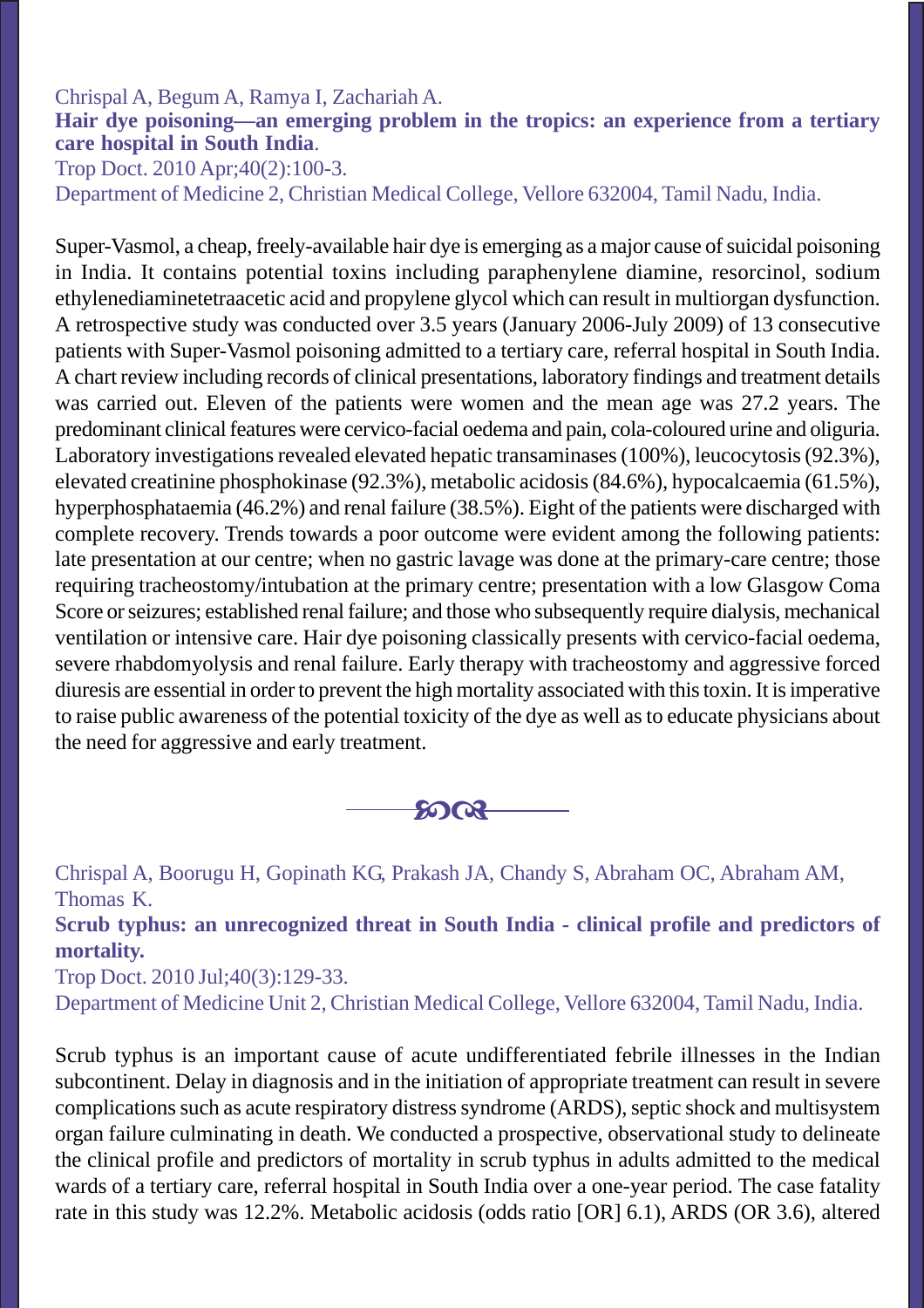Chrispal A, Begum A, Ramya I, Zachariah A.

**Hair dye poisoning—an emerging problem in the tropics: an experience from a tertiary care hospital in South India**.

Trop Doct. 2010 Apr;40(2):100-3.

Department of Medicine 2, Christian Medical College, Vellore 632004, Tamil Nadu, India.

Super-Vasmol, a cheap, freely-available hair dye is emerging as a major cause of suicidal poisoning in India. It contains potential toxins including paraphenylene diamine, resorcinol, sodium ethylenediaminetetraacetic acid and propylene glycol which can result in multiorgan dysfunction. A retrospective study was conducted over 3.5 years (January 2006-July 2009) of 13 consecutive patients with Super-Vasmol poisoning admitted to a tertiary care, referral hospital in South India. A chart review including records of clinical presentations, laboratory findings and treatment details was carried out. Eleven of the patients were women and the mean age was 27.2 years. The predominant clinical features were cervico-facial oedema and pain, cola-coloured urine and oliguria. Laboratory investigations revealed elevated hepatic transaminases (100%), leucocytosis (92.3%), elevated creatinine phosphokinase (92.3%), metabolic acidosis (84.6%), hypocalcaemia (61.5%), hyperphosphataemia (46.2%) and renal failure (38.5%). Eight of the patients were discharged with complete recovery. Trends towards a poor outcome were evident among the following patients: late presentation at our centre; when no gastric lavage was done at the primary-care centre; those requiring tracheostomy/intubation at the primary centre; presentation with a low Glasgow Coma Score or seizures; established renal failure; and those who subsequently require dialysis, mechanical ventilation or intensive care. Hair dye poisoning classically presents with cervico-facial oedema, severe rhabdomyolysis and renal failure. Early therapy with tracheostomy and aggressive forced diuresis are essential in order to prevent the high mortality associated with this toxin. It is imperative to raise public awareness of the potential toxicity of the dye as well as to educate physicians about the need for aggressive and early treatment.

---

Chrispal A, Boorugu H, Gopinath KG, Prakash JA, Chandy S, Abraham OC, Abraham AM, Thomas K.

**Scrub typhus: an unrecognized threat in South India - clinical profile and predictors of mortality.**

Trop Doct. 2010 Jul;40(3):129-33.

Department of Medicine Unit 2, Christian Medical College, Vellore 632004, Tamil Nadu, India.

Scrub typhus is an important cause of acute undifferentiated febrile illnesses in the Indian subcontinent. Delay in diagnosis and in the initiation of appropriate treatment can result in severe complications such as acute respiratory distress syndrome (ARDS), septic shock and multisystem organ failure culminating in death. We conducted a prospective, observational study to delineate the clinical profile and predictors of mortality in scrub typhus in adults admitted to the medical wards of a tertiary care, referral hospital in South India over a one-year period. The case fatality rate in this study was 12.2%. Metabolic acidosis (odds ratio [OR] 6.1), ARDS (OR 3.6), altered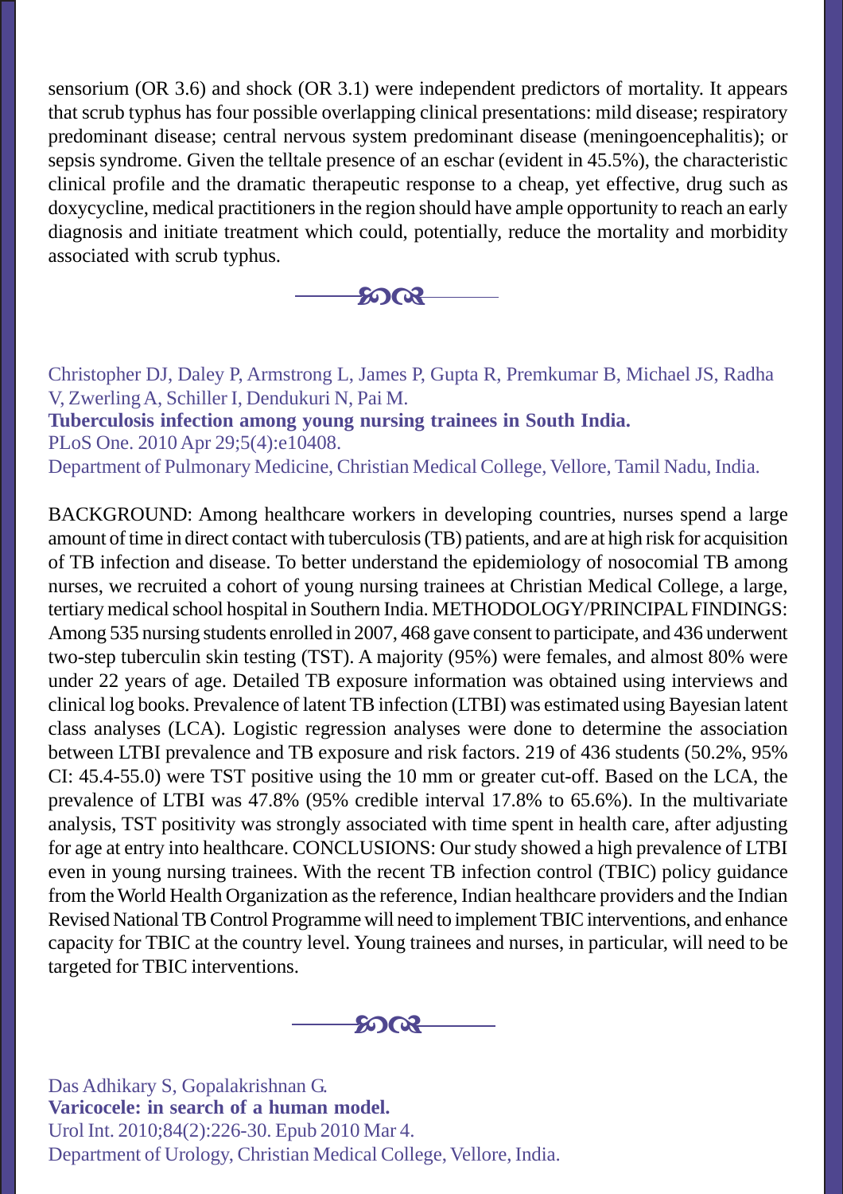sensorium (OR 3.6) and shock (OR 3.1) were independent predictors of mortality. It appears that scrub typhus has four possible overlapping clinical presentations: mild disease; respiratory predominant disease; central nervous system predominant disease (meningoencephalitis); or sepsis syndrome. Given the telltale presence of an eschar (evident in 45.5%), the characteristic clinical profile and the dramatic therapeutic response to a cheap, yet effective, drug such as doxycycline, medical practitioners in the region should have ample opportunity to reach an early diagnosis and initiate treatment which could, potentially, reduce the mortality and morbidity associated with scrub typhus.

---

Christopher DJ, Daley P, Armstrong L, James P, Gupta R, Premkumar B, Michael JS, Radha V, Zwerling A, Schiller I, Dendukuri N, Pai M.

**Tuberculosis infection among young nursing trainees in South India.**

PLoS One. 2010 Apr 29;5(4):e10408.

Department of Pulmonary Medicine, Christian Medical College, Vellore, Tamil Nadu, India.

BACKGROUND: Among healthcare workers in developing countries, nurses spend a large amount of time in direct contact with tuberculosis (TB) patients, and are at high risk for acquisition of TB infection and disease. To better understand the epidemiology of nosocomial TB among nurses, we recruited a cohort of young nursing trainees at Christian Medical College, a large, tertiary medical school hospital in Southern India. METHODOLOGY/PRINCIPAL FINDINGS: Among 535 nursing students enrolled in 2007, 468 gave consent to participate, and 436 underwent two-step tuberculin skin testing (TST). A majority (95%) were females, and almost 80% were under 22 years of age. Detailed TB exposure information was obtained using interviews and clinical log books. Prevalence of latent TB infection (LTBI) was estimated using Bayesian latent class analyses (LCA). Logistic regression analyses were done to determine the association between LTBI prevalence and TB exposure and risk factors. 219 of 436 students (50.2%, 95% CI: 45.4-55.0) were TST positive using the 10 mm or greater cut-off. Based on the LCA, the prevalence of LTBI was 47.8% (95% credible interval 17.8% to 65.6%). In the multivariate analysis, TST positivity was strongly associated with time spent in health care, after adjusting for age at entry into healthcare. CONCLUSIONS: Our study showed a high prevalence of LTBI even in young nursing trainees. With the recent TB infection control (TBIC) policy guidance from the World Health Organization as the reference, Indian healthcare providers and the Indian Revised National TB Control Programme will need to implement TBIC interventions, and enhance capacity for TBIC at the country level. Young trainees and nurses, in particular, will need to be targeted for TBIC interventions.

---

Das Adhikary S, Gopalakrishnan G.

**Varicocele: in search of a human model.**

Urol Int. 2010;84(2):226-30. Epub 2010 Mar 4.

Department of Urology, Christian Medical College, Vellore, India.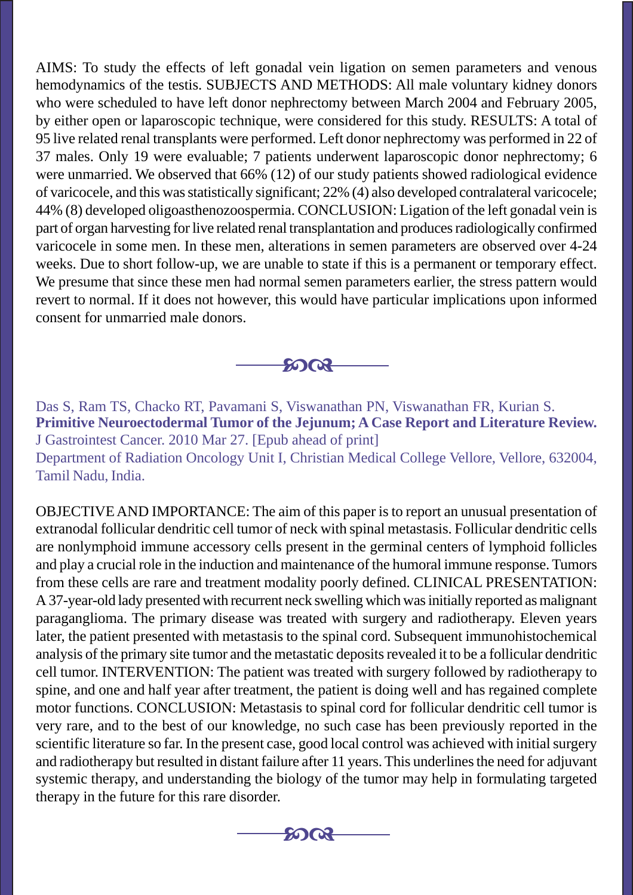AIMS: To study the effects of left gonadal vein ligation on semen parameters and venous hemodynamics of the testis. SUBJECTS AND METHODS: All male voluntary kidney donors who were scheduled to have left donor nephrectomy between March 2004 and February 2005, by either open or laparoscopic technique, were considered for this study. RESULTS: A total of 95 live related renal transplants were performed. Left donor nephrectomy was performed in 22 of 37 males. Only 19 were evaluable; 7 patients underwent laparoscopic donor nephrectomy; 6 were unmarried. We observed that 66% (12) of our study patients showed radiological evidence of varicocele, and this was statistically significant; 22% (4) also developed contralateral varicocele; 44% (8) developed oligoasthenozoospermia. CONCLUSION: Ligation of the left gonadal vein is part of organ harvesting for live related renal transplantation and produces radiologically confirmed varicocele in some men. In these men, alterations in semen parameters are observed over 4-24 weeks. Due to short follow-up, we are unable to state if this is a permanent or temporary effect. We presume that since these men had normal semen parameters earlier, the stress pattern would revert to normal. If it does not however, this would have particular implications upon informed consent for unmarried male donors.

---

Das S, Ram TS, Chacko RT, Pavamani S, Viswanathan PN, Viswanathan FR, Kurian S.
**Primitive Neuroectodermal Tumor of the Jejunum; A Case Report and Literature Review.**
J Gastrointest Cancer. 2010 Mar 27. [Epub ahead of print]
Department of Radiation Oncology Unit I, Christian Medical College Vellore, Vellore, 632004, Tamil Nadu, India.

OBJECTIVE AND IMPORTANCE: The aim of this paper is to report an unusual presentation of extranodal follicular dendritic cell tumor of neck with spinal metastasis. Follicular dendritic cells are nonlymphoid immune accessory cells present in the germinal centers of lymphoid follicles and play a crucial role in the induction and maintenance of the humoral immune response. Tumors from these cells are rare and treatment modality poorly defined. CLINICAL PRESENTATION: A 37-year-old lady presented with recurrent neck swelling which was initially reported as malignant paraganglioma. The primary disease was treated with surgery and radiotherapy. Eleven years later, the patient presented with metastasis to the spinal cord. Subsequent immunohistochemical analysis of the primary site tumor and the metastatic deposits revealed it to be a follicular dendritic cell tumor. INTERVENTION: The patient was treated with surgery followed by radiotherapy to spine, and one and half year after treatment, the patient is doing well and has regained complete motor functions. CONCLUSION: Metastasis to spinal cord for follicular dendritic cell tumor is very rare, and to the best of our knowledge, no such case has been previously reported in the scientific literature so far. In the present case, good local control was achieved with initial surgery and radiotherapy but resulted in distant failure after 11 years. This underlines the need for adjuvant systemic therapy, and understanding the biology of the tumor may help in formulating targeted therapy in the future for this rare disorder.

---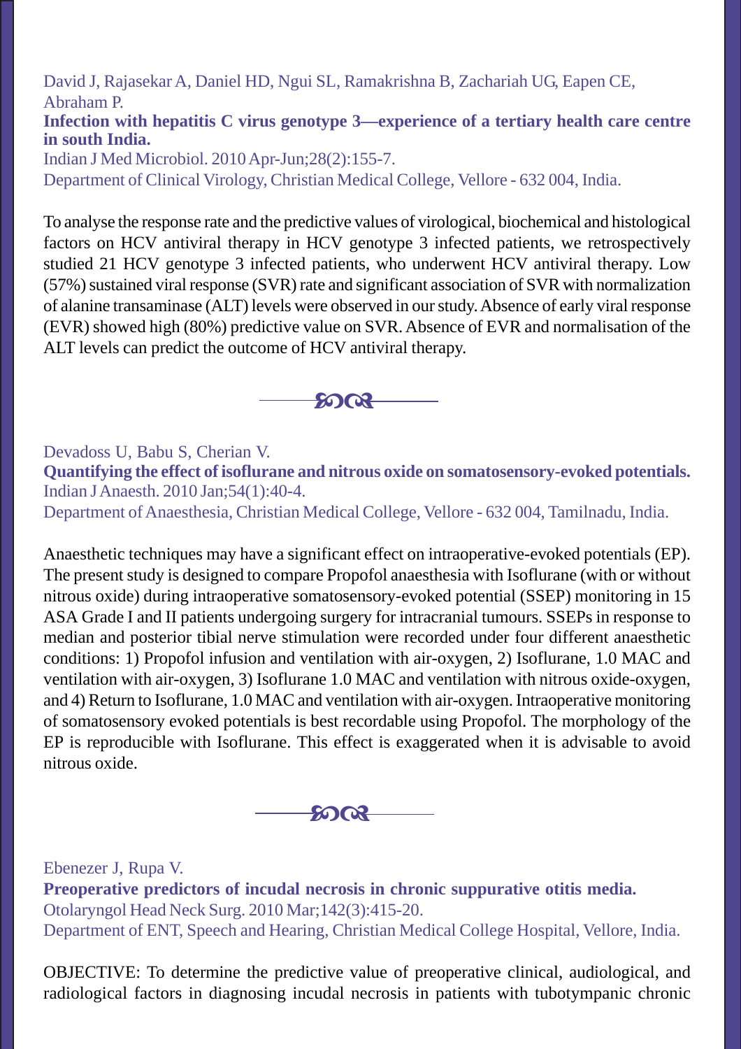David J, Rajasekar A, Daniel HD, Ngui SL, Ramakrishna B, Zachariah UG, Eapen CE, Abraham P.

**Infection with hepatitis C virus genotype 3—experience of a tertiary health care centre in south India.**

Indian J Med Microbiol. 2010 Apr-Jun;28(2):155-7.

Department of Clinical Virology, Christian Medical College, Vellore - 632 004, India.

To analyse the response rate and the predictive values of virological, biochemical and histological factors on HCV antiviral therapy in HCV genotype 3 infected patients, we retrospectively studied 21 HCV genotype 3 infected patients, who underwent HCV antiviral therapy. Low (57%) sustained viral response (SVR) rate and significant association of SVR with normalization of alanine transaminase (ALT) levels were observed in our study. Absence of early viral response (EVR) showed high (80%) predictive value on SVR. Absence of EVR and normalisation of the ALT levels can predict the outcome of HCV antiviral therapy.

---

Devadoss U, Babu S, Cherian V.

**Quantifying the effect of isoflurane and nitrous oxide on somatosensory-evoked potentials.**

Indian J Anaesth. 2010 Jan;54(1):40-4.

Department of Anaesthesia, Christian Medical College, Vellore - 632 004, Tamilnadu, India.

Anaesthetic techniques may have a significant effect on intraoperative-evoked potentials (EP). The present study is designed to compare Propofol anaesthesia with Isoflurane (with or without nitrous oxide) during intraoperative somatosensory-evoked potential (SSEP) monitoring in 15 ASA Grade I and II patients undergoing surgery for intracranial tumours. SSEPs in response to median and posterior tibial nerve stimulation were recorded under four different anaesthetic conditions: 1) Propofol infusion and ventilation with air-oxygen, 2) Isoflurane, 1.0 MAC and ventilation with air-oxygen, 3) Isoflurane 1.0 MAC and ventilation with nitrous oxide-oxygen, and 4) Return to Isoflurane, 1.0 MAC and ventilation with air-oxygen. Intraoperative monitoring of somatosensory evoked potentials is best recordable using Propofol. The morphology of the EP is reproducible with Isoflurane. This effect is exaggerated when it is advisable to avoid nitrous oxide.

---

Ebenezer J, Rupa V.

**Preoperative predictors of incudal necrosis in chronic suppurative otitis media.**

Otolaryngol Head Neck Surg. 2010 Mar;142(3):415-20.

Department of ENT, Speech and Hearing, Christian Medical College Hospital, Vellore, India.

OBJECTIVE: To determine the predictive value of preoperative clinical, audiological, and radiological factors in diagnosing incudal necrosis in patients with tubotympanic chronic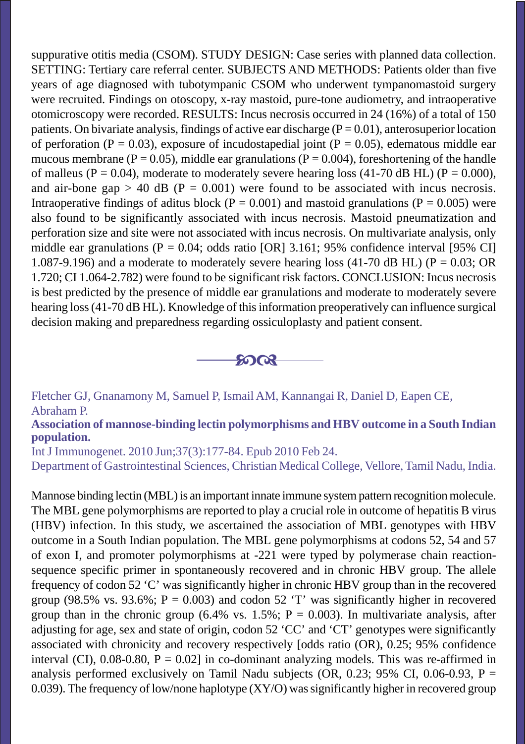suppurative otitis media (CSOM). STUDY DESIGN: Case series with planned data collection. SETTING: Tertiary care referral center. SUBJECTS AND METHODS: Patients older than five years of age diagnosed with tubotympanic CSOM who underwent tympanomastoid surgery were recruited. Findings on otoscopy, x-ray mastoid, pure-tone audiometry, and intraoperative otomicroscopy were recorded. RESULTS: Incus necrosis occurred in 24 (16%) of a total of 150 patients. On bivariate analysis, findings of active ear discharge ($P = 0.01$), anterosuperior location of perforation ($P = 0.03$), exposure of incudostapedial joint ($P = 0.05$), edematous middle ear mucous membrane ($P = 0.05$), middle ear granulations ($P = 0.004$), foreshortening of the handle of malleus ($P = 0.04$), moderate to moderately severe hearing loss (41-70 dB HL) ($P = 0.000$), and air-bone gap > 40 dB ($P = 0.001$) were found to be associated with incus necrosis. Intraoperative findings of aditus block ($P = 0.001$) and mastoid granulations ($P = 0.005$) were also found to be significantly associated with incus necrosis. Mastoid pneumatization and perforation size and site were not associated with incus necrosis. On multivariate analysis, only middle ear granulations ($P = 0.04$; odds ratio [OR] 3.161; 95% confidence interval [95% CI] 1.087-9.196) and a moderate to moderately severe hearing loss (41-70 dB HL) ($P = 0.03$; OR 1.720; CI 1.064-2.782) were found to be significant risk factors. CONCLUSION: Incus necrosis is best predicted by the presence of middle ear granulations and moderate to moderately severe hearing loss (41-70 dB HL). Knowledge of this information preoperatively can influence surgical decision making and preparedness regarding ossiculoplasty and patient consent.

---

Fletcher GJ, Gnanamony M, Samuel P, Ismail AM, Kannangai R, Daniel D, Eapen CE, Abraham P.

**Association of mannose-binding lectin polymorphisms and HBV outcome in a South Indian population.**

Int J Immunogenet. 2010 Jun;37(3):177-84. Epub 2010 Feb 24.

Department of Gastrointestinal Sciences, Christian Medical College, Vellore, Tamil Nadu, India.

Mannose binding lectin (MBL) is an important innate immune system pattern recognition molecule. The MBL gene polymorphisms are reported to play a crucial role in outcome of hepatitis B virus (HBV) infection. In this study, we ascertained the association of MBL genotypes with HBV outcome in a South Indian population. The MBL gene polymorphisms at codons 52, 54 and 57 of exon I, and promoter polymorphisms at -221 were typed by polymerase chain reaction-sequence specific primer in spontaneously recovered and in chronic HBV group. The allele frequency of codon 52 'C' was significantly higher in chronic HBV group than in the recovered group (98.5% vs. 93.6%; $P = 0.003$) and codon 52 'T' was significantly higher in recovered group than in the chronic group (6.4% vs. 1.5%; $P = 0.003$). In multivariate analysis, after adjusting for age, sex and state of origin, codon 52 'CC' and 'CT' genotypes were significantly associated with chronicity and recovery respectively [odds ratio (OR), 0.25; 95% confidence interval (CI), 0.08-0.80, $P = 0.02$] in co-dominant analyzing models. This was re-affirmed in analysis performed exclusively on Tamil Nadu subjects (OR, 0.23; 95% CI, 0.06-0.93, $P = 0.039$). The frequency of low/none haplotype (XY/O) was significantly higher in recovered group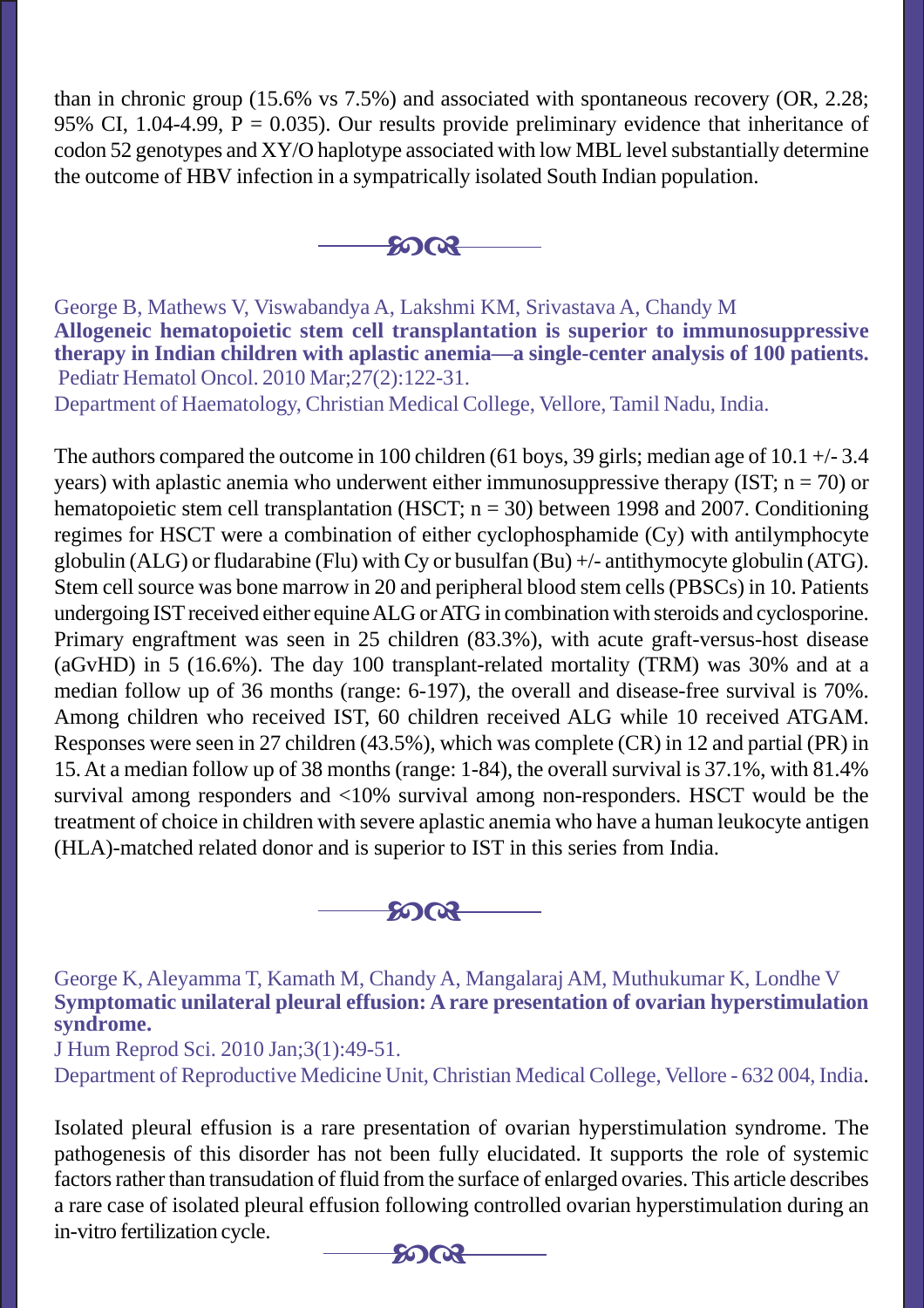than in chronic group (15.6% vs 7.5%) and associated with spontaneous recovery (OR, 2.28; 95% CI, 1.04-4.99, P = 0.035). Our results provide preliminary evidence that inheritance of codon 52 genotypes and XY/O haplotype associated with low MBL level substantially determine the outcome of HBV infection in a sympatrically isolated South Indian population.

---

George B, Mathews V, Viswabandya A, Lakshmi KM, Srivastava A, Chandy M

**Allogeneic hematopoietic stem cell transplantation is superior to immunosuppressive therapy in Indian children with aplastic anemia—a single-center analysis of 100 patients.**

Pediatr Hematol Oncol. 2010 Mar;27(2):122-31.

Department of Haematology, Christian Medical College, Vellore, Tamil Nadu, India.

The authors compared the outcome in 100 children (61 boys, 39 girls; median age of 10.1 +/- 3.4 years) with aplastic anemia who underwent either immunosuppressive therapy (IST; n = 70) or hematopoietic stem cell transplantation (HSCT; n = 30) between 1998 and 2007. Conditioning regimes for HSCT were a combination of either cyclophosphamide (Cy) with antilymphocyte globulin (ALG) or fludarabine (Flu) with Cy or busulfan (Bu) +/- antithymocyte globulin (ATG). Stem cell source was bone marrow in 20 and peripheral blood stem cells (PBSCs) in 10. Patients undergoing IST received either equine ALG or ATG in combination with steroids and cyclosporine. Primary engraftment was seen in 25 children (83.3%), with acute graft-versus-host disease (aGvHD) in 5 (16.6%). The day 100 transplant-related mortality (TRM) was 30% and at a median follow up of 36 months (range: 6-197), the overall and disease-free survival is 70%. Among children who received IST, 60 children received ALG while 10 received ATGAM. Responses were seen in 27 children (43.5%), which was complete (CR) in 12 and partial (PR) in 15. At a median follow up of 38 months (range: 1-84), the overall survival is 37.1%, with 81.4% survival among responders and <10% survival among non-responders. HSCT would be the treatment of choice in children with severe aplastic anemia who have a human leukocyte antigen (HLA)-matched related donor and is superior to IST in this series from India.

---

George K, Aleyamma T, Kamath M, Chandy A, Mangalaraj AM, Muthukumar K, Londhe V

**Symptomatic unilateral pleural effusion: A rare presentation of ovarian hyperstimulation syndrome.**

J Hum Reprod Sci. 2010 Jan;3(1):49-51.

Department of Reproductive Medicine Unit, Christian Medical College, Vellore - 632 004, India.

Isolated pleural effusion is a rare presentation of ovarian hyperstimulation syndrome. The pathogenesis of this disorder has not been fully elucidated. It supports the role of systemic factors rather than transudation of fluid from the surface of enlarged ovaries. This article describes a rare case of isolated pleural effusion following controlled ovarian hyperstimulation during an in-vitro fertilization cycle.

---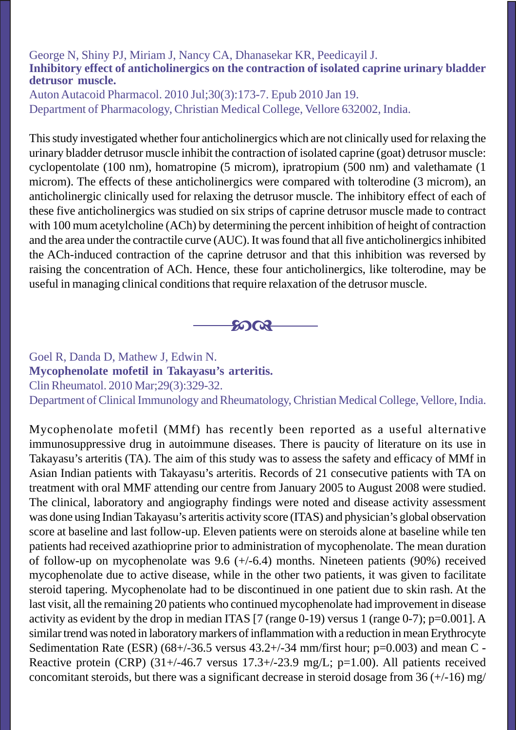George N, Shiny PJ, Miriam J, Nancy CA, Dhanasekar KR, Peedicayil J.

**Inhibitory effect of anticholinergics on the contraction of isolated caprine urinary bladder detrusor muscle.**

Auton Autacoid Pharmacol. 2010 Jul;30(3):173-7. Epub 2010 Jan 19.

Department of Pharmacology, Christian Medical College, Vellore 632002, India.

This study investigated whether four anticholinergics which are not clinically used for relaxing the urinary bladder detrusor muscle inhibit the contraction of isolated caprine (goat) detrusor muscle: cyclopentolate (100 nm), homatropine (5 microm), ipratropium (500 nm) and valethamate (1 microm). The effects of these anticholinergics were compared with tolterodine (3 microm), an anticholinergic clinically used for relaxing the detrusor muscle. The inhibitory effect of each of these five anticholinergics was studied on six strips of caprine detrusor muscle made to contract with 100 mum acetylcholine (ACh) by determining the percent inhibition of height of contraction and the area under the contractile curve (AUC). It was found that all five anticholinergics inhibited the ACh-induced contraction of the caprine detrusor and that this inhibition was reversed by raising the concentration of ACh. Hence, these four anticholinergics, like tolterodine, may be useful in managing clinical conditions that require relaxation of the detrusor muscle.

---

Goel R, Danda D, Mathew J, Edwin N.

**Mycophenolate mofetil in Takayasu's arteritis.**

Clin Rheumatol. 2010 Mar;29(3):329-32.

Department of Clinical Immunology and Rheumatology, Christian Medical College, Vellore, India.

Mycophenolate mofetil (MMf) has recently been reported as a useful alternative immunosuppressive drug in autoimmune diseases. There is paucity of literature on its use in Takayasu's arteritis (TA). The aim of this study was to assess the safety and efficacy of MMf in Asian Indian patients with Takayasu's arteritis. Records of 21 consecutive patients with TA on treatment with oral MMF attending our centre from January 2005 to August 2008 were studied. The clinical, laboratory and angiography findings were noted and disease activity assessment was done using Indian Takayasu's arteritis activity score (ITAS) and physician's global observation score at baseline and last follow-up. Eleven patients were on steroids alone at baseline while ten patients had received azathioprine prior to administration of mycophenolate. The mean duration of follow-up on mycophenolate was 9.6 (+/-6.4) months. Nineteen patients (90%) received mycophenolate due to active disease, while in the other two patients, it was given to facilitate steroid tapering. Mycophenolate had to be discontinued in one patient due to skin rash. At the last visit, all the remaining 20 patients who continued mycophenolate had improvement in disease activity as evident by the drop in median ITAS [7 (range 0-19) versus 1 (range 0-7); p=0.001]. A similar trend was noted in laboratory markers of inflammation with a reduction in mean Erythrocyte Sedimentation Rate (ESR) (68+/-36.5 versus 43.2+/-34 mm/first hour; p=0.003) and mean C - Reactive protein (CRP) (31+/-46.7 versus 17.3+/-23.9 mg/L; p=1.00). All patients received concomitant steroids, but there was a significant decrease in steroid dosage from 36 (+/-16) mg/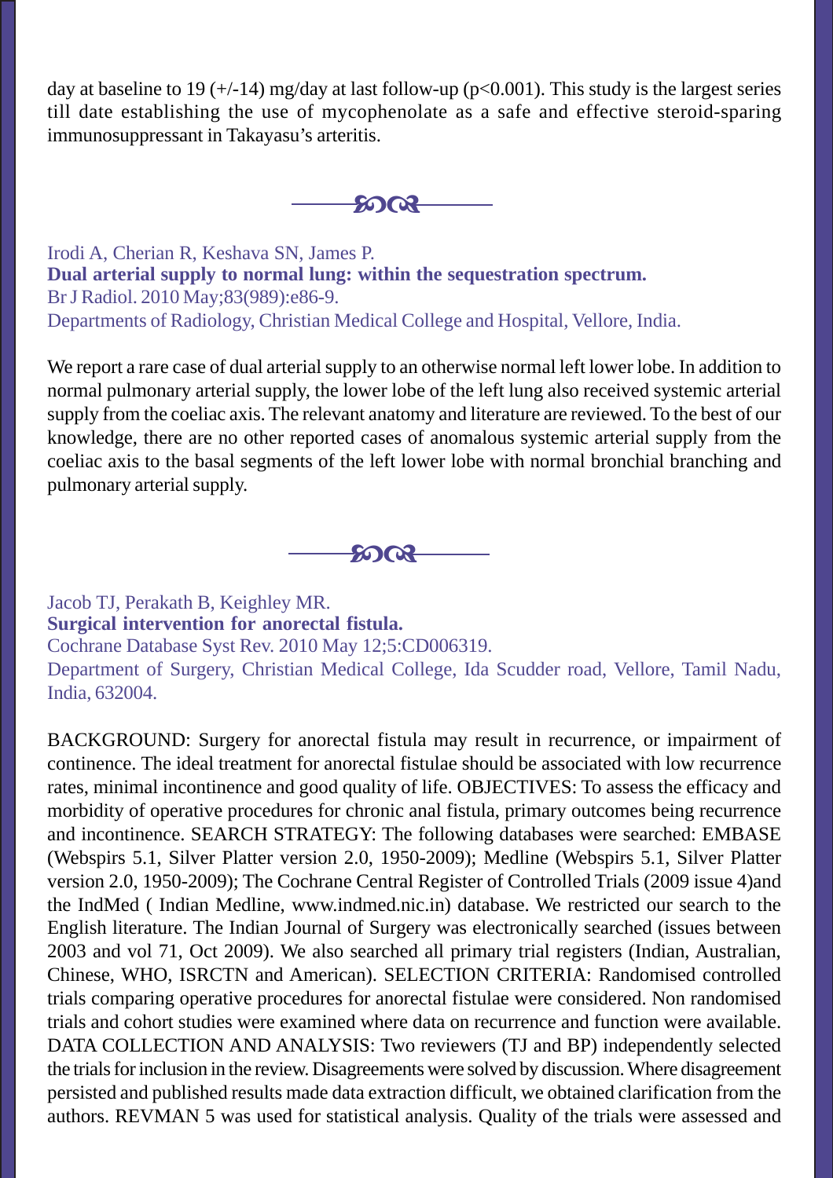day at baseline to 19 (+/-14) mg/day at last follow-up ($p<0.001$). This study is the largest series till date establishing the use of mycophenolate as a safe and effective steroid-sparing immunosuppressant in Takayasu's arteritis.

---

Irodi A, Cherian R, Keshava SN, James P.

**Dual arterial supply to normal lung: within the sequestration spectrum.**

Br J Radiol. 2010 May;83(989):e86-9.

Departments of Radiology, Christian Medical College and Hospital, Vellore, India.

We report a rare case of dual arterial supply to an otherwise normal left lower lobe. In addition to normal pulmonary arterial supply, the lower lobe of the left lung also received systemic arterial supply from the coeliac axis. The relevant anatomy and literature are reviewed. To the best of our knowledge, there are no other reported cases of anomalous systemic arterial supply from the coeliac axis to the basal segments of the left lower lobe with normal bronchial branching and pulmonary arterial supply.

---

Jacob TJ, Perakath B, Keighley MR.

**Surgical intervention for anorectal fistula.**

Cochrane Database Syst Rev. 2010 May 12;5:CD006319.

Department of Surgery, Christian Medical College, Ida Scudder road, Vellore, Tamil Nadu, India, 632004.

BACKGROUND: Surgery for anorectal fistula may result in recurrence, or impairment of continence. The ideal treatment for anorectal fistulae should be associated with low recurrence rates, minimal incontinence and good quality of life. OBJECTIVES: To assess the efficacy and morbidity of operative procedures for chronic anal fistula, primary outcomes being recurrence and incontinence. SEARCH STRATEGY: The following databases were searched: EMBASE (Webspirs 5.1, Silver Platter version 2.0, 1950-2009); Medline (Webspirs 5.1, Silver Platter version 2.0, 1950-2009); The Cochrane Central Register of Controlled Trials (2009 issue 4)and the IndMed ( Indian Medline, www.indmed.nic.in) database. We restricted our search to the English literature. The Indian Journal of Surgery was electronically searched (issues between 2003 and vol 71, Oct 2009). We also searched all primary trial registers (Indian, Australian, Chinese, WHO, ISRCTN and American). SELECTION CRITERIA: Randomised controlled trials comparing operative procedures for anorectal fistulae were considered. Non randomised trials and cohort studies were examined where data on recurrence and function were available. DATA COLLECTION AND ANALYSIS: Two reviewers (TJ and BP) independently selected the trials for inclusion in the review. Disagreements were solved by discussion. Where disagreement persisted and published results made data extraction difficult, we obtained clarification from the authors. REVMAN 5 was used for statistical analysis. Quality of the trials were assessed and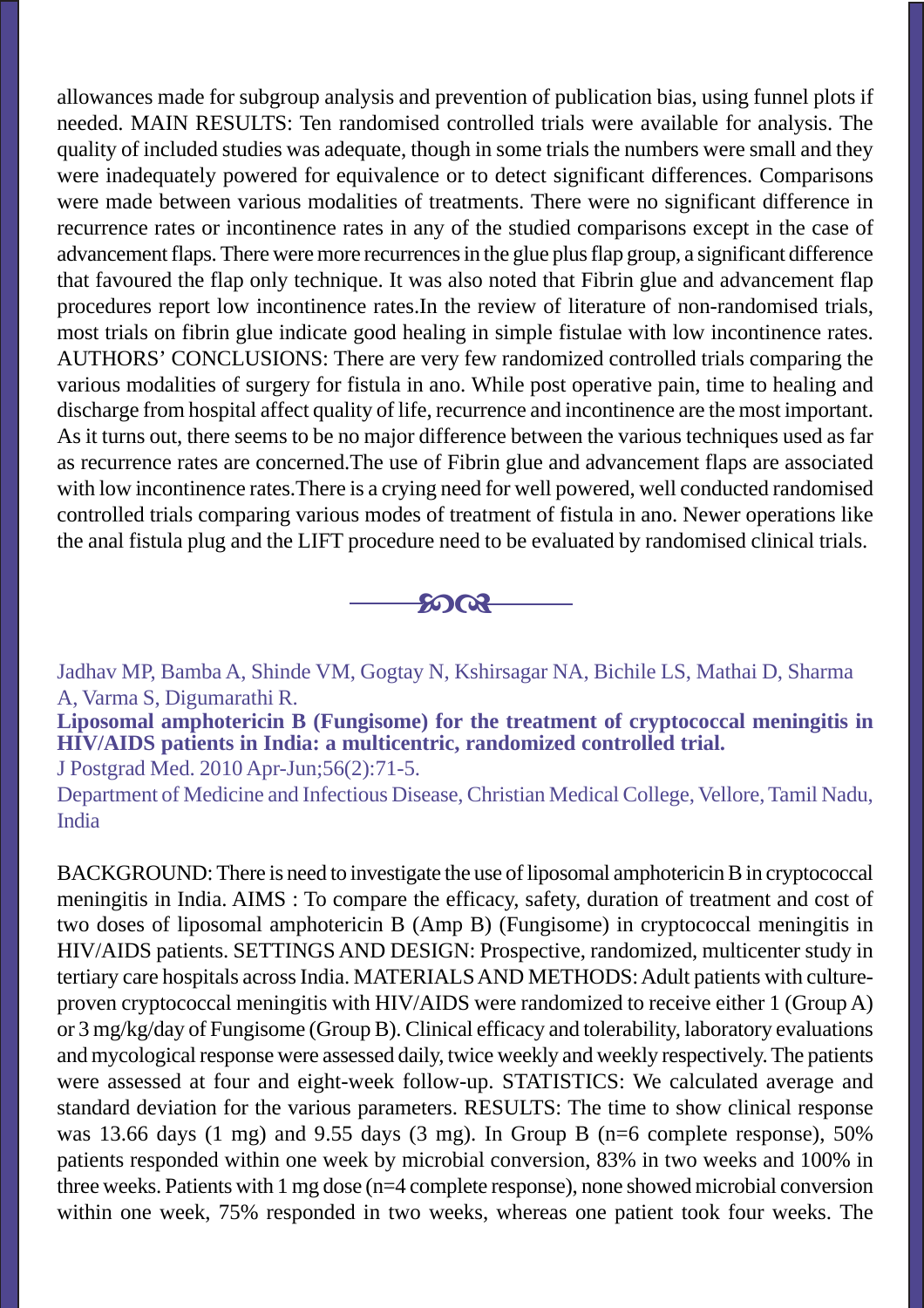allowances made for subgroup analysis and prevention of publication bias, using funnel plots if needed. MAIN RESULTS: Ten randomised controlled trials were available for analysis. The quality of included studies was adequate, though in some trials the numbers were small and they were inadequately powered for equivalence or to detect significant differences. Comparisons were made between various modalities of treatments. There were no significant difference in recurrence rates or incontinence rates in any of the studied comparisons except in the case of advancement flaps. There were more recurrences in the glue plus flap group, a significant difference that favoured the flap only technique. It was also noted that Fibrin glue and advancement flap procedures report low incontinence rates.In the review of literature of non-randomised trials, most trials on fibrin glue indicate good healing in simple fistulae with low incontinence rates. AUTHORS' CONCLUSIONS: There are very few randomized controlled trials comparing the various modalities of surgery for fistula in ano. While post operative pain, time to healing and discharge from hospital affect quality of life, recurrence and incontinence are the most important. As it turns out, there seems to be no major difference between the various techniques used as far as recurrence rates are concerned.The use of Fibrin glue and advancement flaps are associated with low incontinence rates.There is a crying need for well powered, well conducted randomised controlled trials comparing various modes of treatment of fistula in ano. Newer operations like the anal fistula plug and the LIFT procedure need to be evaluated by randomised clinical trials.

---

Jadhav MP, Bamba A, Shinde VM, Gogtay N, Kshirsagar NA, Bichile LS, Mathai D, Sharma A, Varma S, Digumarathi R.

**Liposomal amphotericin B (Fungisome) for the treatment of cryptococcal meningitis in HIV/AIDS patients in India: a multicentric, randomized controlled trial.**

J Postgrad Med. 2010 Apr-Jun;56(2):71-5.

Department of Medicine and Infectious Disease, Christian Medical College, Vellore, Tamil Nadu, India

BACKGROUND: There is need to investigate the use of liposomal amphotericin B in cryptococcal meningitis in India. AIMS : To compare the efficacy, safety, duration of treatment and cost of two doses of liposomal amphotericin B (Amp B) (Fungisome) in cryptococcal meningitis in HIV/AIDS patients. SETTINGS AND DESIGN: Prospective, randomized, multicenter study in tertiary care hospitals across India. MATERIALS AND METHODS: Adult patients with culture-proven cryptococcal meningitis with HIV/AIDS were randomized to receive either 1 (Group A) or 3 mg/kg/day of Fungisome (Group B). Clinical efficacy and tolerability, laboratory evaluations and mycological response were assessed daily, twice weekly and weekly respectively. The patients were assessed at four and eight-week follow-up. STATISTICS: We calculated average and standard deviation for the various parameters. RESULTS: The time to show clinical response was 13.66 days (1 mg) and 9.55 days (3 mg). In Group B (n=6 complete response), 50% patients responded within one week by microbial conversion, 83% in two weeks and 100% in three weeks. Patients with 1 mg dose (n=4 complete response), none showed microbial conversion within one week, 75% responded in two weeks, whereas one patient took four weeks. The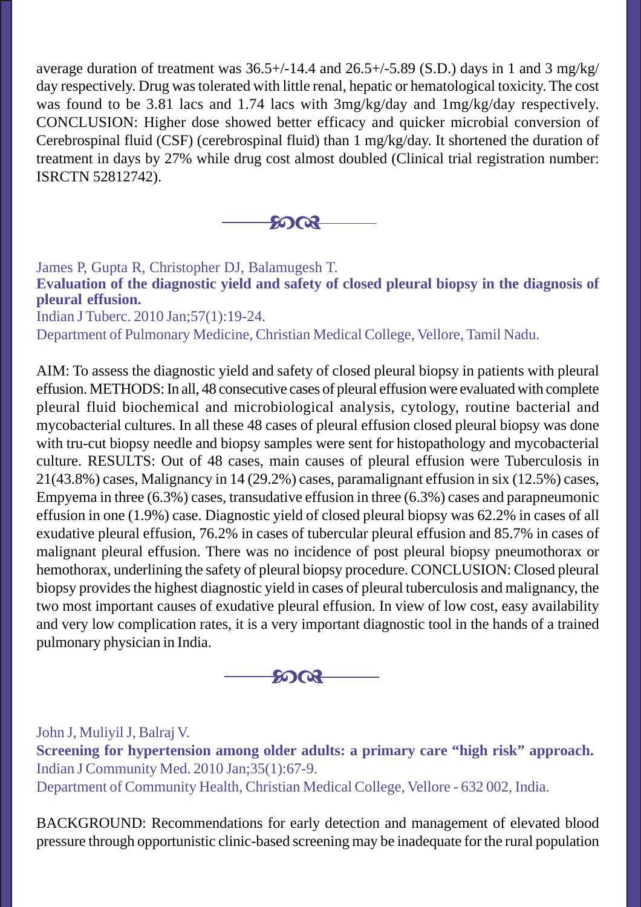average duration of treatment was 36.5+/-14.4 and 26.5+/-5.89 (S.D.) days in 1 and 3 mg/kg/day respectively. Drug was tolerated with little renal, hepatic or hematological toxicity. The cost was found to be 3.81 lacs and 1.74 lacs with 3mg/kg/day and 1mg/kg/day respectively. CONCLUSION: Higher dose showed better efficacy and quicker microbial conversion of Cerebrospinal fluid (CSF) (cerebrospinal fluid) than 1 mg/kg/day. It shortened the duration of treatment in days by 27% while drug cost almost doubled (Clinical trial registration number: ISRCTN 52812742).

---

James P, Gupta R, Christopher DJ, Balamugesh T.

**Evaluation of the diagnostic yield and safety of closed pleural biopsy in the diagnosis of pleural effusion.**

Indian J Tuberc. 2010 Jan;57(1):19-24.

Department of Pulmonary Medicine, Christian Medical College, Vellore, Tamil Nadu.

AIM: To assess the diagnostic yield and safety of closed pleural biopsy in patients with pleural effusion. METHODS: In all, 48 consecutive cases of pleural effusion were evaluated with complete pleural fluid biochemical and microbiological analysis, cytology, routine bacterial and mycobacterial cultures. In all these 48 cases of pleural effusion closed pleural biopsy was done with tru-cut biopsy needle and biopsy samples were sent for histopathology and mycobacterial culture. RESULTS: Out of 48 cases, main causes of pleural effusion were Tuberculosis in 21(43.8%) cases, Malignancy in 14 (29.2%) cases, paramalignant effusion in six (12.5%) cases, Empyema in three (6.3%) cases, transudative effusion in three (6.3%) cases and parapneumonic effusion in one (1.9%) case. Diagnostic yield of closed pleural biopsy was 62.2% in cases of all exudative pleural effusion, 76.2% in cases of tubercular pleural effusion and 85.7% in cases of malignant pleural effusion. There was no incidence of post pleural biopsy pneumothorax or hemothorax, underlining the safety of pleural biopsy procedure. CONCLUSION: Closed pleural biopsy provides the highest diagnostic yield in cases of pleural tuberculosis and malignancy, the two most important causes of exudative pleural effusion. In view of low cost, easy availability and very low complication rates, it is a very important diagnostic tool in the hands of a trained pulmonary physician in India.

---

John J, Muliyil J, Balraj V.

**Screening for hypertension among older adults: a primary care "high risk" approach.**

Indian J Community Med. 2010 Jan;35(1):67-9.

Department of Community Health, Christian Medical College, Vellore - 632 002, India.

BACKGROUND: Recommendations for early detection and management of elevated blood pressure through opportunistic clinic-based screening may be inadequate for the rural population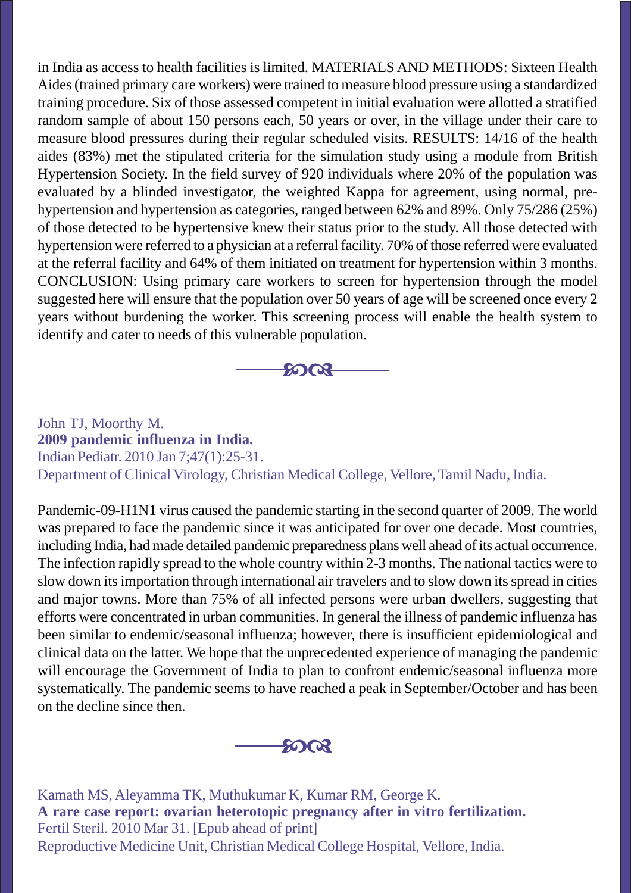in India as access to health facilities is limited. MATERIALS AND METHODS: Sixteen Health Aides (trained primary care workers) were trained to measure blood pressure using a standardized training procedure. Six of those assessed competent in initial evaluation were allotted a stratified random sample of about 150 persons each, 50 years or over, in the village under their care to measure blood pressures during their regular scheduled visits. RESULTS: 14/16 of the health aides (83%) met the stipulated criteria for the simulation study using a module from British Hypertension Society. In the field survey of 920 individuals where 20% of the population was evaluated by a blinded investigator, the weighted Kappa for agreement, using normal, pre-hypertension and hypertension as categories, ranged between 62% and 89%. Only 75/286 (25%) of those detected to be hypertensive knew their status prior to the study. All those detected with hypertension were referred to a physician at a referral facility. 70% of those referred were evaluated at the referral facility and 64% of them initiated on treatment for hypertension within 3 months. CONCLUSION: Using primary care workers to screen for hypertension through the model suggested here will ensure that the population over 50 years of age will be screened once every 2 years without burdening the worker. This screening process will enable the health system to identify and cater to needs of this vulnerable population.

---

John TJ, Moorthy M.
**2009 pandemic influenza in India.**
Indian Pediatr. 2010 Jan 7;47(1):25-31.
Department of Clinical Virology, Christian Medical College, Vellore, Tamil Nadu, India.

Pandemic-09-H1N1 virus caused the pandemic starting in the second quarter of 2009. The world was prepared to face the pandemic since it was anticipated for over one decade. Most countries, including India, had made detailed pandemic preparedness plans well ahead of its actual occurrence. The infection rapidly spread to the whole country within 2-3 months. The national tactics were to slow down its importation through international air travelers and to slow down its spread in cities and major towns. More than 75% of all infected persons were urban dwellers, suggesting that efforts were concentrated in urban communities. In general the illness of pandemic influenza has been similar to endemic/seasonal influenza; however, there is insufficient epidemiological and clinical data on the latter. We hope that the unprecedented experience of managing the pandemic will encourage the Government of India to plan to confront endemic/seasonal influenza more systematically. The pandemic seems to have reached a peak in September/October and has been on the decline since then.

---

Kamath MS, Aleyamma TK, Muthukumar K, Kumar RM, George K.
**A rare case report: ovarian heterotopic pregnancy after in vitro fertilization.**
Fertil Steril. 2010 Mar 31. [Epub ahead of print]
Reproductive Medicine Unit, Christian Medical College Hospital, Vellore, India.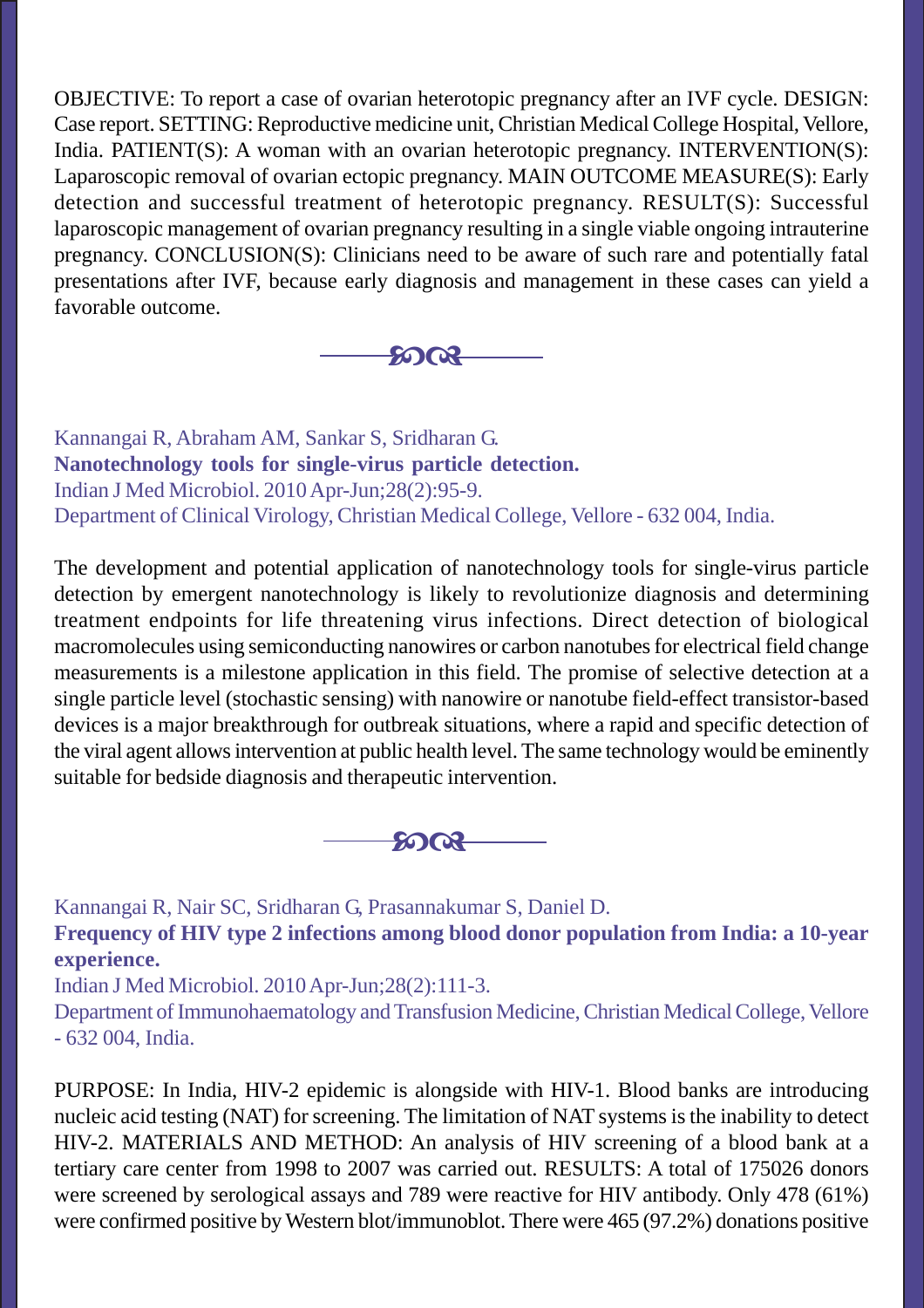OBJECTIVE: To report a case of ovarian heterotopic pregnancy after an IVF cycle. DESIGN: Case report. SETTING: Reproductive medicine unit, Christian Medical College Hospital, Vellore, India. PATIENT(S): A woman with an ovarian heterotopic pregnancy. INTERVENTION(S): Laparoscopic removal of ovarian ectopic pregnancy. MAIN OUTCOME MEASURE(S): Early detection and successful treatment of heterotopic pregnancy. RESULT(S): Successful laparoscopic management of ovarian pregnancy resulting in a single viable ongoing intrauterine pregnancy. CONCLUSION(S): Clinicians need to be aware of such rare and potentially fatal presentations after IVF, because early diagnosis and management in these cases can yield a favorable outcome.

---

Kannangai R, Abraham AM, Sankar S, Sridharan G.

**Nanotechnology tools for single-virus particle detection.**

Indian J Med Microbiol. 2010 Apr-Jun;28(2):95-9.

Department of Clinical Virology, Christian Medical College, Vellore - 632 004, India.

The development and potential application of nanotechnology tools for single-virus particle detection by emergent nanotechnology is likely to revolutionize diagnosis and determining treatment endpoints for life threatening virus infections. Direct detection of biological macromolecules using semiconducting nanowires or carbon nanotubes for electrical field change measurements is a milestone application in this field. The promise of selective detection at a single particle level (stochastic sensing) with nanowire or nanotube field-effect transistor-based devices is a major breakthrough for outbreak situations, where a rapid and specific detection of the viral agent allows intervention at public health level. The same technology would be eminently suitable for bedside diagnosis and therapeutic intervention.

---

Kannangai R, Nair SC, Sridharan G, Prasannakumar S, Daniel D.

**Frequency of HIV type 2 infections among blood donor population from India: a 10-year experience.**

Indian J Med Microbiol. 2010 Apr-Jun;28(2):111-3.

Department of Immunohaematology and Transfusion Medicine, Christian Medical College, Vellore - 632 004, India.

PURPOSE: In India, HIV-2 epidemic is alongside with HIV-1. Blood banks are introducing nucleic acid testing (NAT) for screening. The limitation of NAT systems is the inability to detect HIV-2. MATERIALS AND METHOD: An analysis of HIV screening of a blood bank at a tertiary care center from 1998 to 2007 was carried out. RESULTS: A total of 175026 donors were screened by serological assays and 789 were reactive for HIV antibody. Only 478 (61%) were confirmed positive by Western blot/immunoblot. There were 465 (97.2%) donations positive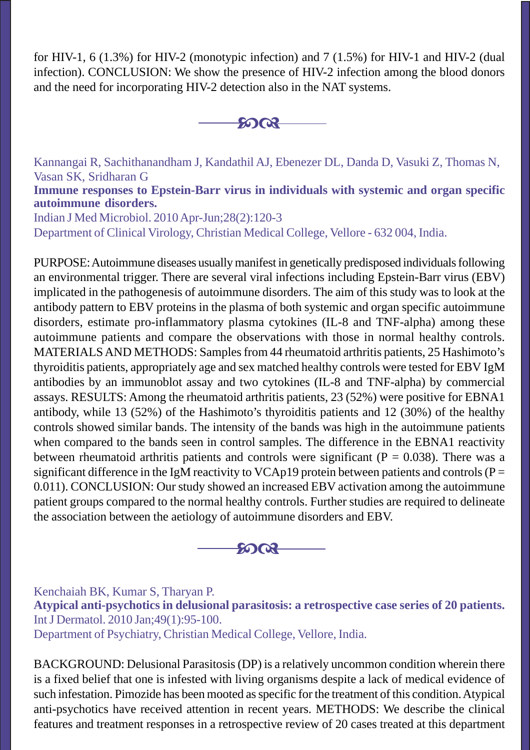for HIV-1, 6 (1.3%) for HIV-2 (monotypic infection) and 7 (1.5%) for HIV-1 and HIV-2 (dual infection). CONCLUSION: We show the presence of HIV-2 infection among the blood donors and the need for incorporating HIV-2 detection also in the NAT systems.

---

Kannangai R, Sachithanandham J, Kandathil AJ, Ebenezer DL, Danda D, Vasuki Z, Thomas N, Vasan SK, Sridharan G

**Immune responses to Epstein-Barr virus in individuals with systemic and organ specific autoimmune disorders.**

Indian J Med Microbiol. 2010 Apr-Jun;28(2):120-3

Department of Clinical Virology, Christian Medical College, Vellore - 632 004, India.

PURPOSE: Autoimmune diseases usually manifest in genetically predisposed individuals following an environmental trigger. There are several viral infections including Epstein-Barr virus (EBV) implicated in the pathogenesis of autoimmune disorders. The aim of this study was to look at the antibody pattern to EBV proteins in the plasma of both systemic and organ specific autoimmune disorders, estimate pro-inflammatory plasma cytokines (IL-8 and TNF-alpha) among these autoimmune patients and compare the observations with those in normal healthy controls. MATERIALS AND METHODS: Samples from 44 rheumatoid arthritis patients, 25 Hashimoto's thyroiditis patients, appropriately age and sex matched healthy controls were tested for EBV IgM antibodies by an immunoblot assay and two cytokines (IL-8 and TNF-alpha) by commercial assays. RESULTS: Among the rheumatoid arthritis patients, 23 (52%) were positive for EBNA1 antibody, while 13 (52%) of the Hashimoto's thyroiditis patients and 12 (30%) of the healthy controls showed similar bands. The intensity of the bands was high in the autoimmune patients when compared to the bands seen in control samples. The difference in the EBNA1 reactivity between rheumatoid arthritis patients and controls were significant ($P = 0.038$). There was a significant difference in the IgM reactivity to VCAp19 protein between patients and controls ($P = 0.011$). CONCLUSION: Our study showed an increased EBV activation among the autoimmune patient groups compared to the normal healthy controls. Further studies are required to delineate the association between the aetiology of autoimmune disorders and EBV.

---

Kenchaiah BK, Kumar S, Tharyan P.

**Atypical anti-psychotics in delusional parasitosis: a retrospective case series of 20 patients.**

Int J Dermatol. 2010 Jan;49(1):95-100.

Department of Psychiatry, Christian Medical College, Vellore, India.

BACKGROUND: Delusional Parasitosis (DP) is a relatively uncommon condition wherein there is a fixed belief that one is infested with living organisms despite a lack of medical evidence of such infestation. Pimozide has been mooted as specific for the treatment of this condition. Atypical anti-psychotics have received attention in recent years. METHODS: We describe the clinical features and treatment responses in a retrospective review of 20 cases treated at this department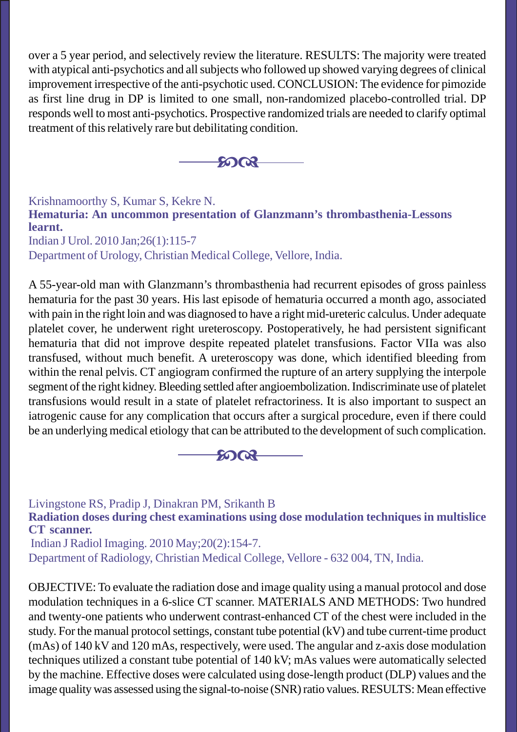over a 5 year period, and selectively review the literature. RESULTS: The majority were treated with atypical anti-psychotics and all subjects who followed up showed varying degrees of clinical improvement irrespective of the anti-psychotic used. CONCLUSION: The evidence for pimozide as first line drug in DP is limited to one small, non-randomized placebo-controlled trial. DP responds well to most anti-psychotics. Prospective randomized trials are needed to clarify optimal treatment of this relatively rare but debilitating condition.

---

Krishnamoorthy S, Kumar S, Kekre N.
**Hematuria: An uncommon presentation of Glanzmann's thrombasthenia-Lessons learnt.**
Indian J Urol. 2010 Jan;26(1):115-7
Department of Urology, Christian Medical College, Vellore, India.

A 55-year-old man with Glanzmann's thrombasthenia had recurrent episodes of gross painless hematuria for the past 30 years. His last episode of hematuria occurred a month ago, associated with pain in the right loin and was diagnosed to have a right mid-ureteric calculus. Under adequate platelet cover, he underwent right ureteroscopy. Postoperatively, he had persistent significant hematuria that did not improve despite repeated platelet transfusions. Factor VIIa was also transfused, without much benefit. A ureteroscopy was done, which identified bleeding from within the renal pelvis. CT angiogram confirmed the rupture of an artery supplying the interpole segment of the right kidney. Bleeding settled after angioembolization. Indiscriminate use of platelet transfusions would result in a state of platelet refractoriness. It is also important to suspect an iatrogenic cause for any complication that occurs after a surgical procedure, even if there could be an underlying medical etiology that can be attributed to the development of such complication.

---

Livingstone RS, Pradip J, Dinakran PM, Srikanth B
**Radiation doses during chest examinations using dose modulation techniques in multislice CT scanner.**
Indian J Radiol Imaging. 2010 May;20(2):154-7.
Department of Radiology, Christian Medical College, Vellore - 632 004, TN, India.

OBJECTIVE: To evaluate the radiation dose and image quality using a manual protocol and dose modulation techniques in a 6-slice CT scanner. MATERIALS AND METHODS: Two hundred and twenty-one patients who underwent contrast-enhanced CT of the chest were included in the study. For the manual protocol settings, constant tube potential (kV) and tube current-time product (mAs) of 140 kV and 120 mAs, respectively, were used. The angular and z-axis dose modulation techniques utilized a constant tube potential of 140 kV; mAs values were automatically selected by the machine. Effective doses were calculated using dose-length product (DLP) values and the image quality was assessed using the signal-to-noise (SNR) ratio values. RESULTS: Mean effective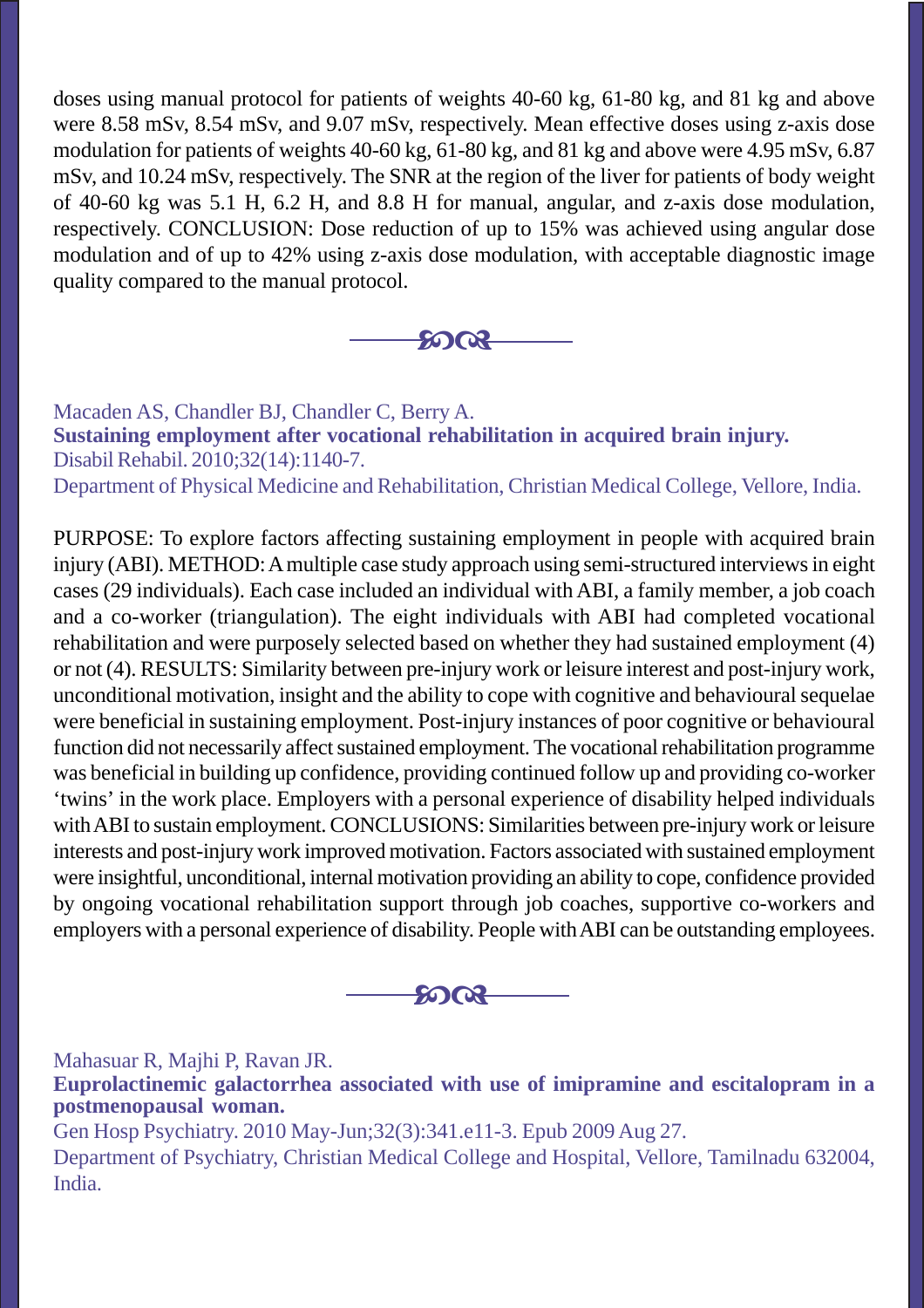doses using manual protocol for patients of weights 40-60 kg, 61-80 kg, and 81 kg and above were 8.58 mSv, 8.54 mSv, and 9.07 mSv, respectively. Mean effective doses using z-axis dose modulation for patients of weights 40-60 kg, 61-80 kg, and 81 kg and above were 4.95 mSv, 6.87 mSv, and 10.24 mSv, respectively. The SNR at the region of the liver for patients of body weight of 40-60 kg was 5.1 H, 6.2 H, and 8.8 H for manual, angular, and z-axis dose modulation, respectively. CONCLUSION: Dose reduction of up to 15% was achieved using angular dose modulation and of up to 42% using z-axis dose modulation, with acceptable diagnostic image quality compared to the manual protocol.

---

Macaden AS, Chandler BJ, Chandler C, Berry A.

**Sustaining employment after vocational rehabilitation in acquired brain injury.**

Disabil Rehabil. 2010;32(14):1140-7.

Department of Physical Medicine and Rehabilitation, Christian Medical College, Vellore, India.

PURPOSE: To explore factors affecting sustaining employment in people with acquired brain injury (ABI). METHOD: A multiple case study approach using semi-structured interviews in eight cases (29 individuals). Each case included an individual with ABI, a family member, a job coach and a co-worker (triangulation). The eight individuals with ABI had completed vocational rehabilitation and were purposely selected based on whether they had sustained employment (4) or not (4). RESULTS: Similarity between pre-injury work or leisure interest and post-injury work, unconditional motivation, insight and the ability to cope with cognitive and behavioural sequelae were beneficial in sustaining employment. Post-injury instances of poor cognitive or behavioural function did not necessarily affect sustained employment. The vocational rehabilitation programme was beneficial in building up confidence, providing continued follow up and providing co-worker 'twins' in the work place. Employers with a personal experience of disability helped individuals with ABI to sustain employment. CONCLUSIONS: Similarities between pre-injury work or leisure interests and post-injury work improved motivation. Factors associated with sustained employment were insightful, unconditional, internal motivation providing an ability to cope, confidence provided by ongoing vocational rehabilitation support through job coaches, supportive co-workers and employers with a personal experience of disability. People with ABI can be outstanding employees.

---

Mahasuar R, Majhi P, Ravan JR.

**Euprolactinemic galactorrhea associated with use of imipramine and escitalopram in a postmenopausal woman.**

Gen Hosp Psychiatry. 2010 May-Jun;32(3):341.e11-3. Epub 2009 Aug 27.

Department of Psychiatry, Christian Medical College and Hospital, Vellore, Tamilnadu 632004, India.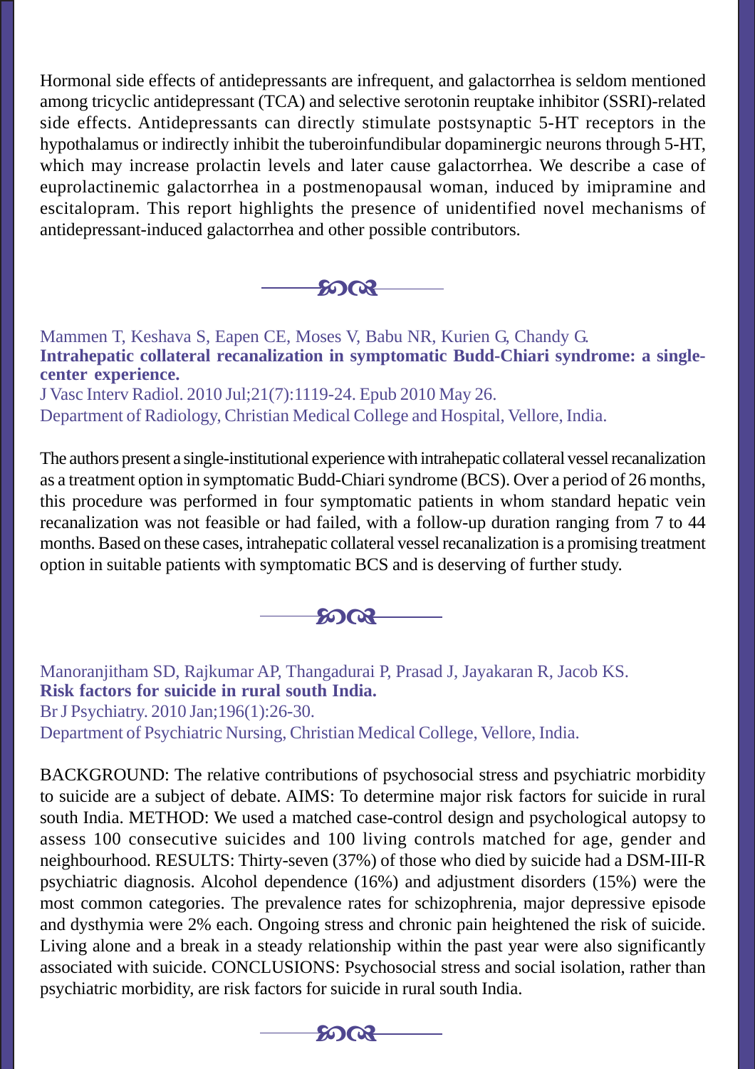Hormonal side effects of antidepressants are infrequent, and galactorrhea is seldom mentioned among tricyclic antidepressant (TCA) and selective serotonin reuptake inhibitor (SSRI)-related side effects. Antidepressants can directly stimulate postsynaptic 5-HT receptors in the hypothalamus or indirectly inhibit the tuberoinfundibular dopaminergic neurons through 5-HT, which may increase prolactin levels and later cause galactorrhea. We describe a case of euprolactinemic galactorrhea in a postmenopausal woman, induced by imipramine and escitalopram. This report highlights the presence of unidentified novel mechanisms of antidepressant-induced galactorrhea and other possible contributors.

---

Mammen T, Keshava S, Eapen CE, Moses V, Babu NR, Kurien G, Chandy G.
**Intrahepatic collateral recanalization in symptomatic Budd-Chiari syndrome: a single-center experience.**
J Vasc Interv Radiol. 2010 Jul;21(7):1119-24. Epub 2010 May 26.
Department of Radiology, Christian Medical College and Hospital, Vellore, India.

The authors present a single-institutional experience with intrahepatic collateral vessel recanalization as a treatment option in symptomatic Budd-Chiari syndrome (BCS). Over a period of 26 months, this procedure was performed in four symptomatic patients in whom standard hepatic vein recanalization was not feasible or had failed, with a follow-up duration ranging from 7 to 44 months. Based on these cases, intrahepatic collateral vessel recanalization is a promising treatment option in suitable patients with symptomatic BCS and is deserving of further study.

---

Manoranjitham SD, Rajkumar AP, Thangadurai P, Prasad J, Jayakaran R, Jacob KS.
**Risk factors for suicide in rural south India.**
Br J Psychiatry. 2010 Jan;196(1):26-30.
Department of Psychiatric Nursing, Christian Medical College, Vellore, India.

BACKGROUND: The relative contributions of psychosocial stress and psychiatric morbidity to suicide are a subject of debate. AIMS: To determine major risk factors for suicide in rural south India. METHOD: We used a matched case-control design and psychological autopsy to assess 100 consecutive suicides and 100 living controls matched for age, gender and neighbourhood. RESULTS: Thirty-seven (37%) of those who died by suicide had a DSM-III-R psychiatric diagnosis. Alcohol dependence (16%) and adjustment disorders (15%) were the most common categories. The prevalence rates for schizophrenia, major depressive episode and dysthymia were 2% each. Ongoing stress and chronic pain heightened the risk of suicide. Living alone and a break in a steady relationship within the past year were also significantly associated with suicide. CONCLUSIONS: Psychosocial stress and social isolation, rather than psychiatric morbidity, are risk factors for suicide in rural south India.

---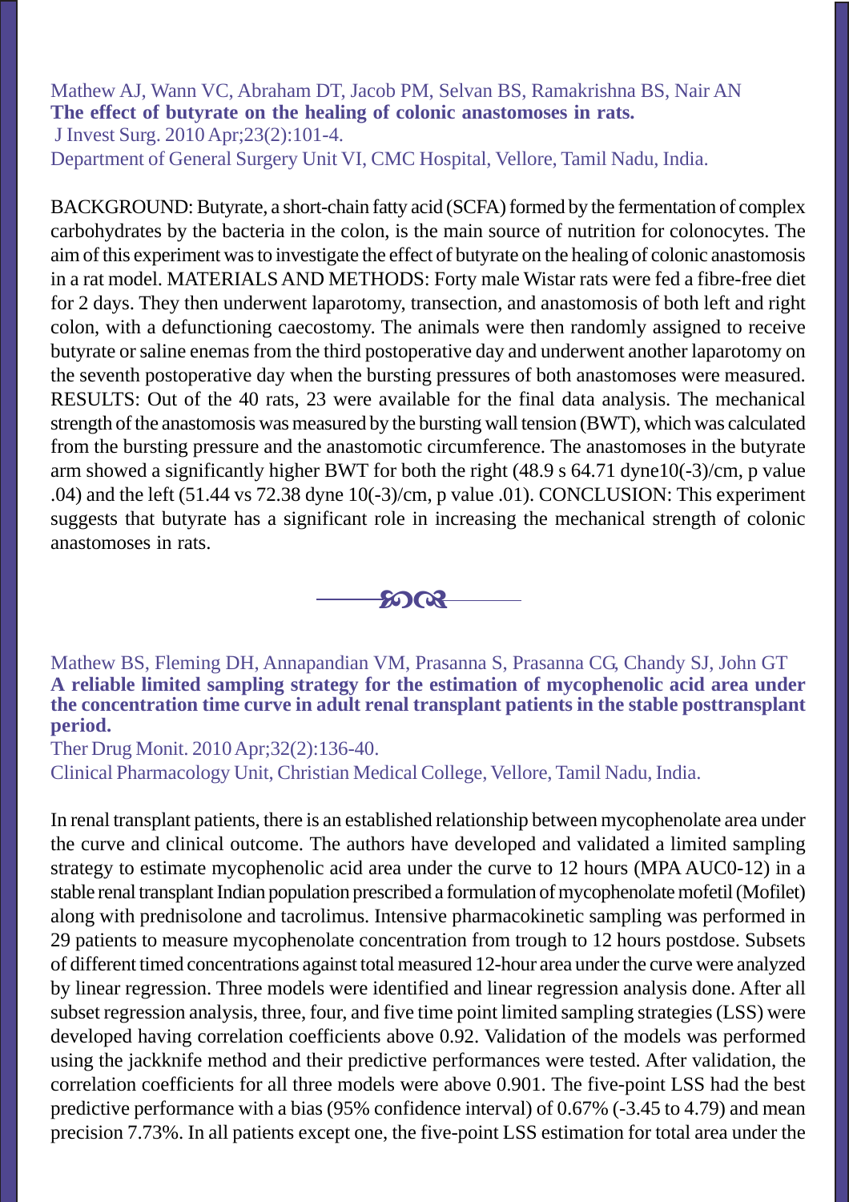Mathew AJ, Wann VC, Abraham DT, Jacob PM, Selvan BS, Ramakrishna BS, Nair AN
**The effect of butyrate on the healing of colonic anastomoses in rats.**
J Invest Surg. 2010 Apr;23(2):101-4.
Department of General Surgery Unit VI, CMC Hospital, Vellore, Tamil Nadu, India.

BACKGROUND: Butyrate, a short-chain fatty acid (SCFA) formed by the fermentation of complex carbohydrates by the bacteria in the colon, is the main source of nutrition for colonocytes. The aim of this experiment was to investigate the effect of butyrate on the healing of colonic anastomosis in a rat model. MATERIALS AND METHODS: Forty male Wistar rats were fed a fibre-free diet for 2 days. They then underwent laparotomy, transection, and anastomosis of both left and right colon, with a defunctioning caecostomy. The animals were then randomly assigned to receive butyrate or saline enemas from the third postoperative day and underwent another laparotomy on the seventh postoperative day when the bursting pressures of both anastomoses were measured. RESULTS: Out of the 40 rats, 23 were available for the final data analysis. The mechanical strength of the anastomosis was measured by the bursting wall tension (BWT), which was calculated from the bursting pressure and the anastomotic circumference. The anastomoses in the butyrate arm showed a significantly higher BWT for both the right (48.9 s 64.71 dyne10(-3)/cm, p value .04) and the left (51.44 vs 72.38 dyne 10(-3)/cm, p value .01). CONCLUSION: This experiment suggests that butyrate has a significant role in increasing the mechanical strength of colonic anastomoses in rats.

---

Mathew BS, Fleming DH, Annapandian VM, Prasanna S, Prasanna CG, Chandy SJ, John GT
**A reliable limited sampling strategy for the estimation of mycophenolic acid area under the concentration time curve in adult renal transplant patients in the stable posttransplant period.**
Ther Drug Monit. 2010 Apr;32(2):136-40.
Clinical Pharmacology Unit, Christian Medical College, Vellore, Tamil Nadu, India.

In renal transplant patients, there is an established relationship between mycophenolate area under the curve and clinical outcome. The authors have developed and validated a limited sampling strategy to estimate mycophenolic acid area under the curve to 12 hours (MPA AUC0-12) in a stable renal transplant Indian population prescribed a formulation of mycophenolate mofetil (Mofilet) along with prednisolone and tacrolimus. Intensive pharmacokinetic sampling was performed in 29 patients to measure mycophenolate concentration from trough to 12 hours postdose. Subsets of different timed concentrations against total measured 12-hour area under the curve were analyzed by linear regression. Three models were identified and linear regression analysis done. After all subset regression analysis, three, four, and five time point limited sampling strategies (LSS) were developed having correlation coefficients above 0.92. Validation of the models was performed using the jackknife method and their predictive performances were tested. After validation, the correlation coefficients for all three models were above 0.901. The five-point LSS had the best predictive performance with a bias (95% confidence interval) of 0.67% (-3.45 to 4.79) and mean precision 7.73%. In all patients except one, the five-point LSS estimation for total area under the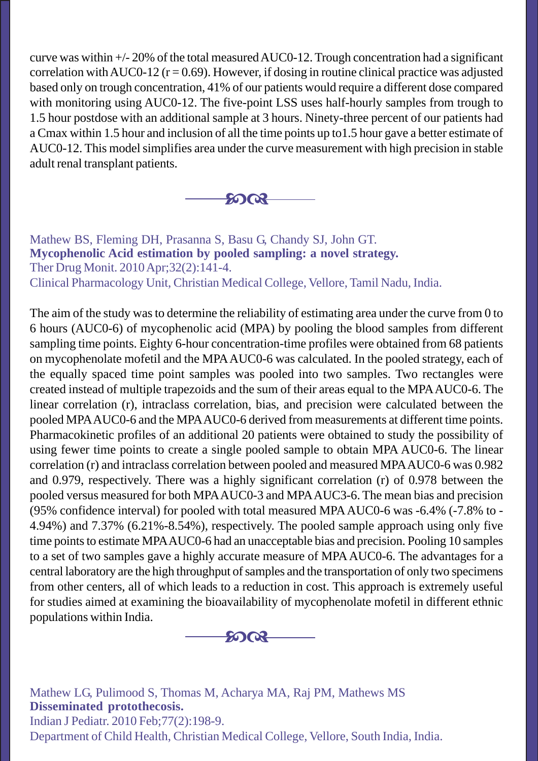curve was within +/- 20% of the total measured AUC0-12. Trough concentration had a significant correlation with AUC0-12 ($r = 0.69$). However, if dosing in routine clinical practice was adjusted based only on trough concentration, 41% of our patients would require a different dose compared with monitoring using AUC0-12. The five-point LSS uses half-hourly samples from trough to 1.5 hour postdose with an additional sample at 3 hours. Ninety-three percent of our patients had a Cmax within 1.5 hour and inclusion of all the time points up to1.5 hour gave a better estimate of AUC0-12. This model simplifies area under the curve measurement with high precision in stable adult renal transplant patients.

---

Mathew BS, Fleming DH, Prasanna S, Basu G, Chandy SJ, John GT.
**Mycophenolic Acid estimation by pooled sampling: a novel strategy.**
Ther Drug Monit. 2010 Apr;32(2):141-4.
Clinical Pharmacology Unit, Christian Medical College, Vellore, Tamil Nadu, India.

The aim of the study was to determine the reliability of estimating area under the curve from 0 to 6 hours (AUC0-6) of mycophenolic acid (MPA) by pooling the blood samples from different sampling time points. Eighty 6-hour concentration-time profiles were obtained from 68 patients on mycophenolate mofetil and the MPA AUC0-6 was calculated. In the pooled strategy, each of the equally spaced time point samples was pooled into two samples. Two rectangles were created instead of multiple trapezoids and the sum of their areas equal to the MPA AUC0-6. The linear correlation (r), intraclass correlation, bias, and precision were calculated between the pooled MPA AUC0-6 and the MPA AUC0-6 derived from measurements at different time points. Pharmacokinetic profiles of an additional 20 patients were obtained to study the possibility of using fewer time points to create a single pooled sample to obtain MPA AUC0-6. The linear correlation (r) and intraclass correlation between pooled and measured MPA AUC0-6 was 0.982 and 0.979, respectively. There was a highly significant correlation (r) of 0.978 between the pooled versus measured for both MPA AUC0-3 and MPA AUC3-6. The mean bias and precision (95% confidence interval) for pooled with total measured MPA AUC0-6 was -6.4% (-7.8% to -4.94%) and 7.37% (6.21%-8.54%), respectively. The pooled sample approach using only five time points to estimate MPA AUC0-6 had an unacceptable bias and precision. Pooling 10 samples to a set of two samples gave a highly accurate measure of MPA AUC0-6. The advantages for a central laboratory are the high throughput of samples and the transportation of only two specimens from other centers, all of which leads to a reduction in cost. This approach is extremely useful for studies aimed at examining the bioavailability of mycophenolate mofetil in different ethnic populations within India.

---

Mathew LG, Pulimood S, Thomas M, Acharya MA, Raj PM, Mathews MS
**Disseminated protothecosis.**
Indian J Pediatr. 2010 Feb;77(2):198-9.
Department of Child Health, Christian Medical College, Vellore, South India, India.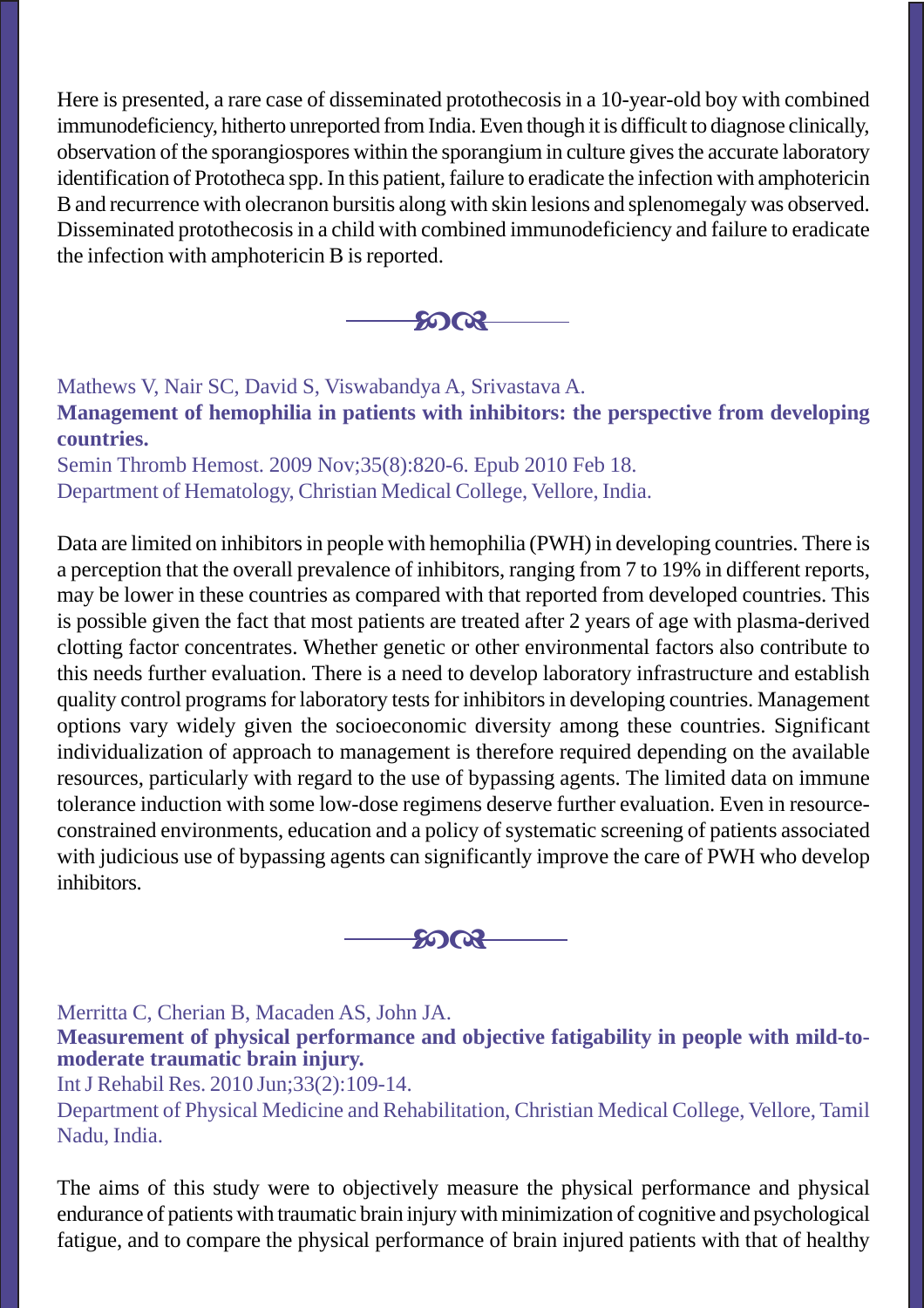Here is presented, a rare case of disseminated protothecosis in a 10-year-old boy with combined immunodeficiency, hitherto unreported from India. Even though it is difficult to diagnose clinically, observation of the sporangiospores within the sporangium in culture gives the accurate laboratory identification of Prototheca spp. In this patient, failure to eradicate the infection with amphotericin B and recurrence with olecranon bursitis along with skin lesions and splenomegaly was observed. Disseminated protothecosis in a child with combined immunodeficiency and failure to eradicate the infection with amphotericin B is reported.

---

Mathews V, Nair SC, David S, Viswabandya A, Srivastava A.

**Management of hemophilia in patients with inhibitors: the perspective from developing countries.**

Semin Thromb Hemost. 2009 Nov;35(8):820-6. Epub 2010 Feb 18.

Department of Hematology, Christian Medical College, Vellore, India.

Data are limited on inhibitors in people with hemophilia (PWH) in developing countries. There is a perception that the overall prevalence of inhibitors, ranging from 7 to 19% in different reports, may be lower in these countries as compared with that reported from developed countries. This is possible given the fact that most patients are treated after 2 years of age with plasma-derived clotting factor concentrates. Whether genetic or other environmental factors also contribute to this needs further evaluation. There is a need to develop laboratory infrastructure and establish quality control programs for laboratory tests for inhibitors in developing countries. Management options vary widely given the socioeconomic diversity among these countries. Significant individualization of approach to management is therefore required depending on the available resources, particularly with regard to the use of bypassing agents. The limited data on immune tolerance induction with some low-dose regimens deserve further evaluation. Even in resource-constrained environments, education and a policy of systematic screening of patients associated with judicious use of bypassing agents can significantly improve the care of PWH who develop inhibitors.

---

Merritta C, Cherian B, Macaden AS, John JA.

**Measurement of physical performance and objective fatigability in people with mild-to-moderate traumatic brain injury.**

Int J Rehabil Res. 2010 Jun;33(2):109-14.

Department of Physical Medicine and Rehabilitation, Christian Medical College, Vellore, Tamil Nadu, India.

The aims of this study were to objectively measure the physical performance and physical endurance of patients with traumatic brain injury with minimization of cognitive and psychological fatigue, and to compare the physical performance of brain injured patients with that of healthy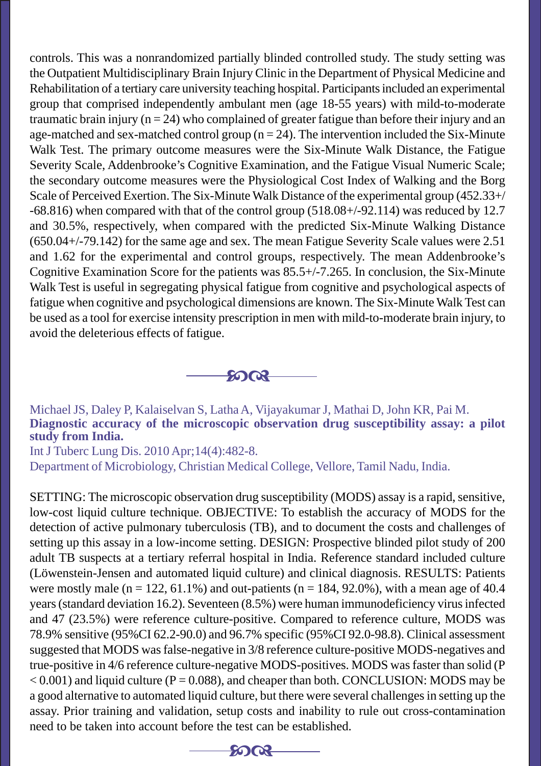controls. This was a nonrandomized partially blinded controlled study. The study setting was the Outpatient Multidisciplinary Brain Injury Clinic in the Department of Physical Medicine and Rehabilitation of a tertiary care university teaching hospital. Participants included an experimental group that comprised independently ambulant men (age 18-55 years) with mild-to-moderate traumatic brain injury (n = 24) who complained of greater fatigue than before their injury and an age-matched and sex-matched control group (n = 24). The intervention included the Six-Minute Walk Test. The primary outcome measures were the Six-Minute Walk Distance, the Fatigue Severity Scale, Addenbrooke's Cognitive Examination, and the Fatigue Visual Numeric Scale; the secondary outcome measures were the Physiological Cost Index of Walking and the Borg Scale of Perceived Exertion. The Six-Minute Walk Distance of the experimental group (452.33+/-68.816) when compared with that of the control group (518.08+/-92.114) was reduced by 12.7 and 30.5%, respectively, when compared with the predicted Six-Minute Walking Distance (650.04+/-79.142) for the same age and sex. The mean Fatigue Severity Scale values were 2.51 and 1.62 for the experimental and control groups, respectively. The mean Addenbrooke's Cognitive Examination Score for the patients was 85.5+/-7.265. In conclusion, the Six-Minute Walk Test is useful in segregating physical fatigue from cognitive and psychological aspects of fatigue when cognitive and psychological dimensions are known. The Six-Minute Walk Test can be used as a tool for exercise intensity prescription in men with mild-to-moderate brain injury, to avoid the deleterious effects of fatigue.

---

Michael JS, Daley P, Kalaiselvan S, Latha A, Vijayakumar J, Mathai D, John KR, Pai M.
**Diagnostic accuracy of the microscopic observation drug susceptibility assay: a pilot study from India.**
Int J Tuberc Lung Dis. 2010 Apr;14(4):482-8.
Department of Microbiology, Christian Medical College, Vellore, Tamil Nadu, India.

SETTING: The microscopic observation drug susceptibility (MODS) assay is a rapid, sensitive, low-cost liquid culture technique. OBJECTIVE: To establish the accuracy of MODS for the detection of active pulmonary tuberculosis (TB), and to document the costs and challenges of setting up this assay in a low-income setting. DESIGN: Prospective blinded pilot study of 200 adult TB suspects at a tertiary referral hospital in India. Reference standard included culture (Löwenstein-Jensen and automated liquid culture) and clinical diagnosis. RESULTS: Patients were mostly male (n = 122, 61.1%) and out-patients (n = 184, 92.0%), with a mean age of 40.4 years (standard deviation 16.2). Seventeen (8.5%) were human immunodeficiency virus infected and 47 (23.5%) were reference culture-positive. Compared to reference culture, MODS was 78.9% sensitive (95%CI 62.2-90.0) and 96.7% specific (95%CI 92.0-98.8). Clinical assessment suggested that MODS was false-negative in 3/8 reference culture-positive MODS-negatives and true-positive in 4/6 reference culture-negative MODS-positives. MODS was faster than solid ($P < 0.001$) and liquid culture ($P = 0.088$), and cheaper than both. CONCLUSION: MODS may be a good alternative to automated liquid culture, but there were several challenges in setting up the assay. Prior training and validation, setup costs and inability to rule out cross-contamination need to be taken into account before the test can be established.

---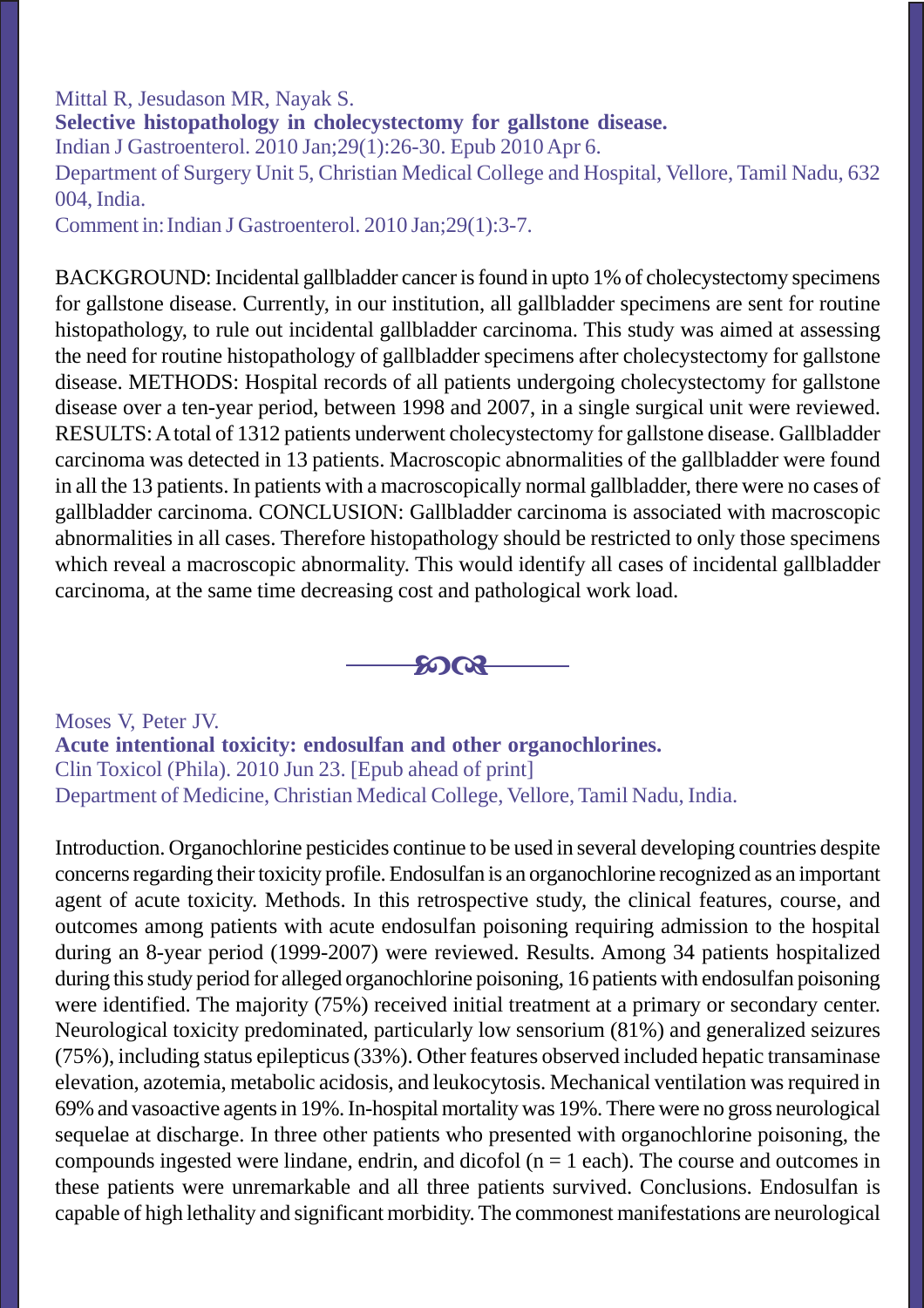Mittal R, Jesudason MR, Nayak S.

**Selective histopathology in cholecystectomy for gallstone disease.**

Indian J Gastroenterol. 2010 Jan;29(1):26-30. Epub 2010 Apr 6.

Department of Surgery Unit 5, Christian Medical College and Hospital, Vellore, Tamil Nadu, 632 004, India.

Comment in: Indian J Gastroenterol. 2010 Jan;29(1):3-7.

BACKGROUND: Incidental gallbladder cancer is found in upto 1% of cholecystectomy specimens for gallstone disease. Currently, in our institution, all gallbladder specimens are sent for routine histopathology, to rule out incidental gallbladder carcinoma. This study was aimed at assessing the need for routine histopathology of gallbladder specimens after cholecystectomy for gallstone disease. METHODS: Hospital records of all patients undergoing cholecystectomy for gallstone disease over a ten-year period, between 1998 and 2007, in a single surgical unit were reviewed. RESULTS: A total of 1312 patients underwent cholecystectomy for gallstone disease. Gallbladder carcinoma was detected in 13 patients. Macroscopic abnormalities of the gallbladder were found in all the 13 patients. In patients with a macroscopically normal gallbladder, there were no cases of gallbladder carcinoma. CONCLUSION: Gallbladder carcinoma is associated with macroscopic abnormalities in all cases. Therefore histopathology should be restricted to only those specimens which reveal a macroscopic abnormality. This would identify all cases of incidental gallbladder carcinoma, at the same time decreasing cost and pathological work load.

---

Moses V, Peter JV.

**Acute intentional toxicity: endosulfan and other organochlorines.**

Clin Toxicol (Phila). 2010 Jun 23. [Epub ahead of print]

Department of Medicine, Christian Medical College, Vellore, Tamil Nadu, India.

Introduction. Organochlorine pesticides continue to be used in several developing countries despite concerns regarding their toxicity profile. Endosulfan is an organochlorine recognized as an important agent of acute toxicity. Methods. In this retrospective study, the clinical features, course, and outcomes among patients with acute endosulfan poisoning requiring admission to the hospital during an 8-year period (1999-2007) were reviewed. Results. Among 34 patients hospitalized during this study period for alleged organochlorine poisoning, 16 patients with endosulfan poisoning were identified. The majority (75%) received initial treatment at a primary or secondary center. Neurological toxicity predominated, particularly low sensorium (81%) and generalized seizures (75%), including status epilepticus (33%). Other features observed included hepatic transaminase elevation, azotemia, metabolic acidosis, and leukocytosis. Mechanical ventilation was required in 69% and vasoactive agents in 19%. In-hospital mortality was 19%. There were no gross neurological sequelae at discharge. In three other patients who presented with organochlorine poisoning, the compounds ingested were lindane, endrin, and dicofol ($n = 1$ each). The course and outcomes in these patients were unremarkable and all three patients survived. Conclusions. Endosulfan is capable of high lethality and significant morbidity. The commonest manifestations are neurological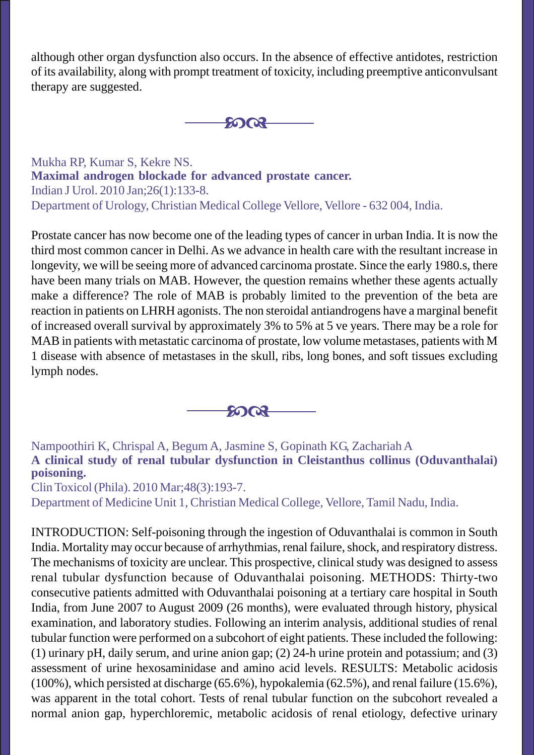although other organ dysfunction also occurs. In the absence of effective antidotes, restriction of its availability, along with prompt treatment of toxicity, including preemptive anticonvulsant therapy are suggested.

---

Mukha RP, Kumar S, Kekre NS.
**Maximal androgen blockade for advanced prostate cancer.**
Indian J Urol. 2010 Jan;26(1):133-8.
Department of Urology, Christian Medical College Vellore, Vellore - 632 004, India.

Prostate cancer has now become one of the leading types of cancer in urban India. It is now the third most common cancer in Delhi. As we advance in health care with the resultant increase in longevity, we will be seeing more of advanced carcinoma prostate. Since the early 1980.s, there have been many trials on MAB. However, the question remains whether these agents actually make a difference? The role of MAB is probably limited to the prevention of the beta are reaction in patients on LHRH agonists. The non steroidal antiandrogens have a marginal benefit of increased overall survival by approximately 3% to 5% at 5 ve years. There may be a role for MAB in patients with metastatic carcinoma of prostate, low volume metastases, patients with M 1 disease with absence of metastases in the skull, ribs, long bones, and soft tissues excluding lymph nodes.

---

Nampoothiri K, Chrispal A, Begum A, Jasmine S, Gopinath KG, Zachariah A
**A clinical study of renal tubular dysfunction in Cleistanthus collinus (Oduvanthalai) poisoning.**
Clin Toxicol (Phila). 2010 Mar;48(3):193-7.
Department of Medicine Unit 1, Christian Medical College, Vellore, Tamil Nadu, India.

INTRODUCTION: Self-poisoning through the ingestion of Oduvanthalai is common in South India. Mortality may occur because of arrhythmias, renal failure, shock, and respiratory distress. The mechanisms of toxicity are unclear. This prospective, clinical study was designed to assess renal tubular dysfunction because of Oduvanthalai poisoning. METHODS: Thirty-two consecutive patients admitted with Oduvanthalai poisoning at a tertiary care hospital in South India, from June 2007 to August 2009 (26 months), were evaluated through history, physical examination, and laboratory studies. Following an interim analysis, additional studies of renal tubular function were performed on a subcohort of eight patients. These included the following: (1) urinary pH, daily serum, and urine anion gap; (2) 24-h urine protein and potassium; and (3) assessment of urine hexosaminidase and amino acid levels. RESULTS: Metabolic acidosis (100%), which persisted at discharge (65.6%), hypokalemia (62.5%), and renal failure (15.6%), was apparent in the total cohort. Tests of renal tubular function on the subcohort revealed a normal anion gap, hyperchloremic, metabolic acidosis of renal etiology, defective urinary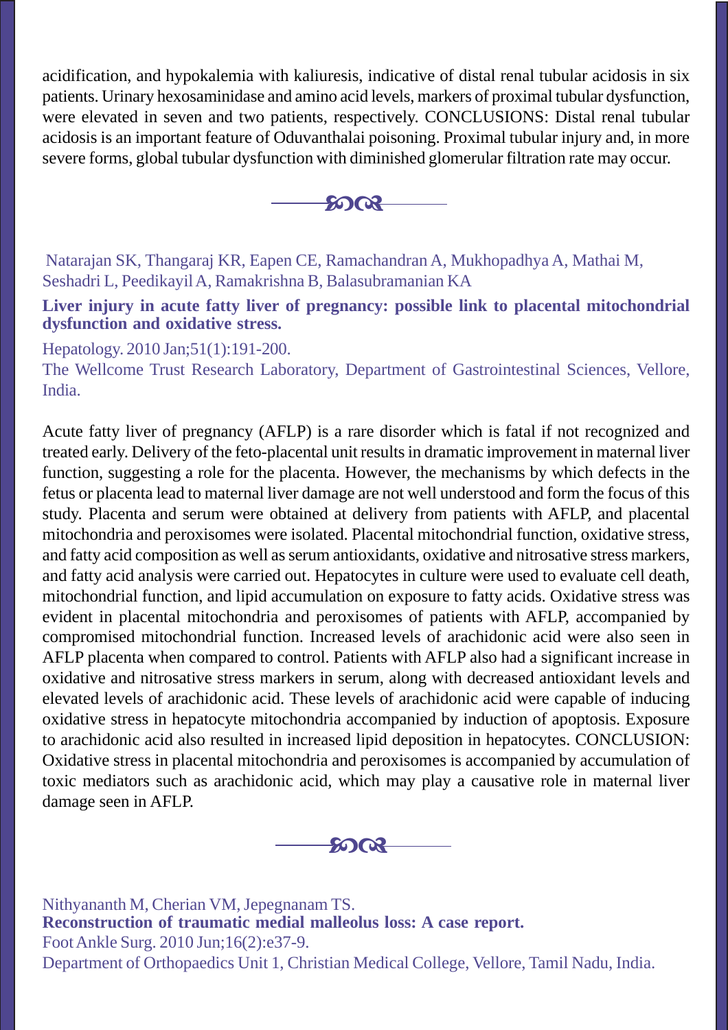acidification, and hypokalemia with kaliuresis, indicative of distal renal tubular acidosis in six patients. Urinary hexosaminidase and amino acid levels, markers of proximal tubular dysfunction, were elevated in seven and two patients, respectively. CONCLUSIONS: Distal renal tubular acidosis is an important feature of Oduvanthalai poisoning. Proximal tubular injury and, in more severe forms, global tubular dysfunction with diminished glomerular filtration rate may occur.

---

Natarajan SK, Thangaraj KR, Eapen CE, Ramachandran A, Mukhopadhya A, Mathai M, Seshadri L, Peedikayil A, Ramakrishna B, Balasubramanian KA

**Liver injury in acute fatty liver of pregnancy: possible link to placental mitochondrial dysfunction and oxidative stress.**

Hepatology. 2010 Jan;51(1):191-200.

The Wellcome Trust Research Laboratory, Department of Gastrointestinal Sciences, Vellore, India.

Acute fatty liver of pregnancy (AFLP) is a rare disorder which is fatal if not recognized and treated early. Delivery of the feto-placental unit results in dramatic improvement in maternal liver function, suggesting a role for the placenta. However, the mechanisms by which defects in the fetus or placenta lead to maternal liver damage are not well understood and form the focus of this study. Placenta and serum were obtained at delivery from patients with AFLP, and placental mitochondria and peroxisomes were isolated. Placental mitochondrial function, oxidative stress, and fatty acid composition as well as serum antioxidants, oxidative and nitrosative stress markers, and fatty acid analysis were carried out. Hepatocytes in culture were used to evaluate cell death, mitochondrial function, and lipid accumulation on exposure to fatty acids. Oxidative stress was evident in placental mitochondria and peroxisomes of patients with AFLP, accompanied by compromised mitochondrial function. Increased levels of arachidonic acid were also seen in AFLP placenta when compared to control. Patients with AFLP also had a significant increase in oxidative and nitrosative stress markers in serum, along with decreased antioxidant levels and elevated levels of arachidonic acid. These levels of arachidonic acid were capable of inducing oxidative stress in hepatocyte mitochondria accompanied by induction of apoptosis. Exposure to arachidonic acid also resulted in increased lipid deposition in hepatocytes. CONCLUSION: Oxidative stress in placental mitochondria and peroxisomes is accompanied by accumulation of toxic mediators such as arachidonic acid, which may play a causative role in maternal liver damage seen in AFLP.

---

Nithyananth M, Cherian VM, Jepegnanam TS.

**Reconstruction of traumatic medial malleolus loss: A case report.**

Foot Ankle Surg. 2010 Jun;16(2):e37-9.

Department of Orthopaedics Unit 1, Christian Medical College, Vellore, Tamil Nadu, India.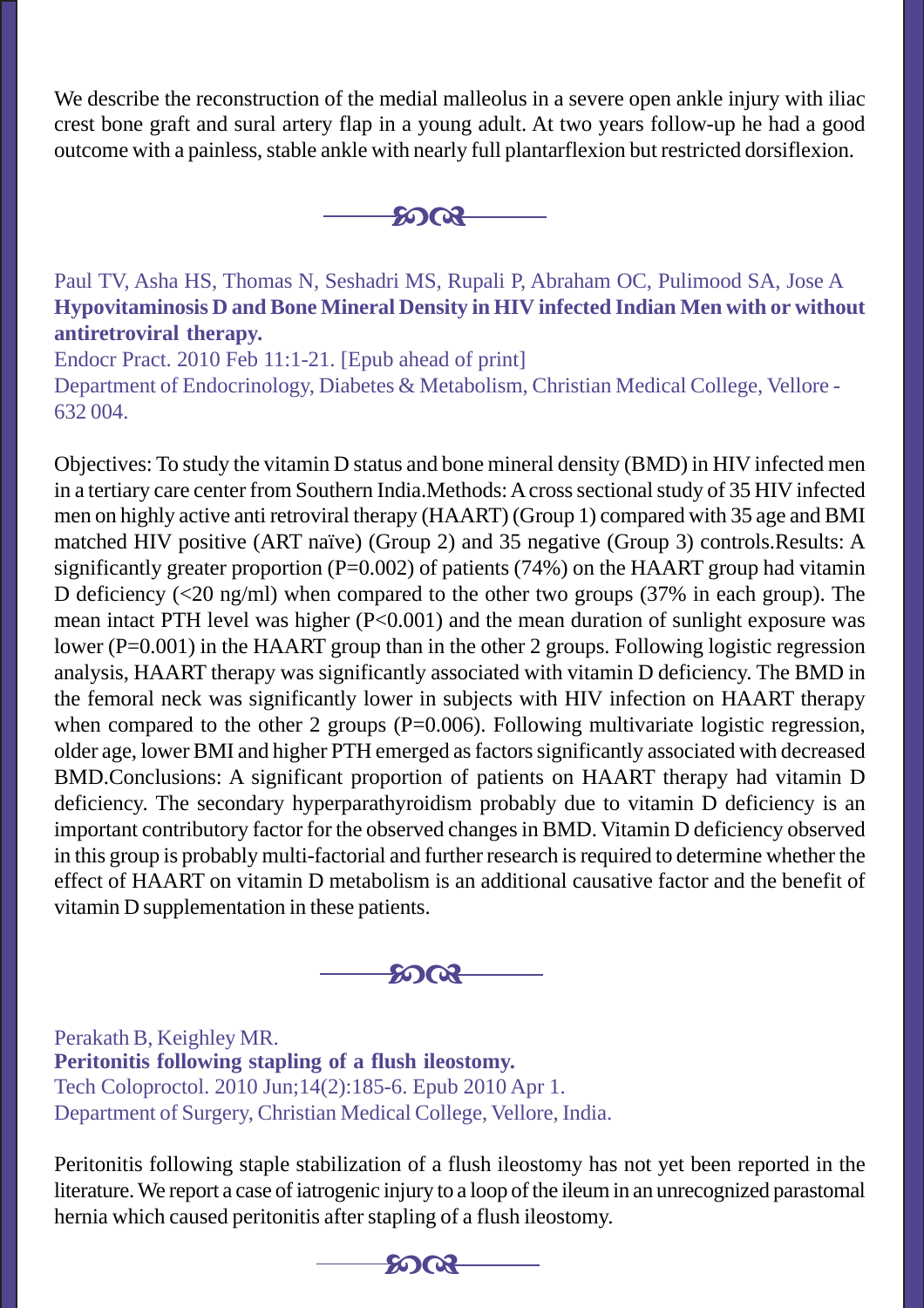We describe the reconstruction of the medial malleolus in a severe open ankle injury with iliac crest bone graft and sural artery flap in a young adult. At two years follow-up he had a good outcome with a painless, stable ankle with nearly full plantarflexion but restricted dorsiflexion.

---

Paul TV, Asha HS, Thomas N, Seshadri MS, Rupali P, Abraham OC, Pulimood SA, Jose A

**Hypovitaminosis D and Bone Mineral Density in HIV infected Indian Men with or without antiretroviral therapy.**

Endocr Pract. 2010 Feb 11:1-21. [Epub ahead of print]

Department of Endocrinology, Diabetes & Metabolism, Christian Medical College, Vellore - 632 004.

Objectives: To study the vitamin D status and bone mineral density (BMD) in HIV infected men in a tertiary care center from Southern India.Methods: A cross sectional study of 35 HIV infected men on highly active anti retroviral therapy (HAART) (Group 1) compared with 35 age and BMI matched HIV positive (ART naïve) (Group 2) and 35 negative (Group 3) controls.Results: A significantly greater proportion (P=0.002) of patients (74%) on the HAART group had vitamin D deficiency (<20 ng/ml) when compared to the other two groups (37% in each group). The mean intact PTH level was higher (P<0.001) and the mean duration of sunlight exposure was lower (P=0.001) in the HAART group than in the other 2 groups. Following logistic regression analysis, HAART therapy was significantly associated with vitamin D deficiency. The BMD in the femoral neck was significantly lower in subjects with HIV infection on HAART therapy when compared to the other 2 groups (P=0.006). Following multivariate logistic regression, older age, lower BMI and higher PTH emerged as factors significantly associated with decreased BMD.Conclusions: A significant proportion of patients on HAART therapy had vitamin D deficiency. The secondary hyperparathyroidism probably due to vitamin D deficiency is an important contributory factor for the observed changes in BMD. Vitamin D deficiency observed in this group is probably multi-factorial and further research is required to determine whether the effect of HAART on vitamin D metabolism is an additional causative factor and the benefit of vitamin D supplementation in these patients.

---

Perakath B, Keighley MR.

**Peritonitis following stapling of a flush ileostomy.**

Tech Coloproctol. 2010 Jun;14(2):185-6. Epub 2010 Apr 1.

Department of Surgery, Christian Medical College, Vellore, India.

Peritonitis following staple stabilization of a flush ileostomy has not yet been reported in the literature. We report a case of iatrogenic injury to a loop of the ileum in an unrecognized parastomal hernia which caused peritonitis after stapling of a flush ileostomy.

---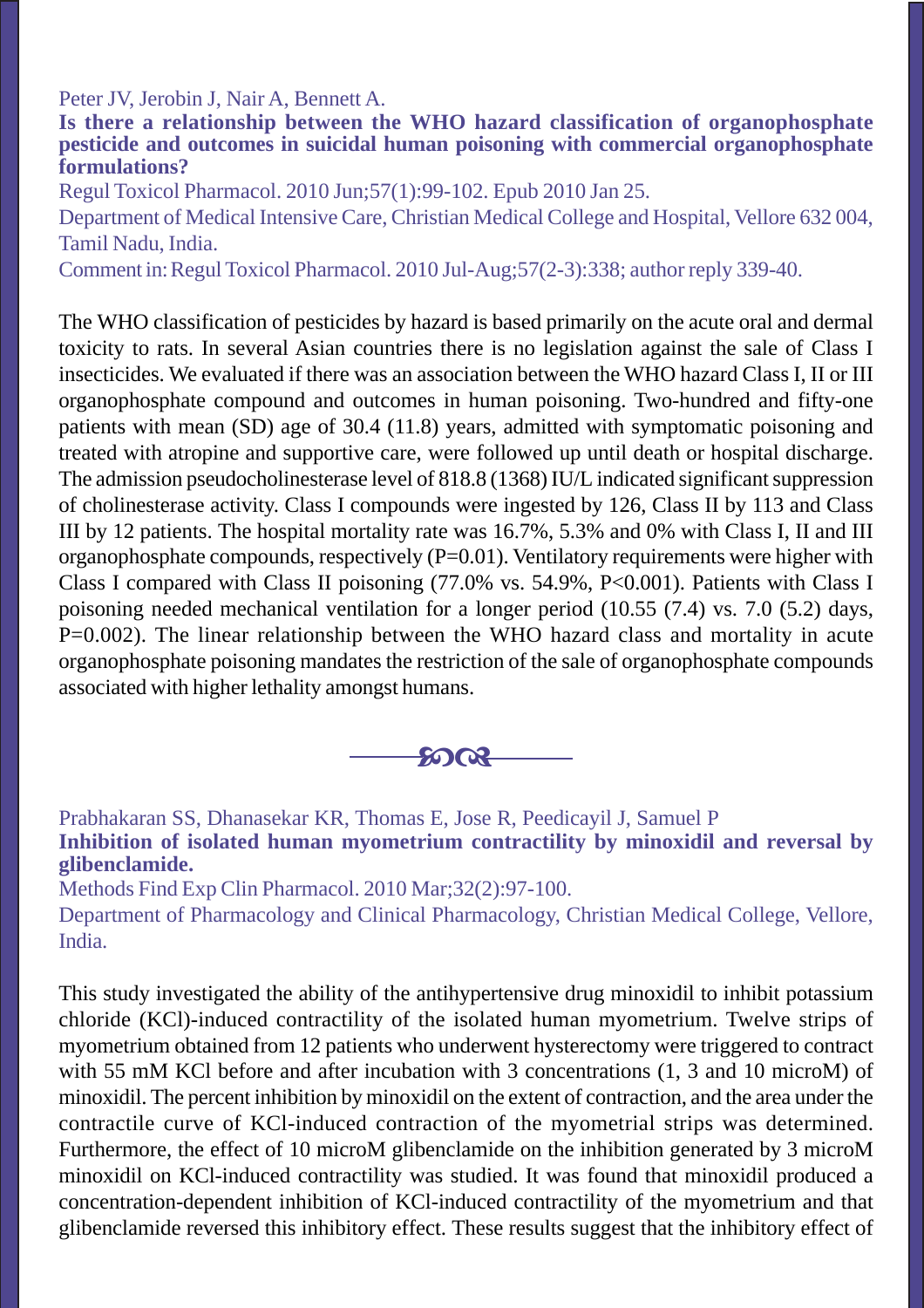Peter JV, Jerobin J, Nair A, Bennett A.

**Is there a relationship between the WHO hazard classification of organophosphate pesticide and outcomes in suicidal human poisoning with commercial organophosphate formulations?**

Regul Toxicol Pharmacol. 2010 Jun;57(1):99-102. Epub 2010 Jan 25.

Department of Medical Intensive Care, Christian Medical College and Hospital, Vellore 632 004, Tamil Nadu, India.

Comment in: Regul Toxicol Pharmacol. 2010 Jul-Aug;57(2-3):338; author reply 339-40.

The WHO classification of pesticides by hazard is based primarily on the acute oral and dermal toxicity to rats. In several Asian countries there is no legislation against the sale of Class I insecticides. We evaluated if there was an association between the WHO hazard Class I, II or III organophosphate compound and outcomes in human poisoning. Two-hundred and fifty-one patients with mean (SD) age of 30.4 (11.8) years, admitted with symptomatic poisoning and treated with atropine and supportive care, were followed up until death or hospital discharge. The admission pseudocholinesterase level of 818.8 (1368) IU/L indicated significant suppression of cholinesterase activity. Class I compounds were ingested by 126, Class II by 113 and Class III by 12 patients. The hospital mortality rate was 16.7%, 5.3% and 0% with Class I, II and III organophosphate compounds, respectively ($P=0.01$). Ventilatory requirements were higher with Class I compared with Class II poisoning (77.0% vs. 54.9%, $P<0.001$). Patients with Class I poisoning needed mechanical ventilation for a longer period (10.55 (7.4) vs. 7.0 (5.2) days, $P=0.002$). The linear relationship between the WHO hazard class and mortality in acute organophosphate poisoning mandates the restriction of the sale of organophosphate compounds associated with higher lethality amongst humans.

---

Prabhakaran SS, Dhanasekar KR, Thomas E, Jose R, Peedicayil J, Samuel P

**Inhibition of isolated human myometrium contractility by minoxidil and reversal by glibenclamide.**

Methods Find Exp Clin Pharmacol. 2010 Mar;32(2):97-100.

Department of Pharmacology and Clinical Pharmacology, Christian Medical College, Vellore, India.

This study investigated the ability of the antihypertensive drug minoxidil to inhibit potassium chloride (KCl)-induced contractility of the isolated human myometrium. Twelve strips of myometrium obtained from 12 patients who underwent hysterectomy were triggered to contract with 55 mM KCl before and after incubation with 3 concentrations (1, 3 and 10 microM) of minoxidil. The percent inhibition by minoxidil on the extent of contraction, and the area under the contractile curve of KCl-induced contraction of the myometrial strips was determined. Furthermore, the effect of 10 microM glibenclamide on the inhibition generated by 3 microM minoxidil on KCl-induced contractility was studied. It was found that minoxidil produced a concentration-dependent inhibition of KCl-induced contractility of the myometrium and that glibenclamide reversed this inhibitory effect. These results suggest that the inhibitory effect of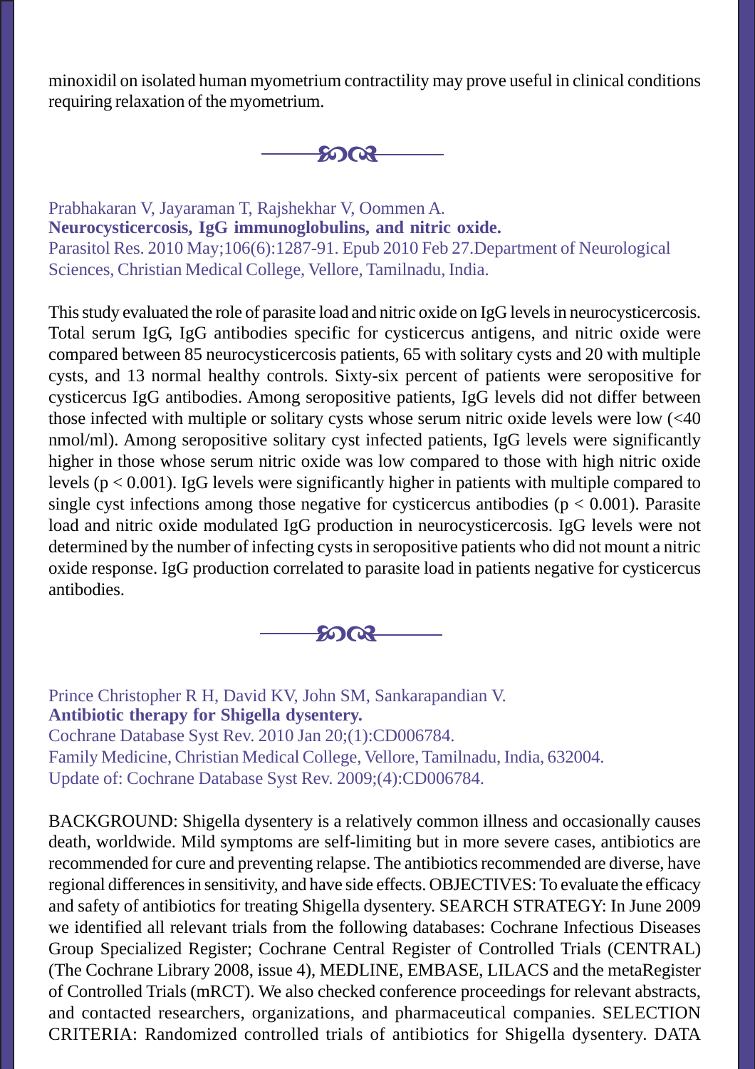minoxidil on isolated human myometrium contractility may prove useful in clinical conditions requiring relaxation of the myometrium.

---

Prabhakaran V, Jayaraman T, Rajshekhar V, Oommen A.
**Neurocysticercosis, IgG immunoglobulins, and nitric oxide.**
Parasitol Res. 2010 May;106(6):1287-91. Epub 2010 Feb 27.Department of Neurological Sciences, Christian Medical College, Vellore, Tamilnadu, India.

This study evaluated the role of parasite load and nitric oxide on IgG levels in neurocysticercosis. Total serum IgG, IgG antibodies specific for cysticercus antigens, and nitric oxide were compared between 85 neurocysticercosis patients, 65 with solitary cysts and 20 with multiple cysts, and 13 normal healthy controls. Sixty-six percent of patients were seropositive for cysticercus IgG antibodies. Among seropositive patients, IgG levels did not differ between those infected with multiple or solitary cysts whose serum nitric oxide levels were low (<40 nmol/ml). Among seropositive solitary cyst infected patients, IgG levels were significantly higher in those whose serum nitric oxide was low compared to those with high nitric oxide levels ($p < 0.001$). IgG levels were significantly higher in patients with multiple compared to single cyst infections among those negative for cysticercus antibodies ($p < 0.001$). Parasite load and nitric oxide modulated IgG production in neurocysticercosis. IgG levels were not determined by the number of infecting cysts in seropositive patients who did not mount a nitric oxide response. IgG production correlated to parasite load in patients negative for cysticercus antibodies.

---

Prince Christopher R H, David KV, John SM, Sankarapandian V.
**Antibiotic therapy for Shigella dysentery.**
Cochrane Database Syst Rev. 2010 Jan 20;(1):CD006784.
Family Medicine, Christian Medical College, Vellore, Tamilnadu, India, 632004.
Update of: Cochrane Database Syst Rev. 2009;(4):CD006784.

BACKGROUND: Shigella dysentery is a relatively common illness and occasionally causes death, worldwide. Mild symptoms are self-limiting but in more severe cases, antibiotics are recommended for cure and preventing relapse. The antibiotics recommended are diverse, have regional differences in sensitivity, and have side effects. OBJECTIVES: To evaluate the efficacy and safety of antibiotics for treating Shigella dysentery. SEARCH STRATEGY: In June 2009 we identified all relevant trials from the following databases: Cochrane Infectious Diseases Group Specialized Register; Cochrane Central Register of Controlled Trials (CENTRAL) (The Cochrane Library 2008, issue 4), MEDLINE, EMBASE, LILACS and the metaRegister of Controlled Trials (mRCT). We also checked conference proceedings for relevant abstracts, and contacted researchers, organizations, and pharmaceutical companies. SELECTION CRITERIA: Randomized controlled trials of antibiotics for Shigella dysentery. DATA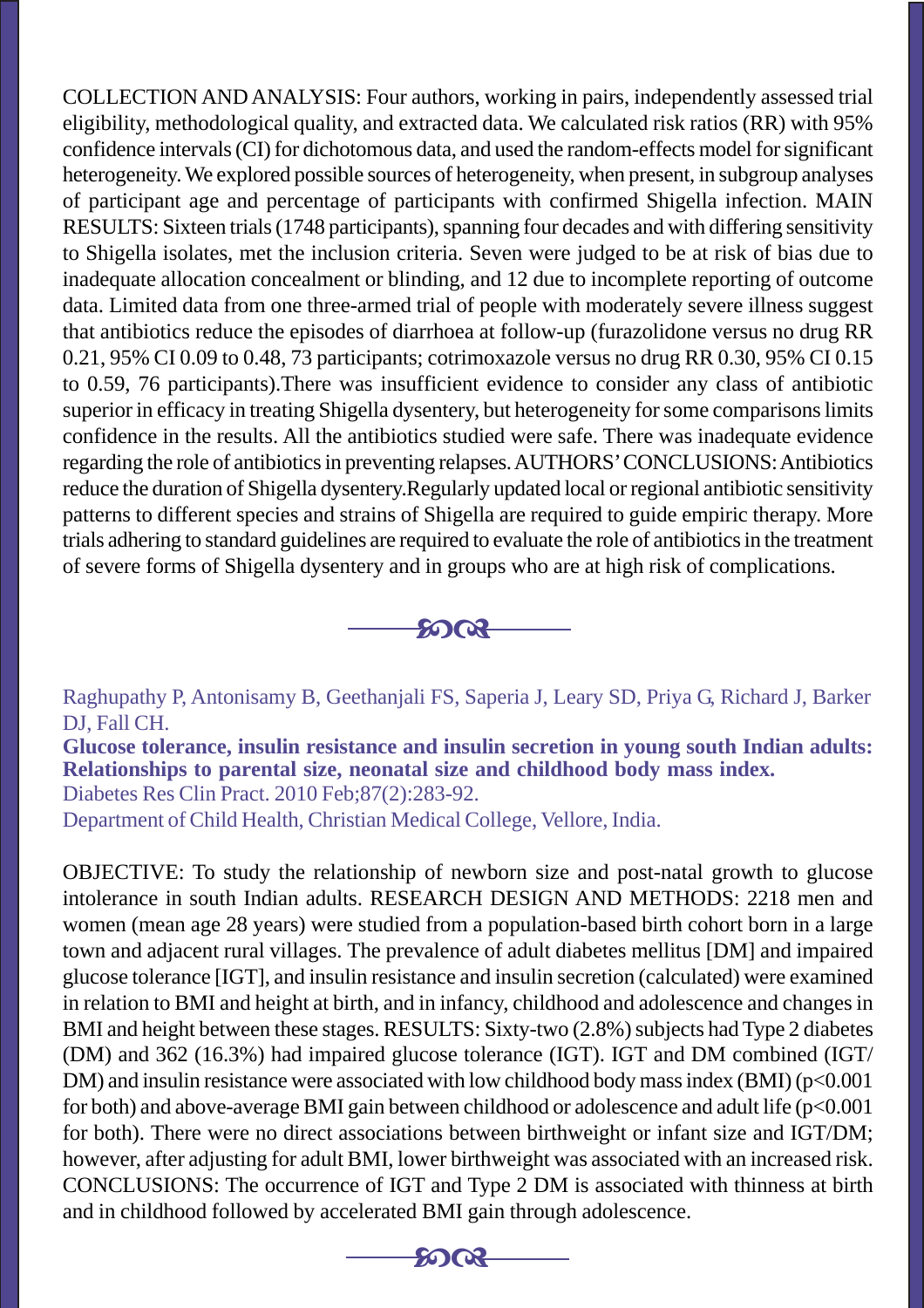COLLECTION AND ANALYSIS: Four authors, working in pairs, independently assessed trial eligibility, methodological quality, and extracted data. We calculated risk ratios (RR) with 95% confidence intervals (CI) for dichotomous data, and used the random-effects model for significant heterogeneity. We explored possible sources of heterogeneity, when present, in subgroup analyses of participant age and percentage of participants with confirmed Shigella infection. MAIN RESULTS: Sixteen trials (1748 participants), spanning four decades and with differing sensitivity to Shigella isolates, met the inclusion criteria. Seven were judged to be at risk of bias due to inadequate allocation concealment or blinding, and 12 due to incomplete reporting of outcome data. Limited data from one three-armed trial of people with moderately severe illness suggest that antibiotics reduce the episodes of diarrhoea at follow-up (furazolidone versus no drug RR 0.21, 95% CI 0.09 to 0.48, 73 participants; cotrimoxazole versus no drug RR 0.30, 95% CI 0.15 to 0.59, 76 participants).There was insufficient evidence to consider any class of antibiotic superior in efficacy in treating Shigella dysentery, but heterogeneity for some comparisons limits confidence in the results. All the antibiotics studied were safe. There was inadequate evidence regarding the role of antibiotics in preventing relapses. AUTHORS' CONCLUSIONS: Antibiotics reduce the duration of Shigella dysentery.Regularly updated local or regional antibiotic sensitivity patterns to different species and strains of Shigella are required to guide empiric therapy. More trials adhering to standard guidelines are required to evaluate the role of antibiotics in the treatment of severe forms of Shigella dysentery and in groups who are at high risk of complications.

---

Raghupathy P, Antonisamy B, Geethanjali FS, Saperia J, Leary SD, Priya G, Richard J, Barker DJ, Fall CH.

**Glucose tolerance, insulin resistance and insulin secretion in young south Indian adults: Relationships to parental size, neonatal size and childhood body mass index.**

Diabetes Res Clin Pract. 2010 Feb;87(2):283-92.

Department of Child Health, Christian Medical College, Vellore, India.

OBJECTIVE: To study the relationship of newborn size and post-natal growth to glucose intolerance in south Indian adults. RESEARCH DESIGN AND METHODS: 2218 men and women (mean age 28 years) were studied from a population-based birth cohort born in a large town and adjacent rural villages. The prevalence of adult diabetes mellitus [DM] and impaired glucose tolerance [IGT], and insulin resistance and insulin secretion (calculated) were examined in relation to BMI and height at birth, and in infancy, childhood and adolescence and changes in BMI and height between these stages. RESULTS: Sixty-two (2.8%) subjects had Type 2 diabetes (DM) and 362 (16.3%) had impaired glucose tolerance (IGT). IGT and DM combined (IGT/DM) and insulin resistance were associated with low childhood body mass index (BMI) ($p<0.001$ for both) and above-average BMI gain between childhood or adolescence and adult life ($p<0.001$ for both). There were no direct associations between birthweight or infant size and IGT/DM; however, after adjusting for adult BMI, lower birthweight was associated with an increased risk. CONCLUSIONS: The occurrence of IGT and Type 2 DM is associated with thinness at birth and in childhood followed by accelerated BMI gain through adolescence.

---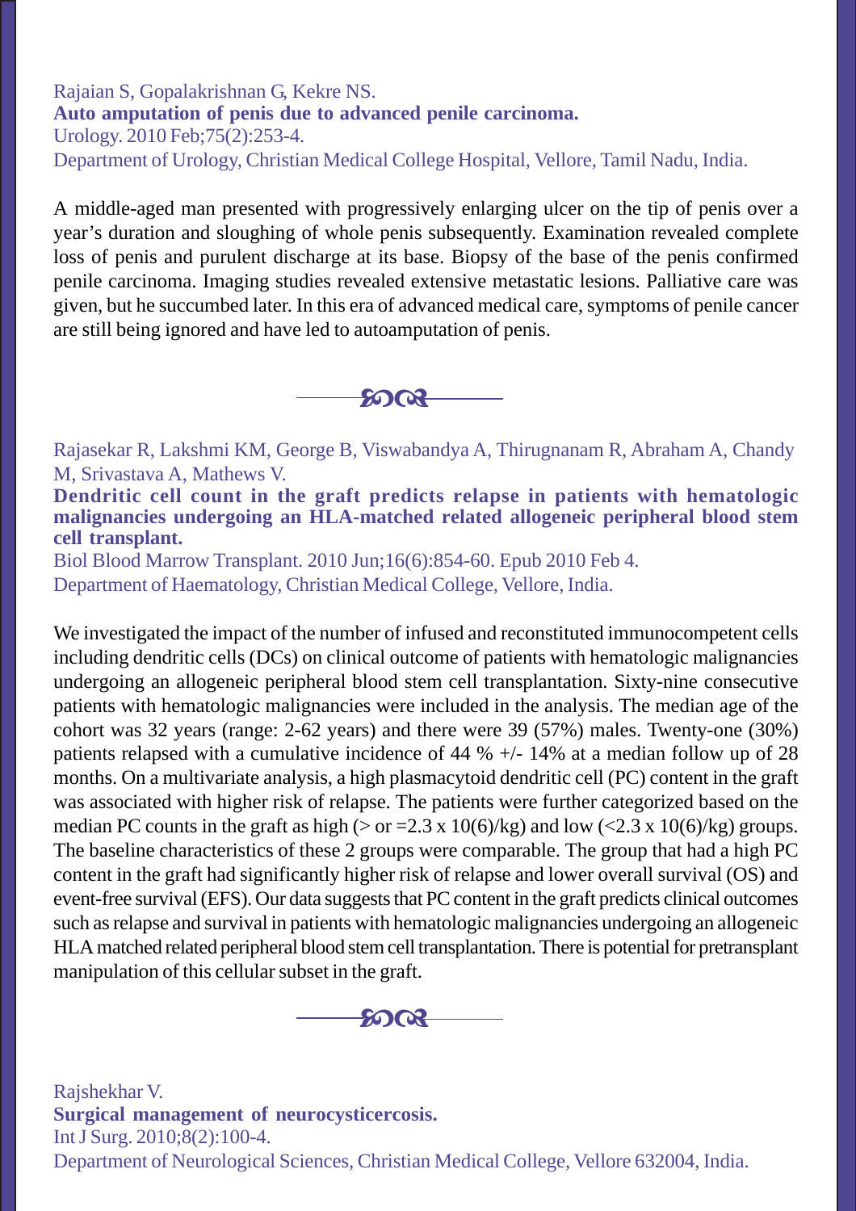Rajaian S, Gopalakrishnan G, Kekre NS.
**Auto amputation of penis due to advanced penile carcinoma.**
Urology. 2010 Feb;75(2):253-4.
Department of Urology, Christian Medical College Hospital, Vellore, Tamil Nadu, India.

A middle-aged man presented with progressively enlarging ulcer on the tip of penis over a year's duration and sloughing of whole penis subsequently. Examination revealed complete loss of penis and purulent discharge at its base. Biopsy of the base of the penis confirmed penile carcinoma. Imaging studies revealed extensive metastatic lesions. Palliative care was given, but he succumbed later. In this era of advanced medical care, symptoms of penile cancer are still being ignored and have led to autoamputation of penis.

---

Rajasekar R, Lakshmi KM, George B, Viswabandya A, Thirugnanam R, Abraham A, Chandy M, Srivastava A, Mathews V.
**Dendritic cell count in the graft predicts relapse in patients with hematologic malignancies undergoing an HLA-matched related allogeneic peripheral blood stem cell transplant.**
Biol Blood Marrow Transplant. 2010 Jun;16(6):854-60. Epub 2010 Feb 4.
Department of Haematology, Christian Medical College, Vellore, India.

We investigated the impact of the number of infused and reconstituted immunocompetent cells including dendritic cells (DCs) on clinical outcome of patients with hematologic malignancies undergoing an allogeneic peripheral blood stem cell transplantation. Sixty-nine consecutive patients with hematologic malignancies were included in the analysis. The median age of the cohort was 32 years (range: 2-62 years) and there were 39 (57%) males. Twenty-one (30%) patients relapsed with a cumulative incidence of 44 % +/- 14% at a median follow up of 28 months. On a multivariate analysis, a high plasmacytoid dendritic cell (PC) content in the graft was associated with higher risk of relapse. The patients were further categorized based on the median PC counts in the graft as high (> or =2.3 x 10(6)/kg) and low (<2.3 x 10(6)/kg) groups. The baseline characteristics of these 2 groups were comparable. The group that had a high PC content in the graft had significantly higher risk of relapse and lower overall survival (OS) and event-free survival (EFS). Our data suggests that PC content in the graft predicts clinical outcomes such as relapse and survival in patients with hematologic malignancies undergoing an allogeneic HLA matched related peripheral blood stem cell transplantation. There is potential for pretransplant manipulation of this cellular subset in the graft.

---

Rajshekhar V.
**Surgical management of neurocysticercosis.**
Int J Surg. 2010;8(2):100-4.
Department of Neurological Sciences, Christian Medical College, Vellore 632004, India.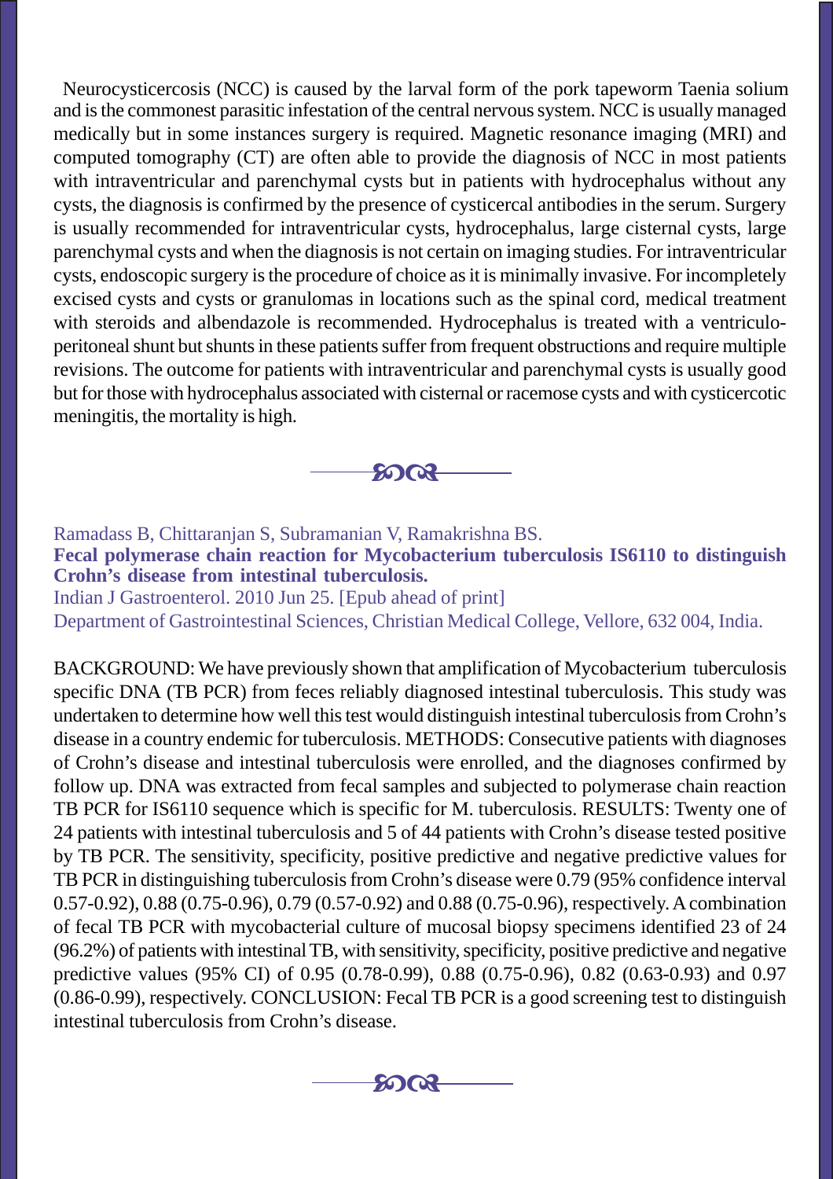Neurocysticercosis (NCC) is caused by the larval form of the pork tapeworm Taenia solium and is the commonest parasitic infestation of the central nervous system. NCC is usually managed medically but in some instances surgery is required. Magnetic resonance imaging (MRI) and computed tomography (CT) are often able to provide the diagnosis of NCC in most patients with intraventricular and parenchymal cysts but in patients with hydrocephalus without any cysts, the diagnosis is confirmed by the presence of cysticercal antibodies in the serum. Surgery is usually recommended for intraventricular cysts, hydrocephalus, large cisternal cysts, large parenchymal cysts and when the diagnosis is not certain on imaging studies. For intraventricular cysts, endoscopic surgery is the procedure of choice as it is minimally invasive. For incompletely excised cysts and cysts or granulomas in locations such as the spinal cord, medical treatment with steroids and albendazole is recommended. Hydrocephalus is treated with a ventriculo-peritoneal shunt but shunts in these patients suffer from frequent obstructions and require multiple revisions. The outcome for patients with intraventricular and parenchymal cysts is usually good but for those with hydrocephalus associated with cisternal or racemose cysts and with cysticercotic meningitis, the mortality is high.

---

Ramadass B, Chittaranjan S, Subramanian V, Ramakrishna BS.

**Fecal polymerase chain reaction for Mycobacterium tuberculosis IS6110 to distinguish Crohn's disease from intestinal tuberculosis.**

Indian J Gastroenterol. 2010 Jun 25. [Epub ahead of print]

Department of Gastrointestinal Sciences, Christian Medical College, Vellore, 632 004, India.

BACKGROUND: We have previously shown that amplification of Mycobacterium tuberculosis specific DNA (TB PCR) from feces reliably diagnosed intestinal tuberculosis. This study was undertaken to determine how well this test would distinguish intestinal tuberculosis from Crohn's disease in a country endemic for tuberculosis. METHODS: Consecutive patients with diagnoses of Crohn's disease and intestinal tuberculosis were enrolled, and the diagnoses confirmed by follow up. DNA was extracted from fecal samples and subjected to polymerase chain reaction TB PCR for IS6110 sequence which is specific for M. tuberculosis. RESULTS: Twenty one of 24 patients with intestinal tuberculosis and 5 of 44 patients with Crohn's disease tested positive by TB PCR. The sensitivity, specificity, positive predictive and negative predictive values for TB PCR in distinguishing tuberculosis from Crohn's disease were 0.79 (95% confidence interval 0.57-0.92), 0.88 (0.75-0.96), 0.79 (0.57-0.92) and 0.88 (0.75-0.96), respectively. A combination of fecal TB PCR with mycobacterial culture of mucosal biopsy specimens identified 23 of 24 (96.2%) of patients with intestinal TB, with sensitivity, specificity, positive predictive and negative predictive values (95% CI) of 0.95 (0.78-0.99), 0.88 (0.75-0.96), 0.82 (0.63-0.93) and 0.97 (0.86-0.99), respectively. CONCLUSION: Fecal TB PCR is a good screening test to distinguish intestinal tuberculosis from Crohn's disease.

---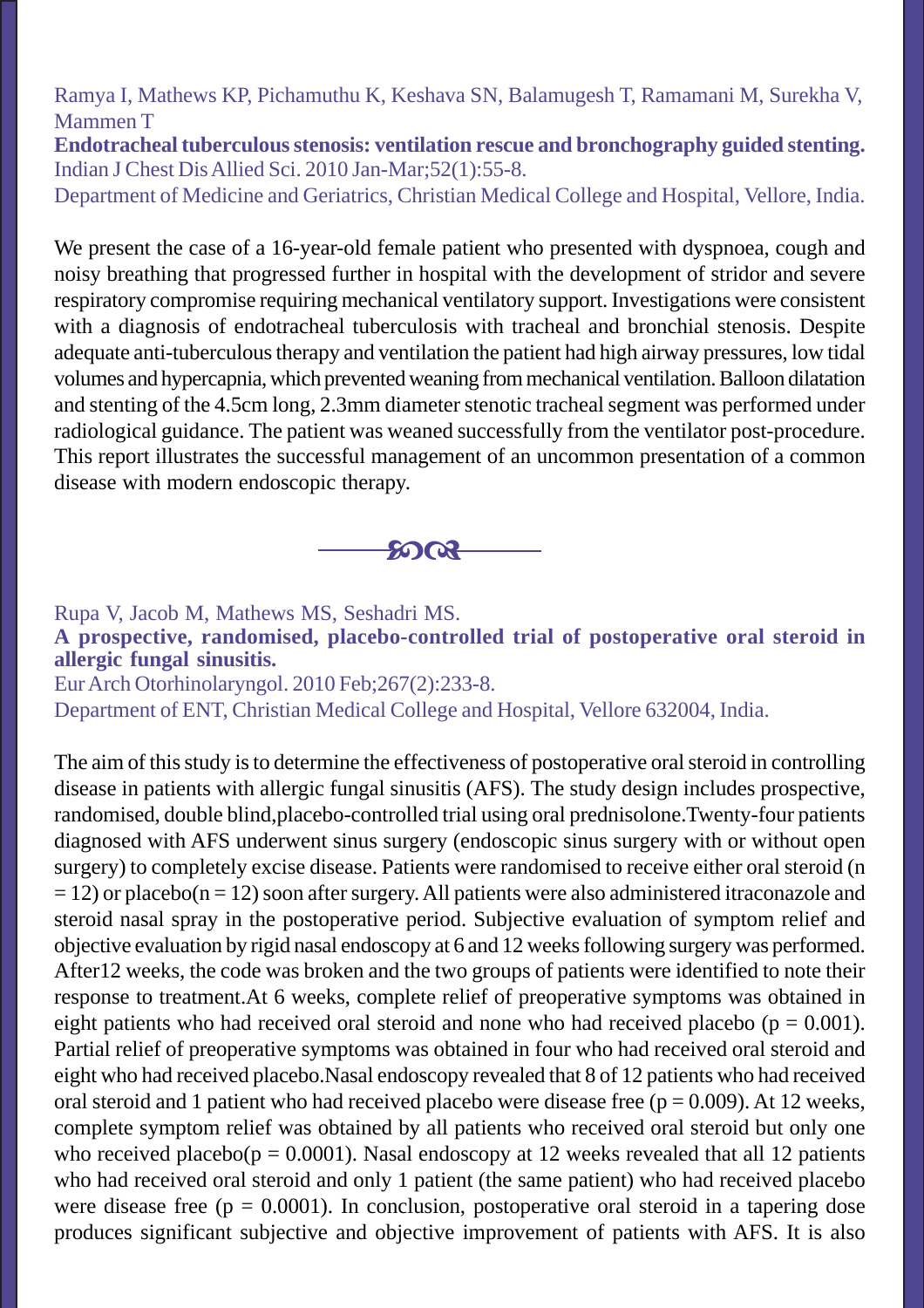Ramya I, Mathews KP, Pichamuthu K, Keshava SN, Balamugesh T, Ramamani M, Surekha V, Mammen T

**Endotracheal tuberculous stenosis: ventilation rescue and bronchography guided stenting.**

Indian J Chest Dis Allied Sci. 2010 Jan-Mar;52(1):55-8.

Department of Medicine and Geriatrics, Christian Medical College and Hospital, Vellore, India.

We present the case of a 16-year-old female patient who presented with dyspnoea, cough and noisy breathing that progressed further in hospital with the development of stridor and severe respiratory compromise requiring mechanical ventilatory support. Investigations were consistent with a diagnosis of endotracheal tuberculosis with tracheal and bronchial stenosis. Despite adequate anti-tuberculous therapy and ventilation the patient had high airway pressures, low tidal volumes and hypercapnia, which prevented weaning from mechanical ventilation. Balloon dilatation and stenting of the 4.5cm long, 2.3mm diameter stenotic tracheal segment was performed under radiological guidance. The patient was weaned successfully from the ventilator post-procedure. This report illustrates the successful management of an uncommon presentation of a common disease with modern endoscopic therapy.

---

Rupa V, Jacob M, Mathews MS, Seshadri MS.

**A prospective, randomised, placebo-controlled trial of postoperative oral steroid in allergic fungal sinusitis.**

Eur Arch Otorhinolaryngol. 2010 Feb;267(2):233-8.

Department of ENT, Christian Medical College and Hospital, Vellore 632004, India.

The aim of this study is to determine the effectiveness of postoperative oral steroid in controlling disease in patients with allergic fungal sinusitis (AFS). The study design includes prospective, randomised, double blind,placebo-controlled trial using oral prednisolone.Twenty-four patients diagnosed with AFS underwent sinus surgery (endoscopic sinus surgery with or without open surgery) to completely excise disease. Patients were randomised to receive either oral steroid ($n = 12$) or placebo($n = 12$) soon after surgery. All patients were also administered itraconazole and steroid nasal spray in the postoperative period. Subjective evaluation of symptom relief and objective evaluation by rigid nasal endoscopy at 6 and 12 weeks following surgery was performed. After12 weeks, the code was broken and the two groups of patients were identified to note their response to treatment.At 6 weeks, complete relief of preoperative symptoms was obtained in eight patients who had received oral steroid and none who had received placebo ($p = 0.001$). Partial relief of preoperative symptoms was obtained in four who had received oral steroid and eight who had received placebo.Nasal endoscopy revealed that 8 of 12 patients who had received oral steroid and 1 patient who had received placebo were disease free ($p = 0.009$). At 12 weeks, complete symptom relief was obtained by all patients who received oral steroid but only one who received placebo($p = 0.0001$). Nasal endoscopy at 12 weeks revealed that all 12 patients who had received oral steroid and only 1 patient (the same patient) who had received placebo were disease free ($p = 0.0001$). In conclusion, postoperative oral steroid in a tapering dose produces significant subjective and objective improvement of patients with AFS. It is also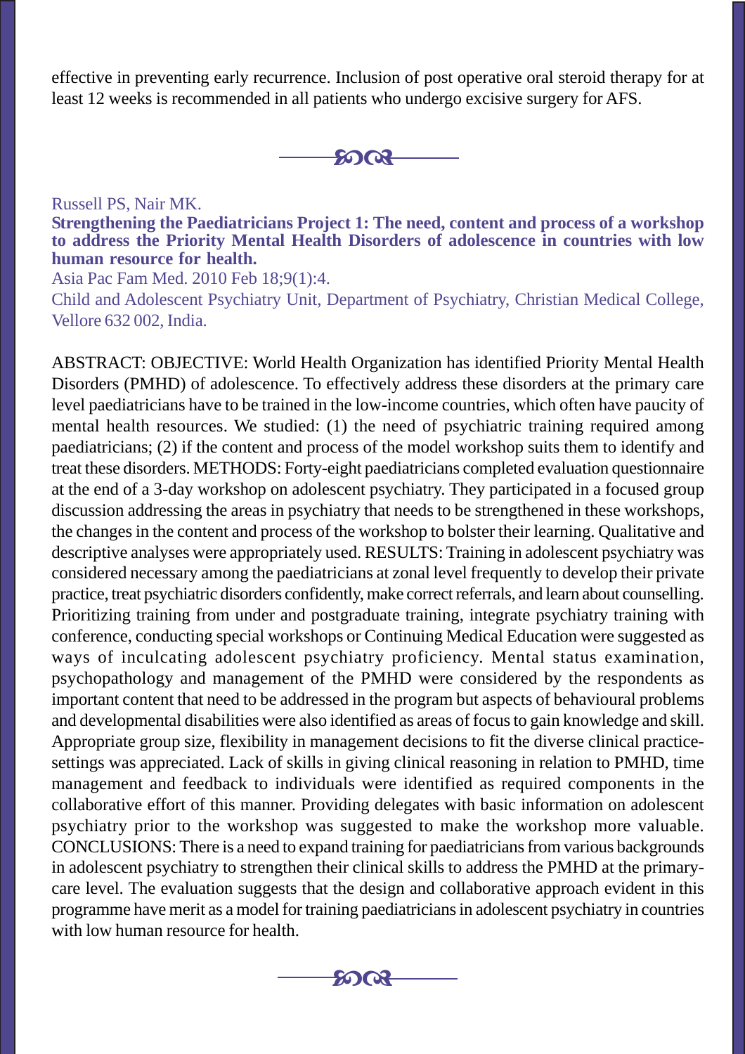effective in preventing early recurrence. Inclusion of post operative oral steroid therapy for at least 12 weeks is recommended in all patients who undergo excisive surgery for AFS.

---

Russell PS, Nair MK.

**Strengthening the Paediatricians Project 1: The need, content and process of a workshop to address the Priority Mental Health Disorders of adolescence in countries with low human resource for health.**

Asia Pac Fam Med. 2010 Feb 18;9(1):4.

Child and Adolescent Psychiatry Unit, Department of Psychiatry, Christian Medical College, Vellore 632 002, India.

ABSTRACT: OBJECTIVE: World Health Organization has identified Priority Mental Health Disorders (PMHD) of adolescence. To effectively address these disorders at the primary care level paediatricians have to be trained in the low-income countries, which often have paucity of mental health resources. We studied: (1) the need of psychiatric training required among paediatricians; (2) if the content and process of the model workshop suits them to identify and treat these disorders. METHODS: Forty-eight paediatricians completed evaluation questionnaire at the end of a 3-day workshop on adolescent psychiatry. They participated in a focused group discussion addressing the areas in psychiatry that needs to be strengthened in these workshops, the changes in the content and process of the workshop to bolster their learning. Qualitative and descriptive analyses were appropriately used. RESULTS: Training in adolescent psychiatry was considered necessary among the paediatricians at zonal level frequently to develop their private practice, treat psychiatric disorders confidently, make correct referrals, and learn about counselling. Prioritizing training from under and postgraduate training, integrate psychiatry training with conference, conducting special workshops or Continuing Medical Education were suggested as ways of inculcating adolescent psychiatry proficiency. Mental status examination, psychopathology and management of the PMHD were considered by the respondents as important content that need to be addressed in the program but aspects of behavioural problems and developmental disabilities were also identified as areas of focus to gain knowledge and skill. Appropriate group size, flexibility in management decisions to fit the diverse clinical practice-settings was appreciated. Lack of skills in giving clinical reasoning in relation to PMHD, time management and feedback to individuals were identified as required components in the collaborative effort of this manner. Providing delegates with basic information on adolescent psychiatry prior to the workshop was suggested to make the workshop more valuable. CONCLUSIONS: There is a need to expand training for paediatricians from various backgrounds in adolescent psychiatry to strengthen their clinical skills to address the PMHD at the primary-care level. The evaluation suggests that the design and collaborative approach evident in this programme have merit as a model for training paediatricians in adolescent psychiatry in countries with low human resource for health.

---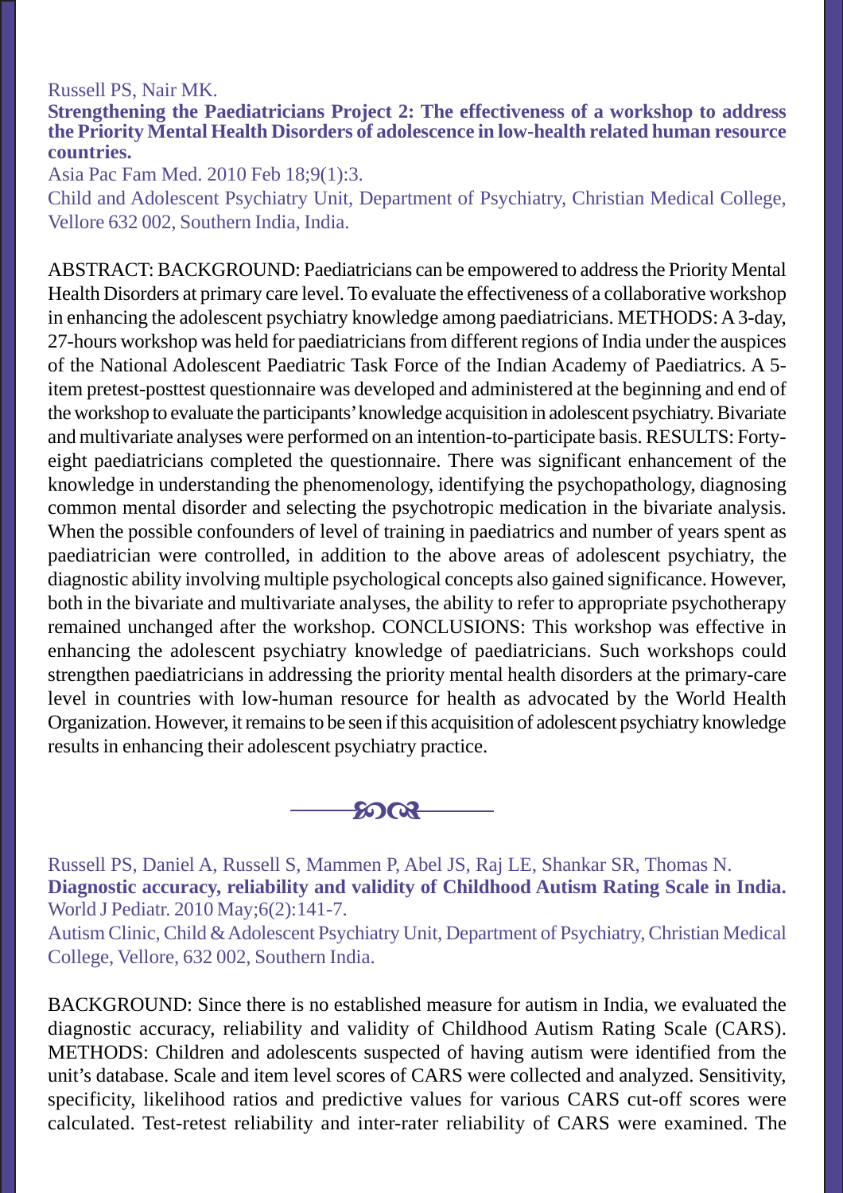Russell PS, Nair MK.

**Strengthening the Paediatricians Project 2: The effectiveness of a workshop to address the Priority Mental Health Disorders of adolescence in low-health related human resource countries.**

Asia Pac Fam Med. 2010 Feb 18;9(1):3.

Child and Adolescent Psychiatry Unit, Department of Psychiatry, Christian Medical College, Vellore 632 002, Southern India, India.

ABSTRACT: BACKGROUND: Paediatricians can be empowered to address the Priority Mental Health Disorders at primary care level. To evaluate the effectiveness of a collaborative workshop in enhancing the adolescent psychiatry knowledge among paediatricians. METHODS: A 3-day, 27-hours workshop was held for paediatricians from different regions of India under the auspices of the National Adolescent Paediatric Task Force of the Indian Academy of Paediatrics. A 5-item pretest-posttest questionnaire was developed and administered at the beginning and end of the workshop to evaluate the participants' knowledge acquisition in adolescent psychiatry. Bivariate and multivariate analyses were performed on an intention-to-participate basis. RESULTS: Forty-eight paediatricians completed the questionnaire. There was significant enhancement of the knowledge in understanding the phenomenology, identifying the psychopathology, diagnosing common mental disorder and selecting the psychotropic medication in the bivariate analysis. When the possible confounders of level of training in paediatrics and number of years spent as paediatrician were controlled, in addition to the above areas of adolescent psychiatry, the diagnostic ability involving multiple psychological concepts also gained significance. However, both in the bivariate and multivariate analyses, the ability to refer to appropriate psychotherapy remained unchanged after the workshop. CONCLUSIONS: This workshop was effective in enhancing the adolescent psychiatry knowledge of paediatricians. Such workshops could strengthen paediatricians in addressing the priority mental health disorders at the primary-care level in countries with low-human resource for health as advocated by the World Health Organization. However, it remains to be seen if this acquisition of adolescent psychiatry knowledge results in enhancing their adolescent psychiatry practice.

---

Russell PS, Daniel A, Russell S, Mammen P, Abel JS, Raj LE, Shankar SR, Thomas N.

**Diagnostic accuracy, reliability and validity of Childhood Autism Rating Scale in India.**

World J Pediatr. 2010 May;6(2):141-7.

Autism Clinic, Child & Adolescent Psychiatry Unit, Department of Psychiatry, Christian Medical College, Vellore, 632 002, Southern India.

BACKGROUND: Since there is no established measure for autism in India, we evaluated the diagnostic accuracy, reliability and validity of Childhood Autism Rating Scale (CARS). METHODS: Children and adolescents suspected of having autism were identified from the unit's database. Scale and item level scores of CARS were collected and analyzed. Sensitivity, specificity, likelihood ratios and predictive values for various CARS cut-off scores were calculated. Test-retest reliability and inter-rater reliability of CARS were examined. The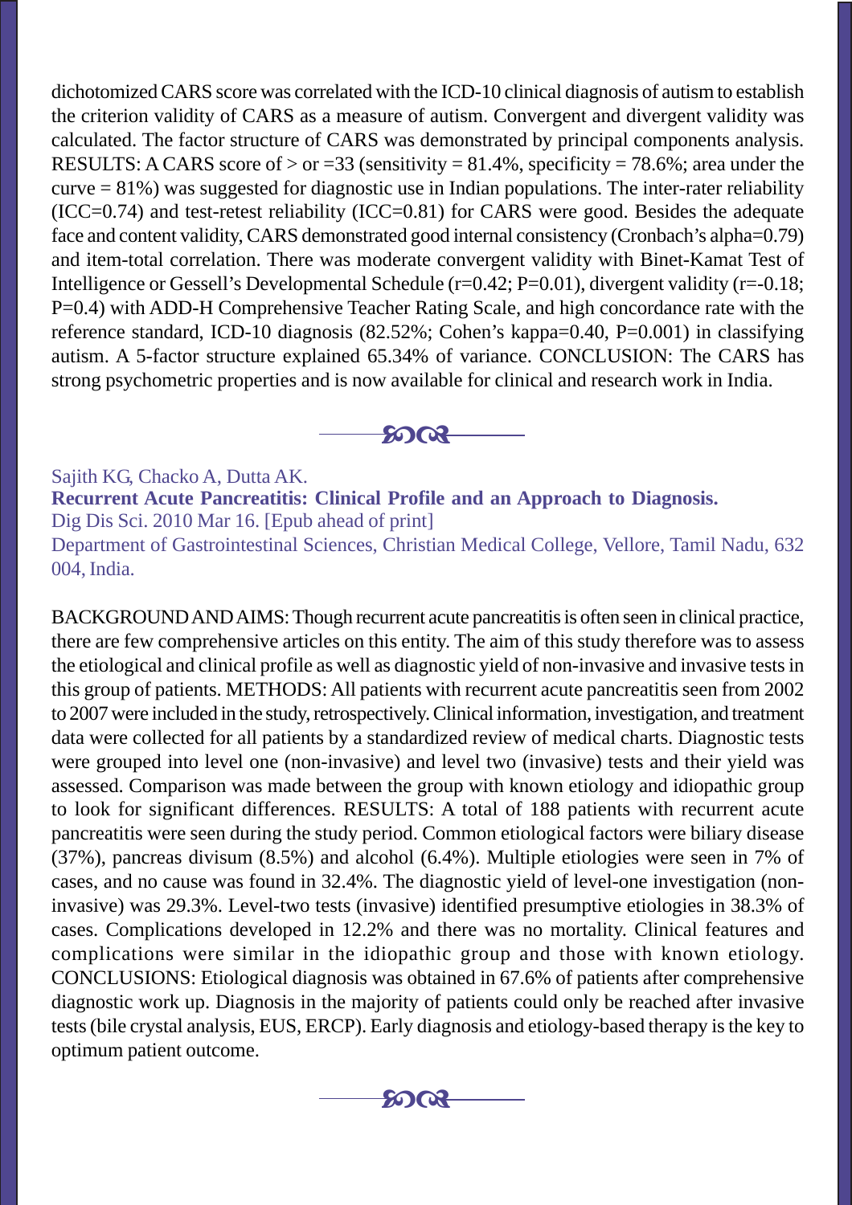dichotomized CARS score was correlated with the ICD-10 clinical diagnosis of autism to establish the criterion validity of CARS as a measure of autism. Convergent and divergent validity was calculated. The factor structure of CARS was demonstrated by principal components analysis. RESULTS: A CARS score of > or =33 (sensitivity = 81.4%, specificity = 78.6%; area under the curve = 81%) was suggested for diagnostic use in Indian populations. The inter-rater reliability (ICC=0.74) and test-retest reliability (ICC=0.81) for CARS were good. Besides the adequate face and content validity, CARS demonstrated good internal consistency (Cronbach's alpha=0.79) and item-total correlation. There was moderate convergent validity with Binet-Kamat Test of Intelligence or Gessell's Developmental Schedule (r=0.42; P=0.01), divergent validity (r=-0.18; P=0.4) with ADD-H Comprehensive Teacher Rating Scale, and high concordance rate with the reference standard, ICD-10 diagnosis (82.52%; Cohen's kappa=0.40, P=0.001) in classifying autism. A 5-factor structure explained 65.34% of variance. CONCLUSION: The CARS has strong psychometric properties and is now available for clinical and research work in India.

---

Sajith KG, Chacko A, Dutta AK.

**Recurrent Acute Pancreatitis: Clinical Profile and an Approach to Diagnosis.**

Dig Dis Sci. 2010 Mar 16. [Epub ahead of print]

Department of Gastrointestinal Sciences, Christian Medical College, Vellore, Tamil Nadu, 632 004, India.

BACKGROUND AND AIMS: Though recurrent acute pancreatitis is often seen in clinical practice, there are few comprehensive articles on this entity. The aim of this study therefore was to assess the etiological and clinical profile as well as diagnostic yield of non-invasive and invasive tests in this group of patients. METHODS: All patients with recurrent acute pancreatitis seen from 2002 to 2007 were included in the study, retrospectively. Clinical information, investigation, and treatment data were collected for all patients by a standardized review of medical charts. Diagnostic tests were grouped into level one (non-invasive) and level two (invasive) tests and their yield was assessed. Comparison was made between the group with known etiology and idiopathic group to look for significant differences. RESULTS: A total of 188 patients with recurrent acute pancreatitis were seen during the study period. Common etiological factors were biliary disease (37%), pancreas divisum (8.5%) and alcohol (6.4%). Multiple etiologies were seen in 7% of cases, and no cause was found in 32.4%. The diagnostic yield of level-one investigation (non-invasive) was 29.3%. Level-two tests (invasive) identified presumptive etiologies in 38.3% of cases. Complications developed in 12.2% and there was no mortality. Clinical features and complications were similar in the idiopathic group and those with known etiology. CONCLUSIONS: Etiological diagnosis was obtained in 67.6% of patients after comprehensive diagnostic work up. Diagnosis in the majority of patients could only be reached after invasive tests (bile crystal analysis, EUS, ERCP). Early diagnosis and etiology-based therapy is the key to optimum patient outcome.

---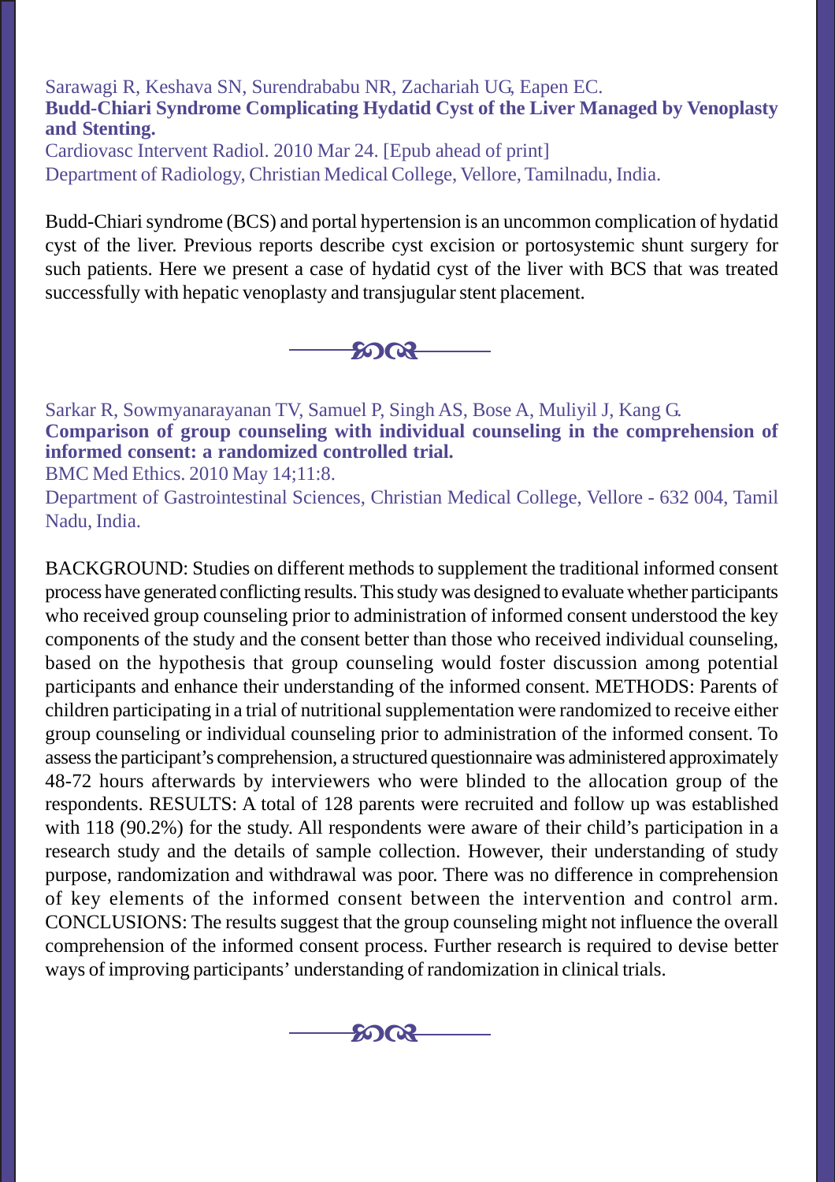Sarawagi R, Keshava SN, Surendrababu NR, Zachariah UG, Eapen EC.

**Budd-Chiari Syndrome Complicating Hydatid Cyst of the Liver Managed by Venoplasty and Stenting.**

Cardiovasc Intervent Radiol. 2010 Mar 24. [Epub ahead of print]

Department of Radiology, Christian Medical College, Vellore, Tamilnadu, India.

Budd-Chiari syndrome (BCS) and portal hypertension is an uncommon complication of hydatid cyst of the liver. Previous reports describe cyst excision or portosystemic shunt surgery for such patients. Here we present a case of hydatid cyst of the liver with BCS that was treated successfully with hepatic venoplasty and transjugular stent placement.

---

Sarkar R, Sowmyanarayanan TV, Samuel P, Singh AS, Bose A, Muliyil J, Kang G.

**Comparison of group counseling with individual counseling in the comprehension of informed consent: a randomized controlled trial.**

BMC Med Ethics. 2010 May 14;11:8.

Department of Gastrointestinal Sciences, Christian Medical College, Vellore - 632 004, Tamil Nadu, India.

BACKGROUND: Studies on different methods to supplement the traditional informed consent process have generated conflicting results. This study was designed to evaluate whether participants who received group counseling prior to administration of informed consent understood the key components of the study and the consent better than those who received individual counseling, based on the hypothesis that group counseling would foster discussion among potential participants and enhance their understanding of the informed consent. METHODS: Parents of children participating in a trial of nutritional supplementation were randomized to receive either group counseling or individual counseling prior to administration of the informed consent. To assess the participant's comprehension, a structured questionnaire was administered approximately 48-72 hours afterwards by interviewers who were blinded to the allocation group of the respondents. RESULTS: A total of 128 parents were recruited and follow up was established with 118 (90.2%) for the study. All respondents were aware of their child's participation in a research study and the details of sample collection. However, their understanding of study purpose, randomization and withdrawal was poor. There was no difference in comprehension of key elements of the informed consent between the intervention and control arm. CONCLUSIONS: The results suggest that the group counseling might not influence the overall comprehension of the informed consent process. Further research is required to devise better ways of improving participants' understanding of randomization in clinical trials.

---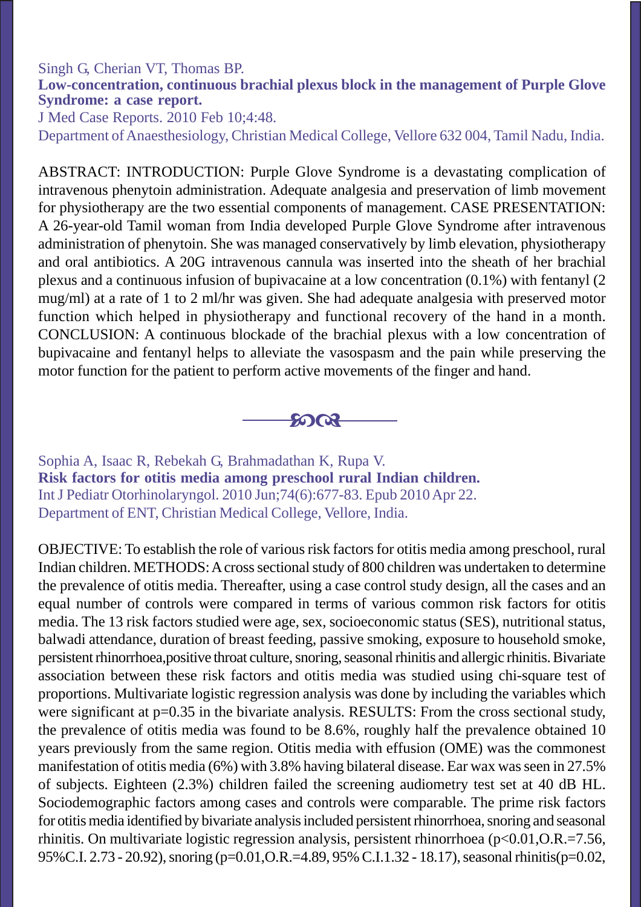Singh G, Cherian VT, Thomas BP.

**Low-concentration, continuous brachial plexus block in the management of Purple Glove Syndrome: a case report.**

J Med Case Reports. 2010 Feb 10;4:48.

Department of Anaesthesiology, Christian Medical College, Vellore 632 004, Tamil Nadu, India.

ABSTRACT: INTRODUCTION: Purple Glove Syndrome is a devastating complication of intravenous phenytoin administration. Adequate analgesia and preservation of limb movement for physiotherapy are the two essential components of management. CASE PRESENTATION: A 26-year-old Tamil woman from India developed Purple Glove Syndrome after intravenous administration of phenytoin. She was managed conservatively by limb elevation, physiotherapy and oral antibiotics. A 20G intravenous cannula was inserted into the sheath of her brachial plexus and a continuous infusion of bupivacaine at a low concentration (0.1%) with fentanyl (2 mug/ml) at a rate of 1 to 2 ml/hr was given. She had adequate analgesia with preserved motor function which helped in physiotherapy and functional recovery of the hand in a month. CONCLUSION: A continuous blockade of the brachial plexus with a low concentration of bupivacaine and fentanyl helps to alleviate the vasospasm and the pain while preserving the motor function for the patient to perform active movements of the finger and hand.

---

Sophia A, Isaac R, Rebekah G, Brahmadathan K, Rupa V.

**Risk factors for otitis media among preschool rural Indian children.**

Int J Pediatr Otorhinolaryngol. 2010 Jun;74(6):677-83. Epub 2010 Apr 22.

Department of ENT, Christian Medical College, Vellore, India.

OBJECTIVE: To establish the role of various risk factors for otitis media among preschool, rural Indian children. METHODS: A cross sectional study of 800 children was undertaken to determine the prevalence of otitis media. Thereafter, using a case control study design, all the cases and an equal number of controls were compared in terms of various common risk factors for otitis media. The 13 risk factors studied were age, sex, socioeconomic status (SES), nutritional status, balwadi attendance, duration of breast feeding, passive smoking, exposure to household smoke, persistent rhinorrhoea,positive throat culture, snoring, seasonal rhinitis and allergic rhinitis. Bivariate association between these risk factors and otitis media was studied using chi-square test of proportions. Multivariate logistic regression analysis was done by including the variables which were significant at p=0.35 in the bivariate analysis. RESULTS: From the cross sectional study, the prevalence of otitis media was found to be 8.6%, roughly half the prevalence obtained 10 years previously from the same region. Otitis media with effusion (OME) was the commonest manifestation of otitis media (6%) with 3.8% having bilateral disease. Ear wax was seen in 27.5% of subjects. Eighteen (2.3%) children failed the screening audiometry test set at 40 dB HL. Sociodemographic factors among cases and controls were comparable. The prime risk factors for otitis media identified by bivariate analysis included persistent rhinorrhoea, snoring and seasonal rhinitis. On multivariate logistic regression analysis, persistent rhinorrhoea (p<0.01,O.R.=7.56, 95%C.I. 2.73 - 20.92), snoring (p=0.01,O.R.=4.89, 95% C.I.1.32 - 18.17), seasonal rhinitis(p=0.02,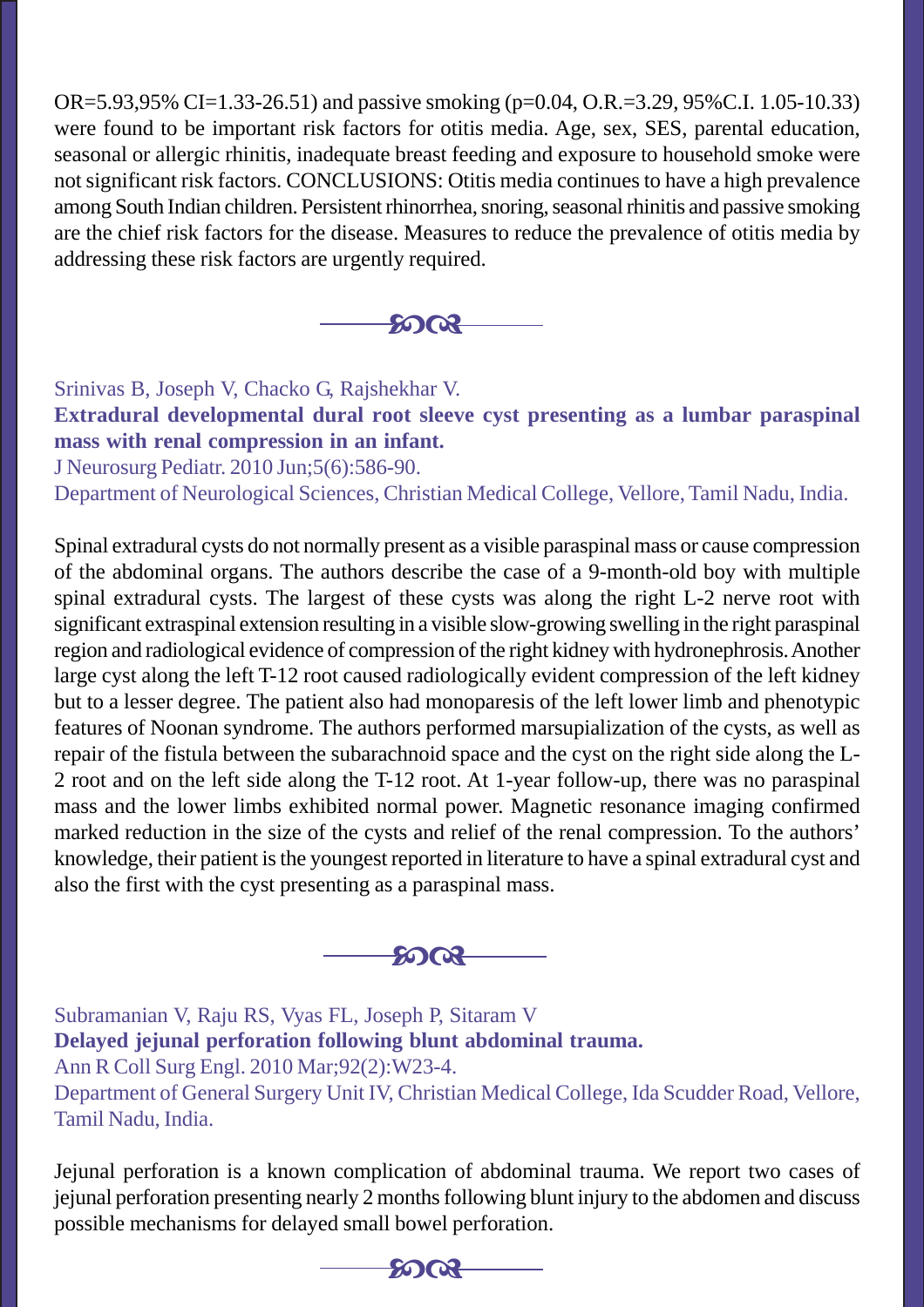OR=5.93,95% CI=1.33-26.51) and passive smoking (p=0.04, O.R.=3.29, 95%C.I. 1.05-10.33) were found to be important risk factors for otitis media. Age, sex, SES, parental education, seasonal or allergic rhinitis, inadequate breast feeding and exposure to household smoke were not significant risk factors. CONCLUSIONS: Otitis media continues to have a high prevalence among South Indian children. Persistent rhinorrhea, snoring, seasonal rhinitis and passive smoking are the chief risk factors for the disease. Measures to reduce the prevalence of otitis media by addressing these risk factors are urgently required.

---

Srinivas B, Joseph V, Chacko G, Rajshekhar V.

**Extradural developmental dural root sleeve cyst presenting as a lumbar paraspinal mass with renal compression in an infant.**

J Neurosurg Pediatr. 2010 Jun;5(6):586-90.

Department of Neurological Sciences, Christian Medical College, Vellore, Tamil Nadu, India.

Spinal extradural cysts do not normally present as a visible paraspinal mass or cause compression of the abdominal organs. The authors describe the case of a 9-month-old boy with multiple spinal extradural cysts. The largest of these cysts was along the right L-2 nerve root with significant extraspinal extension resulting in a visible slow-growing swelling in the right paraspinal region and radiological evidence of compression of the right kidney with hydronephrosis. Another large cyst along the left T-12 root caused radiologically evident compression of the left kidney but to a lesser degree. The patient also had monoparesis of the left lower limb and phenotypic features of Noonan syndrome. The authors performed marsupialization of the cysts, as well as repair of the fistula between the subarachnoid space and the cyst on the right side along the L-2 root and on the left side along the T-12 root. At 1-year follow-up, there was no paraspinal mass and the lower limbs exhibited normal power. Magnetic resonance imaging confirmed marked reduction in the size of the cysts and relief of the renal compression. To the authors' knowledge, their patient is the youngest reported in literature to have a spinal extradural cyst and also the first with the cyst presenting as a paraspinal mass.

---

Subramanian V, Raju RS, Vyas FL, Joseph P, Sitaram V

**Delayed jejunal perforation following blunt abdominal trauma.**

Ann R Coll Surg Engl. 2010 Mar;92(2):W23-4.

Department of General Surgery Unit IV, Christian Medical College, Ida Scudder Road, Vellore, Tamil Nadu, India.

Jejunal perforation is a known complication of abdominal trauma. We report two cases of jejunal perforation presenting nearly 2 months following blunt injury to the abdomen and discuss possible mechanisms for delayed small bowel perforation.

---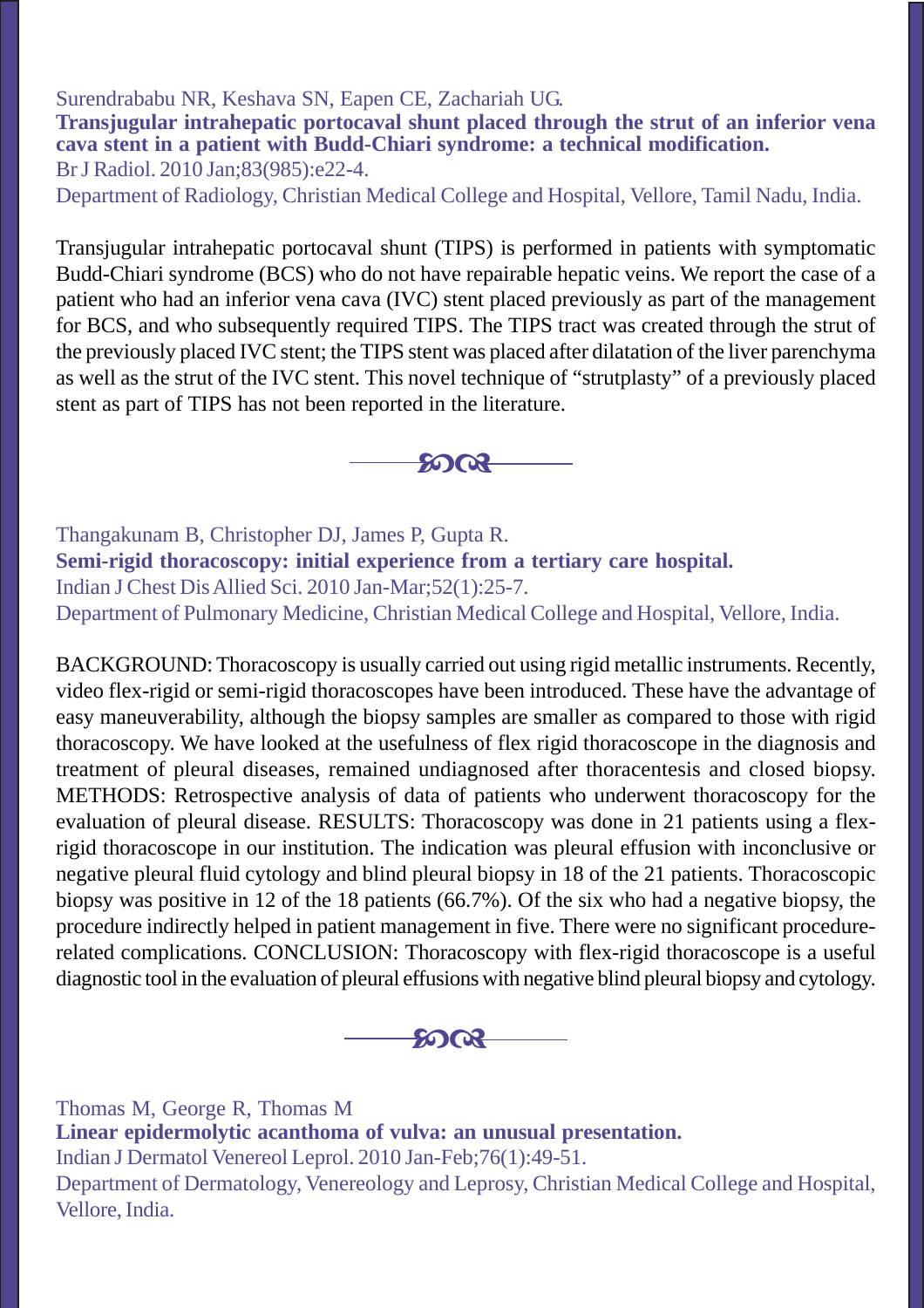Surendrababu NR, Keshava SN, Eapen CE, Zachariah UG.

**Transjugular intrahepatic portocaval shunt placed through the strut of an inferior vena cava stent in a patient with Budd-Chiari syndrome: a technical modification.**

Br J Radiol. 2010 Jan;83(985):e22-4.

Department of Radiology, Christian Medical College and Hospital, Vellore, Tamil Nadu, India.

Transjugular intrahepatic portocaval shunt (TIPS) is performed in patients with symptomatic Budd-Chiari syndrome (BCS) who do not have repairable hepatic veins. We report the case of a patient who had an inferior vena cava (IVC) stent placed previously as part of the management for BCS, and who subsequently required TIPS. The TIPS tract was created through the strut of the previously placed IVC stent; the TIPS stent was placed after dilatation of the liver parenchyma as well as the strut of the IVC stent. This novel technique of "strutplasty" of a previously placed stent as part of TIPS has not been reported in the literature.

---

Thangakunam B, Christopher DJ, James P, Gupta R.

**Semi-rigid thoracoscopy: initial experience from a tertiary care hospital.**

Indian J Chest Dis Allied Sci. 2010 Jan-Mar;52(1):25-7.

Department of Pulmonary Medicine, Christian Medical College and Hospital, Vellore, India.

BACKGROUND: Thoracoscopy is usually carried out using rigid metallic instruments. Recently, video flex-rigid or semi-rigid thoracoscopes have been introduced. These have the advantage of easy maneuverability, although the biopsy samples are smaller as compared to those with rigid thoracoscopy. We have looked at the usefulness of flex rigid thoracoscope in the diagnosis and treatment of pleural diseases, remained undiagnosed after thoracentesis and closed biopsy. METHODS: Retrospective analysis of data of patients who underwent thoracoscopy for the evaluation of pleural disease. RESULTS: Thoracoscopy was done in 21 patients using a flex-rigid thoracoscope in our institution. The indication was pleural effusion with inconclusive or negative pleural fluid cytology and blind pleural biopsy in 18 of the 21 patients. Thoracoscopic biopsy was positive in 12 of the 18 patients (66.7%). Of the six who had a negative biopsy, the procedure indirectly helped in patient management in five. There were no significant procedure-related complications. CONCLUSION: Thoracoscopy with flex-rigid thoracoscope is a useful diagnostic tool in the evaluation of pleural effusions with negative blind pleural biopsy and cytology.

---

Thomas M, George R, Thomas M

**Linear epidermolytic acanthoma of vulva: an unusual presentation.**

Indian J Dermatol Venereol Leprol. 2010 Jan-Feb;76(1):49-51.

Department of Dermatology, Venereology and Leprosy, Christian Medical College and Hospital, Vellore, India.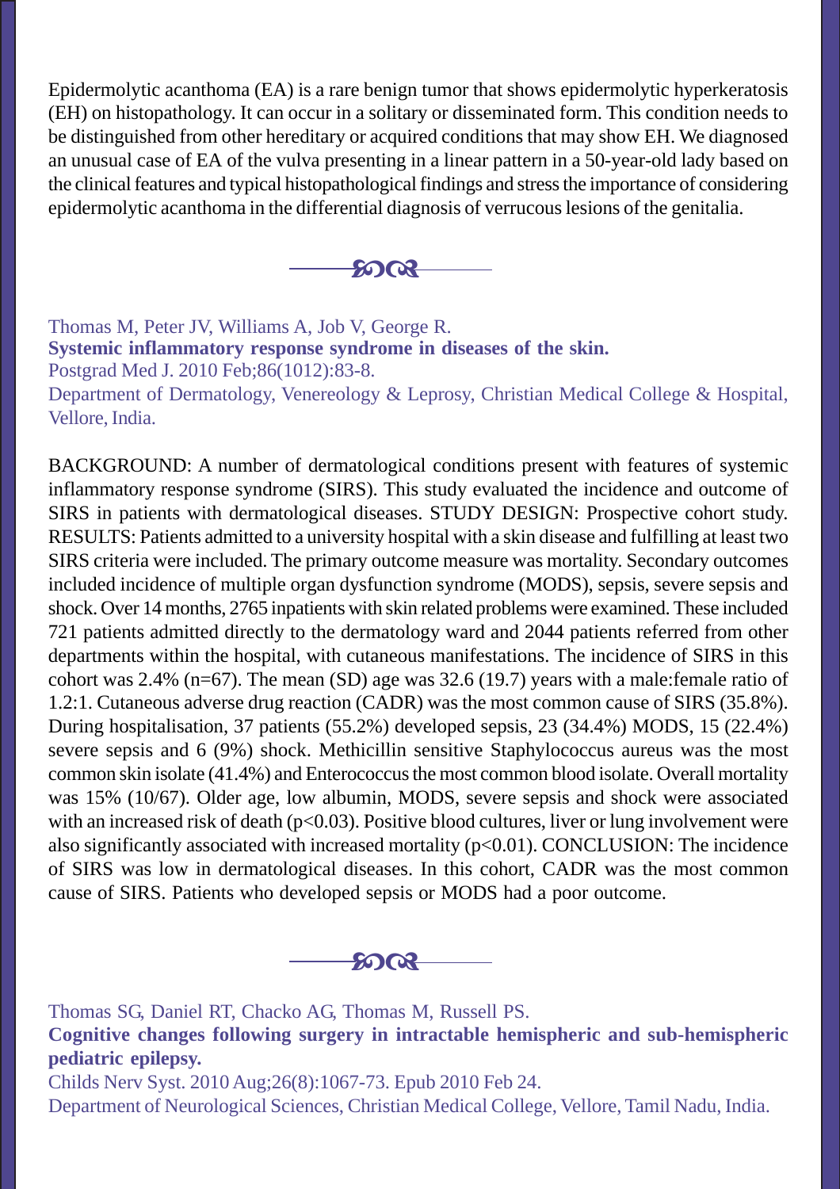Epidermolytic acanthoma (EA) is a rare benign tumor that shows epidermolytic hyperkeratosis (EH) on histopathology. It can occur in a solitary or disseminated form. This condition needs to be distinguished from other hereditary or acquired conditions that may show EH. We diagnosed an unusual case of EA of the vulva presenting in a linear pattern in a 50-year-old lady based on the clinical features and typical histopathological findings and stress the importance of considering epidermolytic acanthoma in the differential diagnosis of verrucous lesions of the genitalia.

---

Thomas M, Peter JV, Williams A, Job V, George R.

**Systemic inflammatory response syndrome in diseases of the skin.**

Postgrad Med J. 2010 Feb;86(1012):83-8.

Department of Dermatology, Venereology & Leprosy, Christian Medical College & Hospital, Vellore, India.

BACKGROUND: A number of dermatological conditions present with features of systemic inflammatory response syndrome (SIRS). This study evaluated the incidence and outcome of SIRS in patients with dermatological diseases. STUDY DESIGN: Prospective cohort study. RESULTS: Patients admitted to a university hospital with a skin disease and fulfilling at least two SIRS criteria were included. The primary outcome measure was mortality. Secondary outcomes included incidence of multiple organ dysfunction syndrome (MODS), sepsis, severe sepsis and shock. Over 14 months, 2765 inpatients with skin related problems were examined. These included 721 patients admitted directly to the dermatology ward and 2044 patients referred from other departments within the hospital, with cutaneous manifestations. The incidence of SIRS in this cohort was 2.4% (n=67). The mean (SD) age was 32.6 (19.7) years with a male:female ratio of 1.2:1. Cutaneous adverse drug reaction (CADR) was the most common cause of SIRS (35.8%). During hospitalisation, 37 patients (55.2%) developed sepsis, 23 (34.4%) MODS, 15 (22.4%) severe sepsis and 6 (9%) shock. Methicillin sensitive Staphylococcus aureus was the most common skin isolate (41.4%) and Enterococcus the most common blood isolate. Overall mortality was 15% (10/67). Older age, low albumin, MODS, severe sepsis and shock were associated with an increased risk of death ($p<0.03$). Positive blood cultures, liver or lung involvement were also significantly associated with increased mortality ($p<0.01$). CONCLUSION: The incidence of SIRS was low in dermatological diseases. In this cohort, CADR was the most common cause of SIRS. Patients who developed sepsis or MODS had a poor outcome.

---

Thomas SG, Daniel RT, Chacko AG, Thomas M, Russell PS.

**Cognitive changes following surgery in intractable hemispheric and sub-hemispheric pediatric epilepsy.**

Childs Nerv Syst. 2010 Aug;26(8):1067-73. Epub 2010 Feb 24.

Department of Neurological Sciences, Christian Medical College, Vellore, Tamil Nadu, India.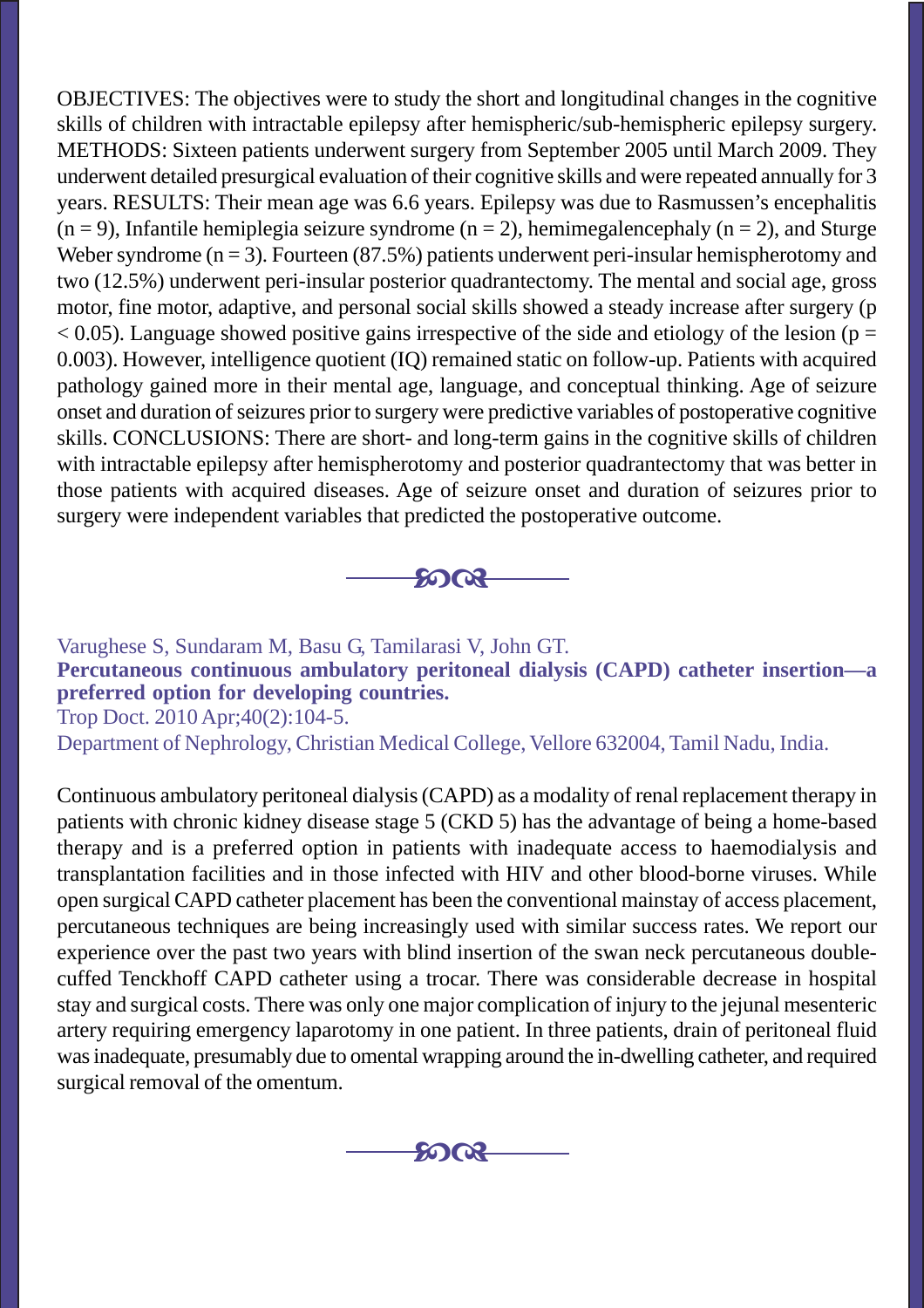OBJECTIVES: The objectives were to study the short and longitudinal changes in the cognitive skills of children with intractable epilepsy after hemispheric/sub-hemispheric epilepsy surgery. METHODS: Sixteen patients underwent surgery from September 2005 until March 2009. They underwent detailed presurgical evaluation of their cognitive skills and were repeated annually for 3 years. RESULTS: Their mean age was 6.6 years. Epilepsy was due to Rasmussen's encephalitis ($n = 9$), Infantile hemiplegia seizure syndrome ($n = 2$), hemimegalencephaly ($n = 2$), and Sturge Weber syndrome ($n = 3$). Fourteen (87.5%) patients underwent peri-insular hemispherotomy and two (12.5%) underwent peri-insular posterior quadrantectomy. The mental and social age, gross motor, fine motor, adaptive, and personal social skills showed a steady increase after surgery ($p < 0.05$). Language showed positive gains irrespective of the side and etiology of the lesion ($p = 0.003$). However, intelligence quotient (IQ) remained static on follow-up. Patients with acquired pathology gained more in their mental age, language, and conceptual thinking. Age of seizure onset and duration of seizures prior to surgery were predictive variables of postoperative cognitive skills. CONCLUSIONS: There are short- and long-term gains in the cognitive skills of children with intractable epilepsy after hemispherotomy and posterior quadrantectomy that was better in those patients with acquired diseases. Age of seizure onset and duration of seizures prior to surgery were independent variables that predicted the postoperative outcome.

---

Varughese S, Sundaram M, Basu G, Tamilarasi V, John GT.

**Percutaneous continuous ambulatory peritoneal dialysis (CAPD) catheter insertion—a preferred option for developing countries.**

Trop Doct. 2010 Apr;40(2):104-5.

Department of Nephrology, Christian Medical College, Vellore 632004, Tamil Nadu, India.

Continuous ambulatory peritoneal dialysis (CAPD) as a modality of renal replacement therapy in patients with chronic kidney disease stage 5 (CKD 5) has the advantage of being a home-based therapy and is a preferred option in patients with inadequate access to haemodialysis and transplantation facilities and in those infected with HIV and other blood-borne viruses. While open surgical CAPD catheter placement has been the conventional mainstay of access placement, percutaneous techniques are being increasingly used with similar success rates. We report our experience over the past two years with blind insertion of the swan neck percutaneous double-cuffed Tenckhoff CAPD catheter using a trocar. There was considerable decrease in hospital stay and surgical costs. There was only one major complication of injury to the jejunal mesenteric artery requiring emergency laparotomy in one patient. In three patients, drain of peritoneal fluid was inadequate, presumably due to omental wrapping around the in-dwelling catheter, and required surgical removal of the omentum.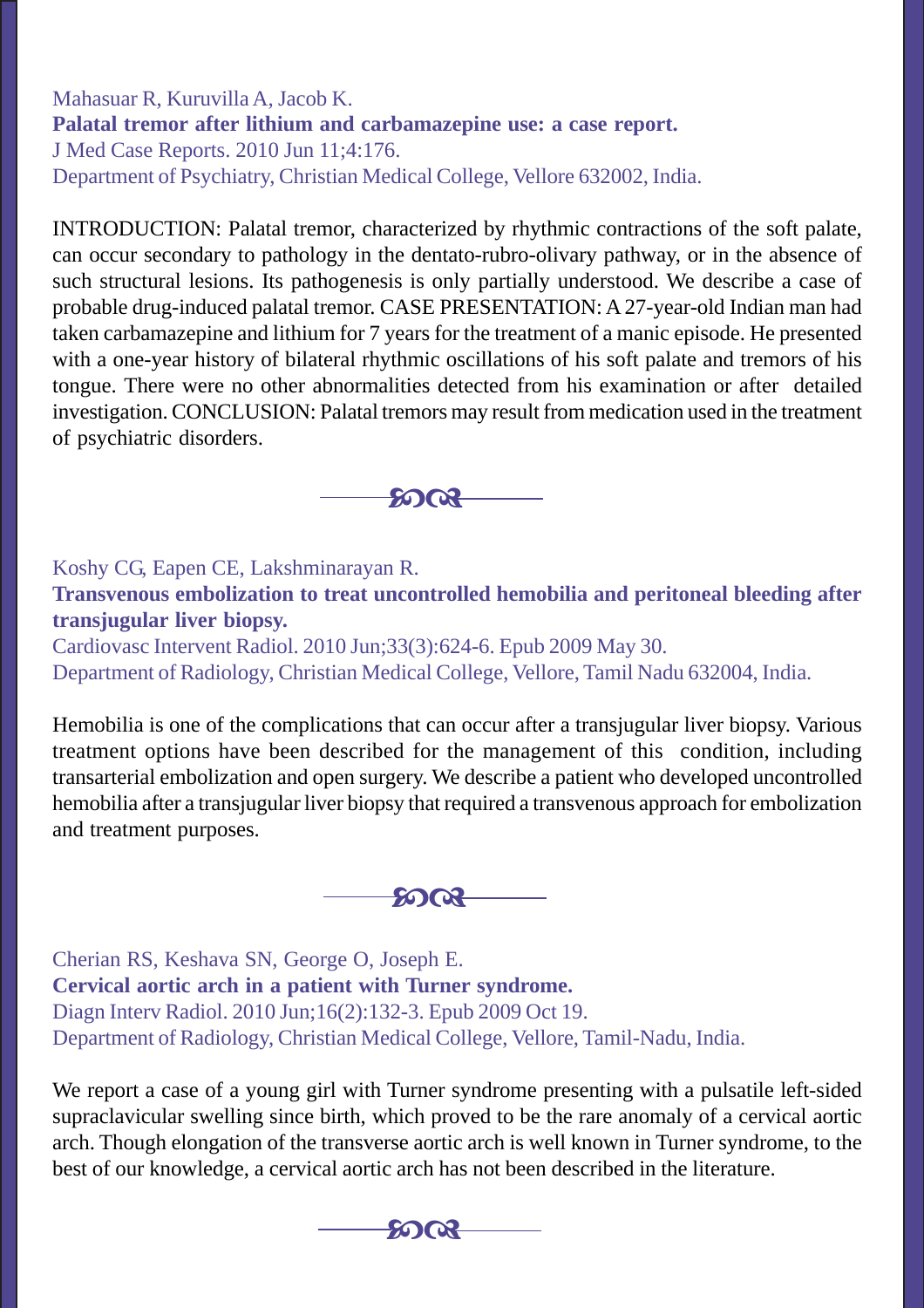Mahasuar R, Kuruvilla A, Jacob K.

**Palatal tremor after lithium and carbamazepine use: a case report.**

J Med Case Reports. 2010 Jun 11;4:176.

Department of Psychiatry, Christian Medical College, Vellore 632002, India.

INTRODUCTION: Palatal tremor, characterized by rhythmic contractions of the soft palate, can occur secondary to pathology in the dentato-rubro-olivary pathway, or in the absence of such structural lesions. Its pathogenesis is only partially understood. We describe a case of probable drug-induced palatal tremor. CASE PRESENTATION: A 27-year-old Indian man had taken carbamazepine and lithium for 7 years for the treatment of a manic episode. He presented with a one-year history of bilateral rhythmic oscillations of his soft palate and tremors of his tongue. There were no other abnormalities detected from his examination or after detailed investigation. CONCLUSION: Palatal tremors may result from medication used in the treatment of psychiatric disorders.

---

Koshy CG, Eapen CE, Lakshminarayan R.

**Transvenous embolization to treat uncontrolled hemobilia and peritoneal bleeding after transjugular liver biopsy.**

Cardiovasc Intervent Radiol. 2010 Jun;33(3):624-6. Epub 2009 May 30.

Department of Radiology, Christian Medical College, Vellore, Tamil Nadu 632004, India.

Hemobilia is one of the complications that can occur after a transjugular liver biopsy. Various treatment options have been described for the management of this condition, including transarterial embolization and open surgery. We describe a patient who developed uncontrolled hemobilia after a transjugular liver biopsy that required a transvenous approach for embolization and treatment purposes.

---

Cherian RS, Keshava SN, George O, Joseph E.

**Cervical aortic arch in a patient with Turner syndrome.**

Diagn Interv Radiol. 2010 Jun;16(2):132-3. Epub 2009 Oct 19.

Department of Radiology, Christian Medical College, Vellore, Tamil-Nadu, India.

We report a case of a young girl with Turner syndrome presenting with a pulsatile left-sided supraclavicular swelling since birth, which proved to be the rare anomaly of a cervical aortic arch. Though elongation of the transverse aortic arch is well known in Turner syndrome, to the best of our knowledge, a cervical aortic arch has not been described in the literature.

---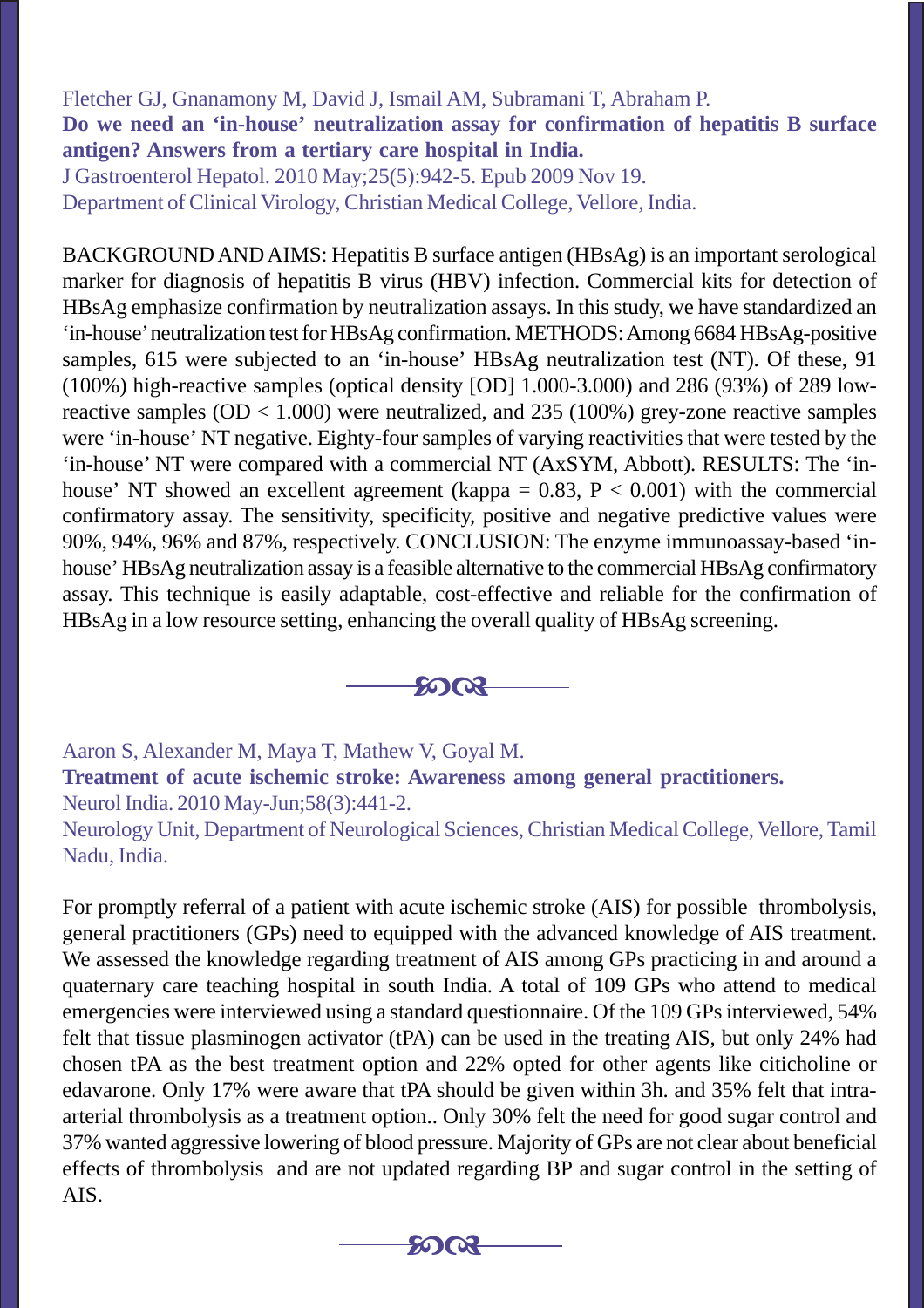Fletcher GJ, Gnanamony M, David J, Ismail AM, Subramani T, Abraham P.

**Do we need an 'in-house' neutralization assay for confirmation of hepatitis B surface antigen? Answers from a tertiary care hospital in India.**

J Gastroenterol Hepatol. 2010 May;25(5):942-5. Epub 2009 Nov 19.

Department of Clinical Virology, Christian Medical College, Vellore, India.

BACKGROUND AND AIMS: Hepatitis B surface antigen (HBsAg) is an important serological marker for diagnosis of hepatitis B virus (HBV) infection. Commercial kits for detection of HBsAg emphasize confirmation by neutralization assays. In this study, we have standardized an 'in-house' neutralization test for HBsAg confirmation. METHODS: Among 6684 HBsAg-positive samples, 615 were subjected to an 'in-house' HBsAg neutralization test (NT). Of these, 91 (100%) high-reactive samples (optical density [OD] 1.000-3.000) and 286 (93%) of 289 low-reactive samples (OD < 1.000) were neutralized, and 235 (100%) grey-zone reactive samples were 'in-house' NT negative. Eighty-four samples of varying reactivities that were tested by the 'in-house' NT were compared with a commercial NT (AxSYM, Abbott). RESULTS: The 'in-house' NT showed an excellent agreement (kappa = 0.83, $P < 0.001$) with the commercial confirmatory assay. The sensitivity, specificity, positive and negative predictive values were 90%, 94%, 96% and 87%, respectively. CONCLUSION: The enzyme immunoassay-based 'in-house' HBsAg neutralization assay is a feasible alternative to the commercial HBsAg confirmatory assay. This technique is easily adaptable, cost-effective and reliable for the confirmation of HBsAg in a low resource setting, enhancing the overall quality of HBsAg screening.

---

Aaron S, Alexander M, Maya T, Mathew V, Goyal M.

**Treatment of acute ischemic stroke: Awareness among general practitioners.**

Neurol India. 2010 May-Jun;58(3):441-2.

Neurology Unit, Department of Neurological Sciences, Christian Medical College, Vellore, Tamil Nadu, India.

For promptly referral of a patient with acute ischemic stroke (AIS) for possible thrombolysis, general practitioners (GPs) need to equipped with the advanced knowledge of AIS treatment. We assessed the knowledge regarding treatment of AIS among GPs practicing in and around a quaternary care teaching hospital in south India. A total of 109 GPs who attend to medical emergencies were interviewed using a standard questionnaire. Of the 109 GPs interviewed, 54% felt that tissue plasminogen activator (tPA) can be used in the treating AIS, but only 24% had chosen tPA as the best treatment option and 22% opted for other agents like citicholine or edavarone. Only 17% were aware that tPA should be given within 3h. and 35% felt that intra-arterial thrombolysis as a treatment option.. Only 30% felt the need for good sugar control and 37% wanted aggressive lowering of blood pressure. Majority of GPs are not clear about beneficial effects of thrombolysis and are not updated regarding BP and sugar control in the setting of AIS.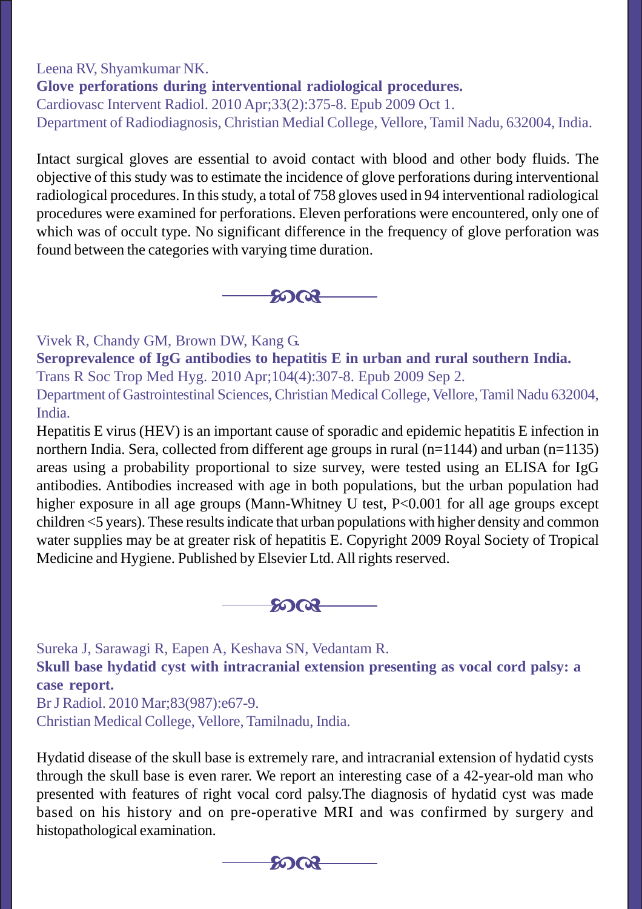Leena RV, Shyamkumar NK.

**Glove perforations during interventional radiological procedures.**

Cardiovasc Intervent Radiol. 2010 Apr;33(2):375-8. Epub 2009 Oct 1.

Department of Radiodiagnosis, Christian Medial College, Vellore, Tamil Nadu, 632004, India.

Intact surgical gloves are essential to avoid contact with blood and other body fluids. The objective of this study was to estimate the incidence of glove perforations during interventional radiological procedures. In this study, a total of 758 gloves used in 94 interventional radiological procedures were examined for perforations. Eleven perforations were encountered, only one of which was of occult type. No significant difference in the frequency of glove perforation was found between the categories with varying time duration.

---

Vivek R, Chandy GM, Brown DW, Kang G.

**Seroprevalence of IgG antibodies to hepatitis E in urban and rural southern India.**

Trans R Soc Trop Med Hyg. 2010 Apr;104(4):307-8. Epub 2009 Sep 2.

Department of Gastrointestinal Sciences, Christian Medical College, Vellore, Tamil Nadu 632004, India.

Hepatitis E virus (HEV) is an important cause of sporadic and epidemic hepatitis E infection in northern India. Sera, collected from different age groups in rural (n=1144) and urban (n=1135) areas using a probability proportional to size survey, were tested using an ELISA for IgG antibodies. Antibodies increased with age in both populations, but the urban population had higher exposure in all age groups (Mann-Whitney U test, $P<0.001$ for all age groups except children <5 years). These results indicate that urban populations with higher density and common water supplies may be at greater risk of hepatitis E. Copyright 2009 Royal Society of Tropical Medicine and Hygiene. Published by Elsevier Ltd. All rights reserved.

---

Sureka J, Sarawagi R, Eapen A, Keshava SN, Vedantam R.

**Skull base hydatid cyst with intracranial extension presenting as vocal cord palsy: a case report.**

Br J Radiol. 2010 Mar;83(987):e67-9.

Christian Medical College, Vellore, Tamilnadu, India.

Hydatid disease of the skull base is extremely rare, and intracranial extension of hydatid cysts through the skull base is even rarer. We report an interesting case of a 42-year-old man who presented with features of right vocal cord palsy.The diagnosis of hydatid cyst was made based on his history and on pre-operative MRI and was confirmed by surgery and histopathological examination.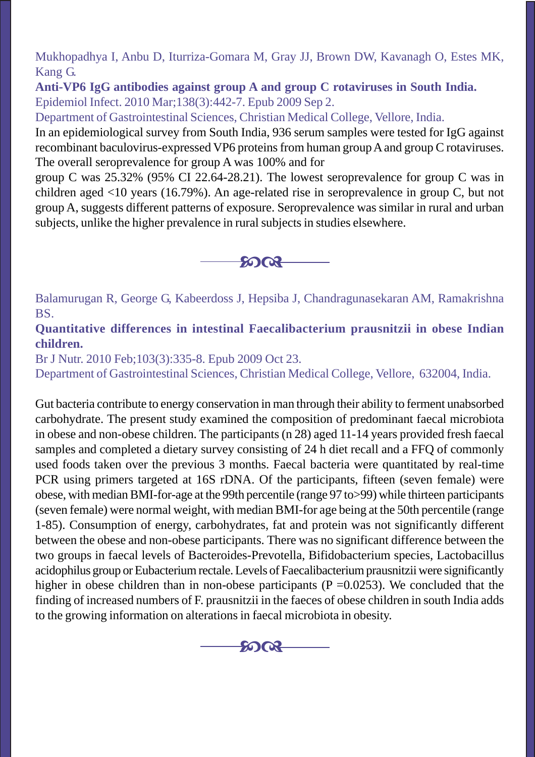Mukhopadhya I, Anbu D, Iturriza-Gomara M, Gray JJ, Brown DW, Kavanagh O, Estes MK, Kang G.

**Anti-VP6 IgG antibodies against group A and group C rotaviruses in South India.**

Epidemiol Infect. 2010 Mar;138(3):442-7. Epub 2009 Sep 2.

Department of Gastrointestinal Sciences, Christian Medical College, Vellore, India.

In an epidemiological survey from South India, 936 serum samples were tested for IgG against recombinant baculovirus-expressed VP6 proteins from human group A and group C rotaviruses. The overall seroprevalence for group A was 100% and for group C was 25.32% (95% CI 22.64-28.21). The lowest seroprevalence for group C was in children aged <10 years (16.79%). An age-related rise in seroprevalence in group C, but not group A, suggests different patterns of exposure. Seroprevalence was similar in rural and urban subjects, unlike the higher prevalence in rural subjects in studies elsewhere.

---

Balamurugan R, George G, Kabeerdoss J, Hepsiba J, Chandragunasekaran AM, Ramakrishna BS.

**Quantitative differences in intestinal Faecalibacterium prausnitzii in obese Indian children.**

Br J Nutr. 2010 Feb;103(3):335-8. Epub 2009 Oct 23.

Department of Gastrointestinal Sciences, Christian Medical College, Vellore, 632004, India.

Gut bacteria contribute to energy conservation in man through their ability to ferment unabsorbed carbohydrate. The present study examined the composition of predominant faecal microbiota in obese and non-obese children. The participants (n 28) aged 11-14 years provided fresh faecal samples and completed a dietary survey consisting of 24 h diet recall and a FFQ of commonly used foods taken over the previous 3 months. Faecal bacteria were quantitated by real-time PCR using primers targeted at 16S rDNA. Of the participants, fifteen (seven female) were obese, with median BMI-for-age at the 99th percentile (range 97 to>99) while thirteen participants (seven female) were normal weight, with median BMI-for age being at the 50th percentile (range 1-85). Consumption of energy, carbohydrates, fat and protein was not significantly different between the obese and non-obese participants. There was no significant difference between the two groups in faecal levels of Bacteroides-Prevotella, Bifidobacterium species, Lactobacillus acidophilus group or Eubacterium rectale. Levels of Faecalibacterium prausnitzii were significantly higher in obese children than in non-obese participants ($P = 0.0253$). We concluded that the finding of increased numbers of F. prausnitzii in the faeces of obese children in south India adds to the growing information on alterations in faecal microbiota in obesity.

---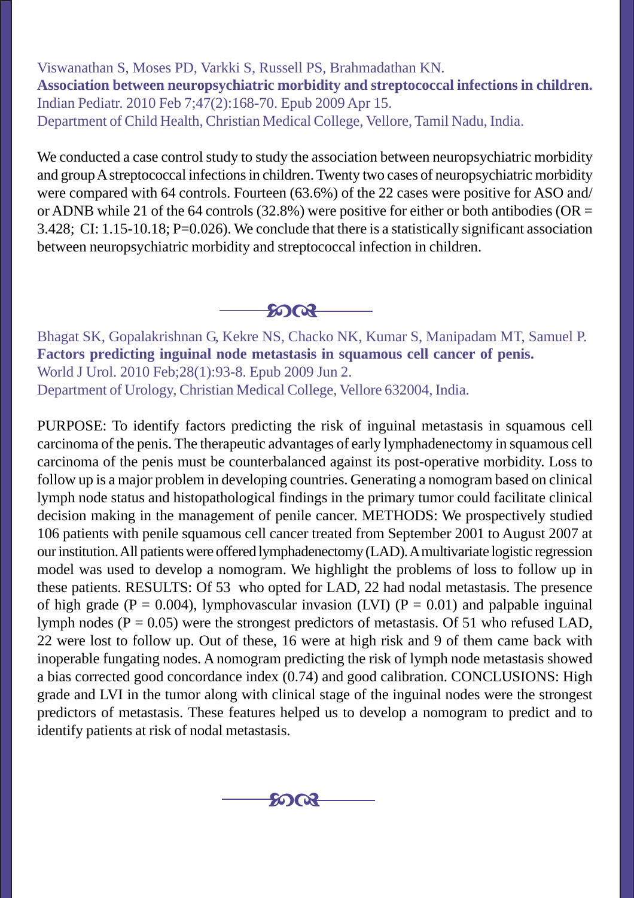Viswanathan S, Moses PD, Varkki S, Russell PS, Brahmadathan KN.
**Association between neuropsychiatric morbidity and streptococcal infections in children.**
Indian Pediatr. 2010 Feb 7;47(2):168-70. Epub 2009 Apr 15.
Department of Child Health, Christian Medical College, Vellore, Tamil Nadu, India.

We conducted a case control study to study the association between neuropsychiatric morbidity and group A streptococcal infections in children. Twenty two cases of neuropsychiatric morbidity were compared with 64 controls. Fourteen (63.6%) of the 22 cases were positive for ASO and/or ADNB while 21 of the 64 controls (32.8%) were positive for either or both antibodies (OR = 3.428; CI: 1.15-10.18; P=0.026). We conclude that there is a statistically significant association between neuropsychiatric morbidity and streptococcal infection in children.

---

Bhagat SK, Gopalakrishnan G, Kekre NS, Chacko NK, Kumar S, Manipadam MT, Samuel P.
**Factors predicting inguinal node metastasis in squamous cell cancer of penis.**
World J Urol. 2010 Feb;28(1):93-8. Epub 2009 Jun 2.
Department of Urology, Christian Medical College, Vellore 632004, India.

PURPOSE: To identify factors predicting the risk of inguinal metastasis in squamous cell carcinoma of the penis. The therapeutic advantages of early lymphadenectomy in squamous cell carcinoma of the penis must be counterbalanced against its post-operative morbidity. Loss to follow up is a major problem in developing countries. Generating a nomogram based on clinical lymph node status and histopathological findings in the primary tumor could facilitate clinical decision making in the management of penile cancer. METHODS: We prospectively studied 106 patients with penile squamous cell cancer treated from September 2001 to August 2007 at our institution. All patients were offered lymphadenectomy (LAD). A multivariate logistic regression model was used to develop a nomogram. We highlight the problems of loss to follow up in these patients. RESULTS: Of 53 who opted for LAD, 22 had nodal metastasis. The presence of high grade (P = 0.004), lymphovascular invasion (LVI) (P = 0.01) and palpable inguinal lymph nodes (P = 0.05) were the strongest predictors of metastasis. Of 51 who refused LAD, 22 were lost to follow up. Out of these, 16 were at high risk and 9 of them came back with inoperable fungating nodes. A nomogram predicting the risk of lymph node metastasis showed a bias corrected good concordance index (0.74) and good calibration. CONCLUSIONS: High grade and LVI in the tumor along with clinical stage of the inguinal nodes were the strongest predictors of metastasis. These features helped us to develop a nomogram to predict and to identify patients at risk of nodal metastasis.

---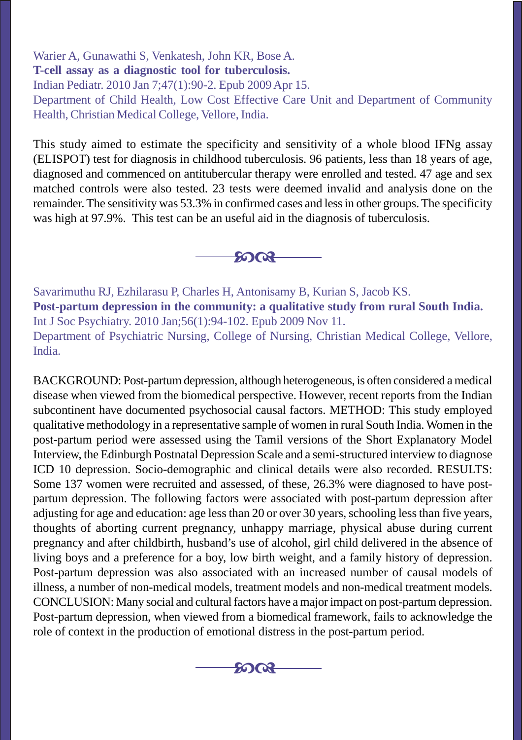Warier A, Gunawathi S, Venkatesh, John KR, Bose A.

**T-cell assay as a diagnostic tool for tuberculosis.**

Indian Pediatr. 2010 Jan 7;47(1):90-2. Epub 2009 Apr 15.

Department of Child Health, Low Cost Effective Care Unit and Department of Community Health, Christian Medical College, Vellore, India.

This study aimed to estimate the specificity and sensitivity of a whole blood IFNg assay (ELISPOT) test for diagnosis in childhood tuberculosis. 96 patients, less than 18 years of age, diagnosed and commenced on antitubercular therapy were enrolled and tested. 47 age and sex matched controls were also tested. 23 tests were deemed invalid and analysis done on the remainder. The sensitivity was 53.3% in confirmed cases and less in other groups. The specificity was high at 97.9%. This test can be an useful aid in the diagnosis of tuberculosis.

---

Savarimuthu RJ, Ezhilarasu P, Charles H, Antonisamy B, Kurian S, Jacob KS.

**Post-partum depression in the community: a qualitative study from rural South India.**

Int J Soc Psychiatry. 2010 Jan;56(1):94-102. Epub 2009 Nov 11.

Department of Psychiatric Nursing, College of Nursing, Christian Medical College, Vellore, India.

BACKGROUND: Post-partum depression, although heterogeneous, is often considered a medical disease when viewed from the biomedical perspective. However, recent reports from the Indian subcontinent have documented psychosocial causal factors. METHOD: This study employed qualitative methodology in a representative sample of women in rural South India. Women in the post-partum period were assessed using the Tamil versions of the Short Explanatory Model Interview, the Edinburgh Postnatal Depression Scale and a semi-structured interview to diagnose ICD 10 depression. Socio-demographic and clinical details were also recorded. RESULTS: Some 137 women were recruited and assessed, of these, 26.3% were diagnosed to have post-partum depression. The following factors were associated with post-partum depression after adjusting for age and education: age less than 20 or over 30 years, schooling less than five years, thoughts of aborting current pregnancy, unhappy marriage, physical abuse during current pregnancy and after childbirth, husband's use of alcohol, girl child delivered in the absence of living boys and a preference for a boy, low birth weight, and a family history of depression. Post-partum depression was also associated with an increased number of causal models of illness, a number of non-medical models, treatment models and non-medical treatment models. CONCLUSION: Many social and cultural factors have a major impact on post-partum depression. Post-partum depression, when viewed from a biomedical framework, fails to acknowledge the role of context in the production of emotional distress in the post-partum period.

---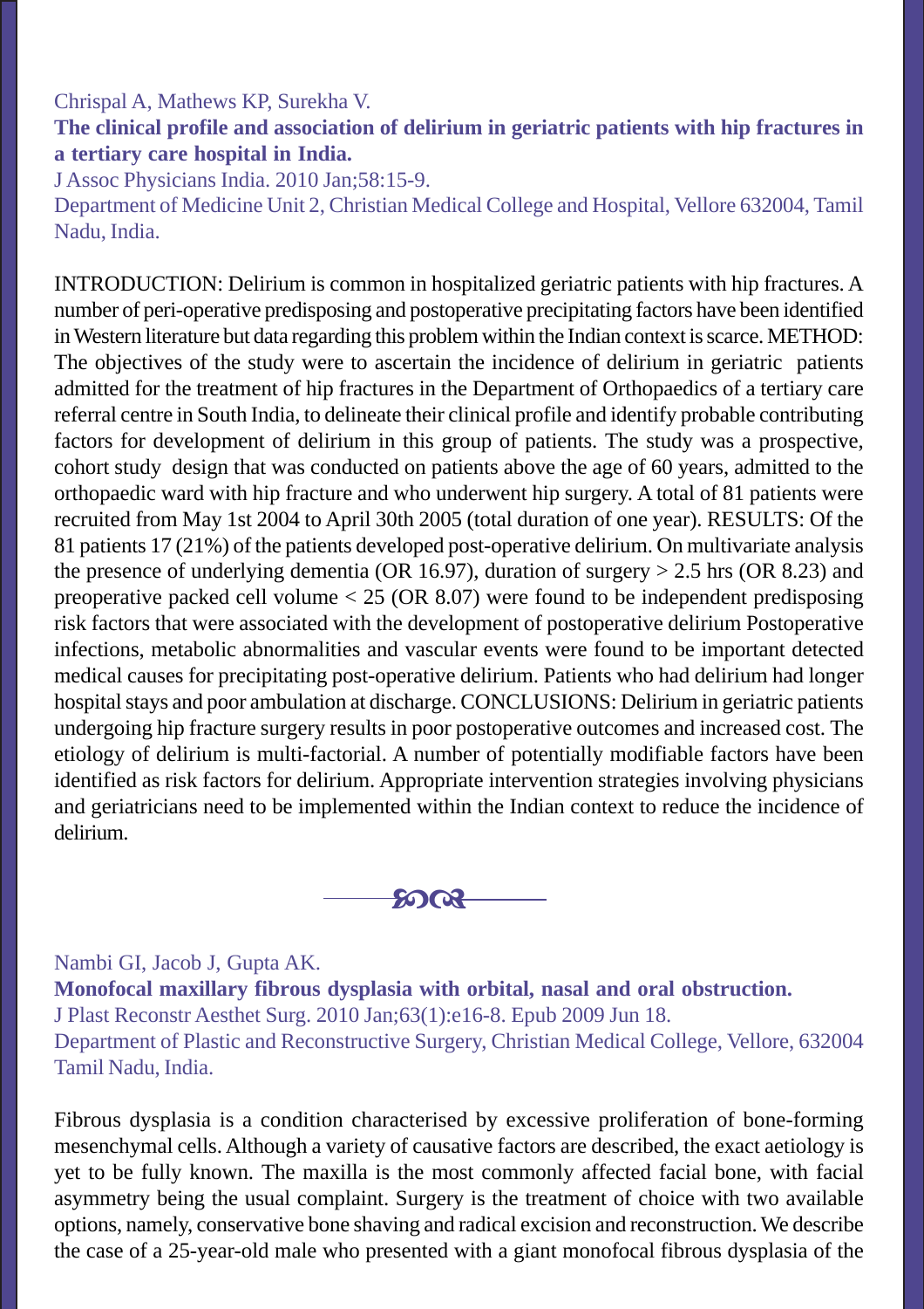Chrispal A, Mathews KP, Surekha V.

**The clinical profile and association of delirium in geriatric patients with hip fractures in a tertiary care hospital in India.**

J Assoc Physicians India. 2010 Jan;58:15-9.

Department of Medicine Unit 2, Christian Medical College and Hospital, Vellore 632004, Tamil Nadu, India.

INTRODUCTION: Delirium is common in hospitalized geriatric patients with hip fractures. A number of peri-operative predisposing and postoperative precipitating factors have been identified in Western literature but data regarding this problem within the Indian context is scarce. METHOD: The objectives of the study were to ascertain the incidence of delirium in geriatric patients admitted for the treatment of hip fractures in the Department of Orthopaedics of a tertiary care referral centre in South India, to delineate their clinical profile and identify probable contributing factors for development of delirium in this group of patients. The study was a prospective, cohort study design that was conducted on patients above the age of 60 years, admitted to the orthopaedic ward with hip fracture and who underwent hip surgery. A total of 81 patients were recruited from May 1st 2004 to April 30th 2005 (total duration of one year). RESULTS: Of the 81 patients 17 (21%) of the patients developed post-operative delirium. On multivariate analysis the presence of underlying dementia (OR 16.97), duration of surgery > 2.5 hrs (OR 8.23) and preoperative packed cell volume < 25 (OR 8.07) were found to be independent predisposing risk factors that were associated with the development of postoperative delirium Postoperative infections, metabolic abnormalities and vascular events were found to be important detected medical causes for precipitating post-operative delirium. Patients who had delirium had longer hospital stays and poor ambulation at discharge. CONCLUSIONS: Delirium in geriatric patients undergoing hip fracture surgery results in poor postoperative outcomes and increased cost. The etiology of delirium is multi-factorial. A number of potentially modifiable factors have been identified as risk factors for delirium. Appropriate intervention strategies involving physicians and geriatricians need to be implemented within the Indian context to reduce the incidence of delirium.

---

Nambi GI, Jacob J, Gupta AK.

**Monofocal maxillary fibrous dysplasia with orbital, nasal and oral obstruction.**

J Plast Reconstr Aesthet Surg. 2010 Jan;63(1):e16-8. Epub 2009 Jun 18.

Department of Plastic and Reconstructive Surgery, Christian Medical College, Vellore, 632004 Tamil Nadu, India.

Fibrous dysplasia is a condition characterised by excessive proliferation of bone-forming mesenchymal cells. Although a variety of causative factors are described, the exact aetiology is yet to be fully known. The maxilla is the most commonly affected facial bone, with facial asymmetry being the usual complaint. Surgery is the treatment of choice with two available options, namely, conservative bone shaving and radical excision and reconstruction. We describe the case of a 25-year-old male who presented with a giant monofocal fibrous dysplasia of the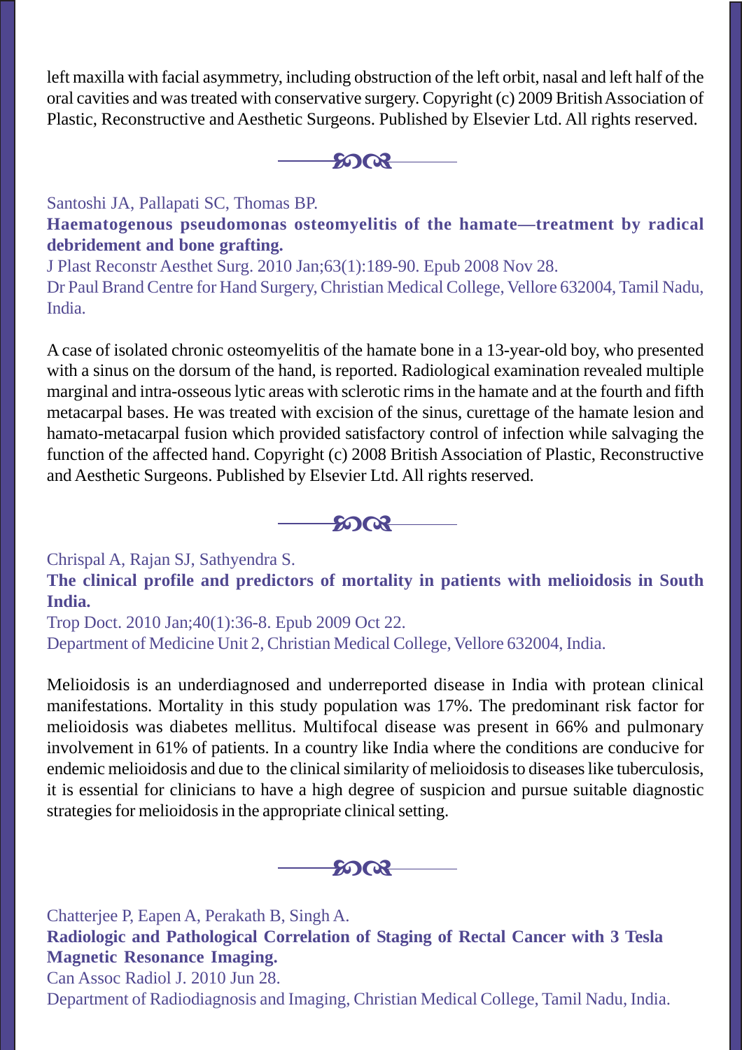left maxilla with facial asymmetry, including obstruction of the left orbit, nasal and left half of the oral cavities and was treated with conservative surgery. Copyright (c) 2009 British Association of Plastic, Reconstructive and Aesthetic Surgeons. Published by Elsevier Ltd. All rights reserved.

---

Santoshi JA, Pallapati SC, Thomas BP.

**Haematogenous pseudomonas osteomyelitis of the hamate—treatment by radical debridement and bone grafting.**

J Plast Reconstr Aesthet Surg. 2010 Jan;63(1):189-90. Epub 2008 Nov 28.

Dr Paul Brand Centre for Hand Surgery, Christian Medical College, Vellore 632004, Tamil Nadu, India.

A case of isolated chronic osteomyelitis of the hamate bone in a 13-year-old boy, who presented with a sinus on the dorsum of the hand, is reported. Radiological examination revealed multiple marginal and intra-osseous lytic areas with sclerotic rims in the hamate and at the fourth and fifth metacarpal bases. He was treated with excision of the sinus, curettage of the hamate lesion and hamato-metacarpal fusion which provided satisfactory control of infection while salvaging the function of the affected hand. Copyright (c) 2008 British Association of Plastic, Reconstructive and Aesthetic Surgeons. Published by Elsevier Ltd. All rights reserved.

---

Chrispal A, Rajan SJ, Sathyendra S.

**The clinical profile and predictors of mortality in patients with melioidosis in South India.**

Trop Doct. 2010 Jan;40(1):36-8. Epub 2009 Oct 22.

Department of Medicine Unit 2, Christian Medical College, Vellore 632004, India.

Melioidosis is an underdiagnosed and underreported disease in India with protean clinical manifestations. Mortality in this study population was 17%. The predominant risk factor for melioidosis was diabetes mellitus. Multifocal disease was present in 66% and pulmonary involvement in 61% of patients. In a country like India where the conditions are conducive for endemic melioidosis and due to the clinical similarity of melioidosis to diseases like tuberculosis, it is essential for clinicians to have a high degree of suspicion and pursue suitable diagnostic strategies for melioidosis in the appropriate clinical setting.

---

Chatterjee P, Eapen A, Perakath B, Singh A.

**Radiologic and Pathological Correlation of Staging of Rectal Cancer with 3 Tesla Magnetic Resonance Imaging.**

Can Assoc Radiol J. 2010 Jun 28.

Department of Radiodiagnosis and Imaging, Christian Medical College, Tamil Nadu, India.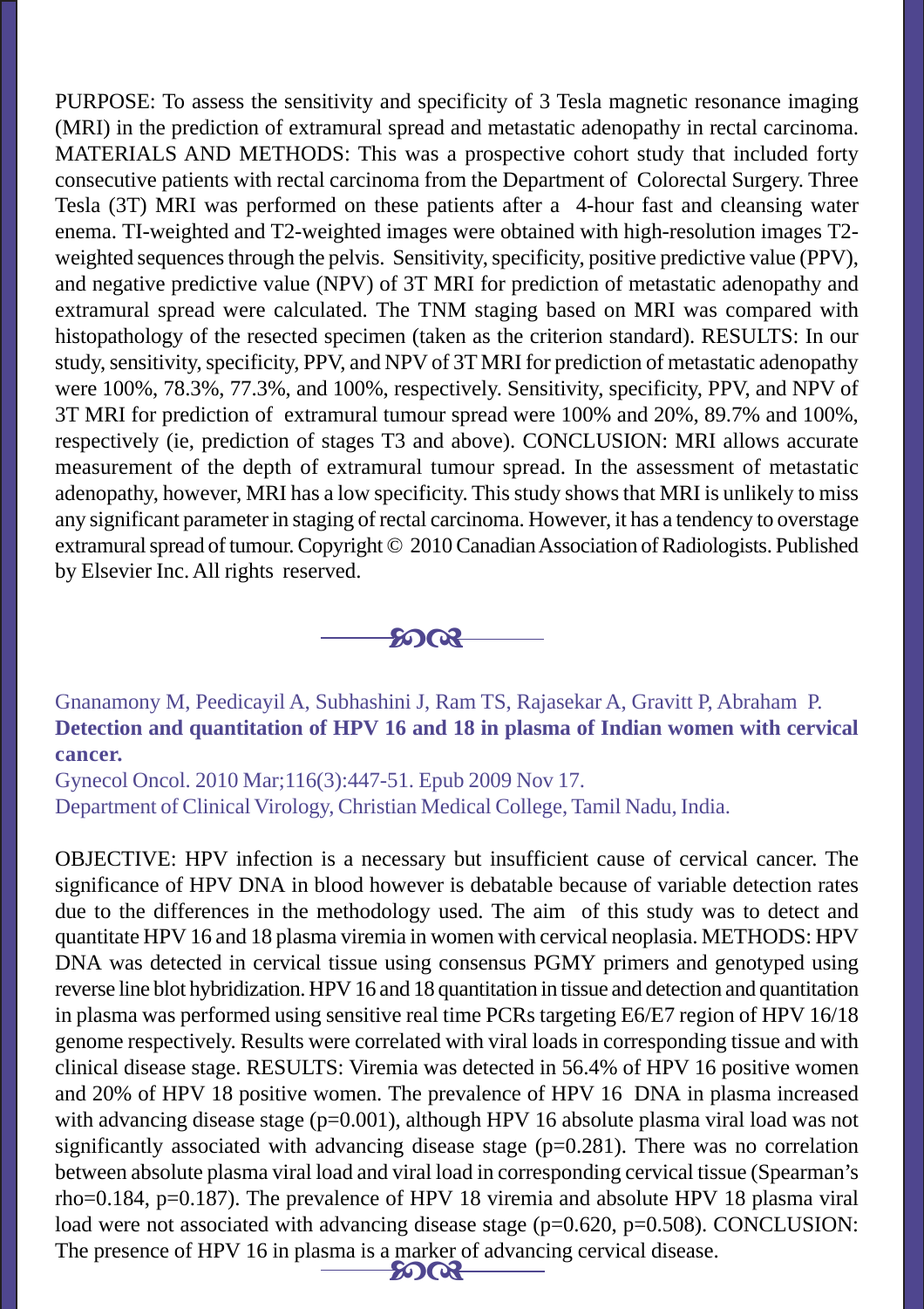PURPOSE: To assess the sensitivity and specificity of 3 Tesla magnetic resonance imaging (MRI) in the prediction of extramural spread and metastatic adenopathy in rectal carcinoma. MATERIALS AND METHODS: This was a prospective cohort study that included forty consecutive patients with rectal carcinoma from the Department of Colorectal Surgery. Three Tesla (3T) MRI was performed on these patients after a 4-hour fast and cleansing water enema. TI-weighted and T2-weighted images were obtained with high-resolution images T2-weighted sequences through the pelvis. Sensitivity, specificity, positive predictive value (PPV), and negative predictive value (NPV) of 3T MRI for prediction of metastatic adenopathy and extramural spread were calculated. The TNM staging based on MRI was compared with histopathology of the resected specimen (taken as the criterion standard). RESULTS: In our study, sensitivity, specificity, PPV, and NPV of 3T MRI for prediction of metastatic adenopathy were 100%, 78.3%, 77.3%, and 100%, respectively. Sensitivity, specificity, PPV, and NPV of 3T MRI for prediction of extramural tumour spread were 100% and 20%, 89.7% and 100%, respectively (ie, prediction of stages T3 and above). CONCLUSION: MRI allows accurate measurement of the depth of extramural tumour spread. In the assessment of metastatic adenopathy, however, MRI has a low specificity. This study shows that MRI is unlikely to miss any significant parameter in staging of rectal carcinoma. However, it has a tendency to overstage extramural spread of tumour. Copyright © 2010 Canadian Association of Radiologists. Published by Elsevier Inc. All rights reserved.

---

Gnanamony M, Peedicayil A, Subhashini J, Ram TS, Rajasekar A, Gravitt P, Abraham P.

**Detection and quantitation of HPV 16 and 18 in plasma of Indian women with cervical cancer.**

Gynecol Oncol. 2010 Mar;116(3):447-51. Epub 2009 Nov 17.

Department of Clinical Virology, Christian Medical College, Tamil Nadu, India.

OBJECTIVE: HPV infection is a necessary but insufficient cause of cervical cancer. The significance of HPV DNA in blood however is debatable because of variable detection rates due to the differences in the methodology used. The aim of this study was to detect and quantitate HPV 16 and 18 plasma viremia in women with cervical neoplasia. METHODS: HPV DNA was detected in cervical tissue using consensus PGMY primers and genotyped using reverse line blot hybridization. HPV 16 and 18 quantitation in tissue and detection and quantitation in plasma was performed using sensitive real time PCRs targeting E6/E7 region of HPV 16/18 genome respectively. Results were correlated with viral loads in corresponding tissue and with clinical disease stage. RESULTS: Viremia was detected in 56.4% of HPV 16 positive women and 20% of HPV 18 positive women. The prevalence of HPV 16 DNA in plasma increased with advancing disease stage ($p=0.001$), although HPV 16 absolute plasma viral load was not significantly associated with advancing disease stage ($p=0.281$). There was no correlation between absolute plasma viral load and viral load in corresponding cervical tissue (Spearman's $rho=0.184$, $p=0.187$). The prevalence of HPV 18 viremia and absolute HPV 18 plasma viral load were not associated with advancing disease stage ($p=0.620$, $p=0.508$). CONCLUSION: The presence of HPV 16 in plasma is a marker of advancing cervical disease.

---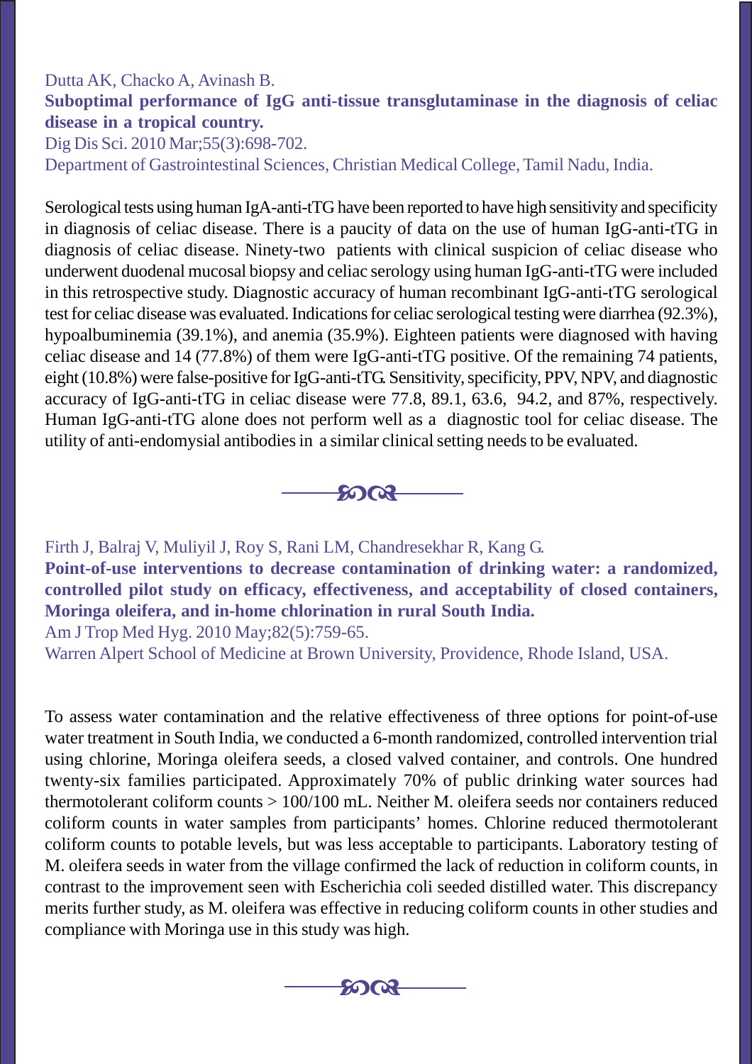Dutta AK, Chacko A, Avinash B.

**Suboptimal performance of IgG anti-tissue transglutaminase in the diagnosis of celiac disease in a tropical country.**

Dig Dis Sci. 2010 Mar;55(3):698-702.

Department of Gastrointestinal Sciences, Christian Medical College, Tamil Nadu, India.

Serological tests using human IgA-anti-tTG have been reported to have high sensitivity and specificity in diagnosis of celiac disease. There is a paucity of data on the use of human IgG-anti-tTG in diagnosis of celiac disease. Ninety-two patients with clinical suspicion of celiac disease who underwent duodenal mucosal biopsy and celiac serology using human IgG-anti-tTG were included in this retrospective study. Diagnostic accuracy of human recombinant IgG-anti-tTG serological test for celiac disease was evaluated. Indications for celiac serological testing were diarrhea (92.3%), hypoalbuminemia (39.1%), and anemia (35.9%). Eighteen patients were diagnosed with having celiac disease and 14 (77.8%) of them were IgG-anti-tTG positive. Of the remaining 74 patients, eight (10.8%) were false-positive for IgG-anti-tTG. Sensitivity, specificity, PPV, NPV, and diagnostic accuracy of IgG-anti-tTG in celiac disease were 77.8, 89.1, 63.6, 94.2, and 87%, respectively. Human IgG-anti-tTG alone does not perform well as a diagnostic tool for celiac disease. The utility of anti-endomysial antibodies in a similar clinical setting needs to be evaluated.

---

Firth J, Balraj V, Muliyil J, Roy S, Rani LM, Chandresekhar R, Kang G.

**Point-of-use interventions to decrease contamination of drinking water: a randomized, controlled pilot study on efficacy, effectiveness, and acceptability of closed containers, Moringa oleifera, and in-home chlorination in rural South India.**

Am J Trop Med Hyg. 2010 May;82(5):759-65.

Warren Alpert School of Medicine at Brown University, Providence, Rhode Island, USA.

To assess water contamination and the relative effectiveness of three options for point-of-use water treatment in South India, we conducted a 6-month randomized, controlled intervention trial using chlorine, Moringa oleifera seeds, a closed valved container, and controls. One hundred twenty-six families participated. Approximately 70% of public drinking water sources had thermotolerant coliform counts > 100/100 mL. Neither M. oleifera seeds nor containers reduced coliform counts in water samples from participants' homes. Chlorine reduced thermotolerant coliform counts to potable levels, but was less acceptable to participants. Laboratory testing of M. oleifera seeds in water from the village confirmed the lack of reduction in coliform counts, in contrast to the improvement seen with Escherichia coli seeded distilled water. This discrepancy merits further study, as M. oleifera was effective in reducing coliform counts in other studies and compliance with Moringa use in this study was high.

---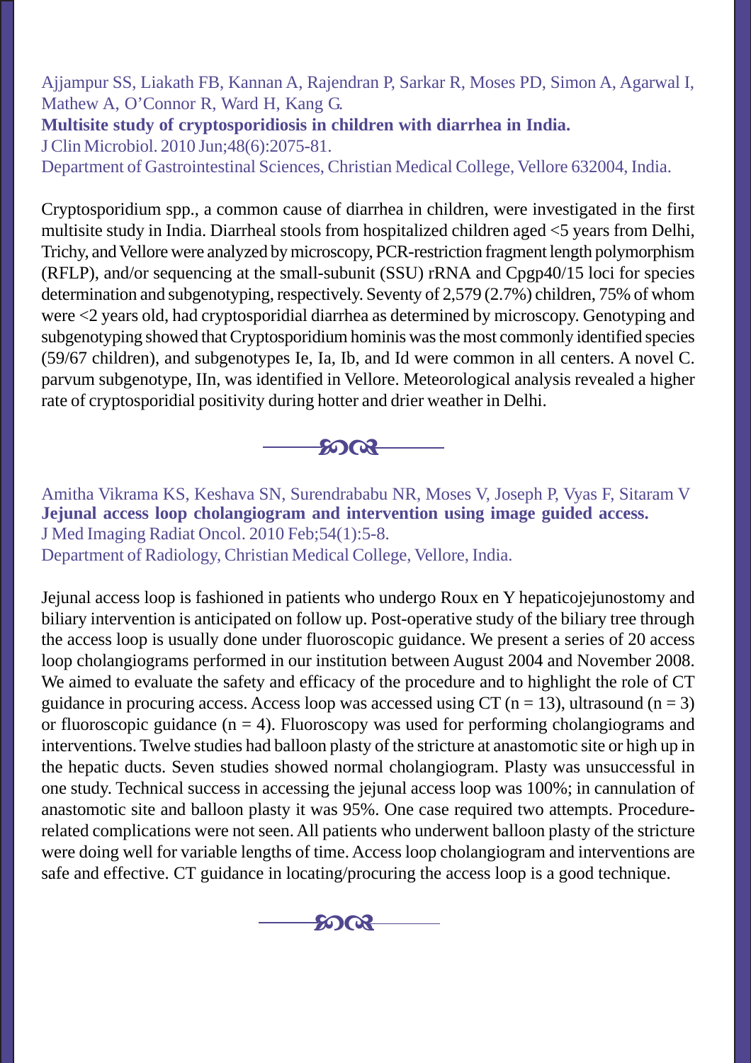Ajjampur SS, Liakath FB, Kannan A, Rajendran P, Sarkar R, Moses PD, Simon A, Agarwal I, Mathew A, O'Connor R, Ward H, Kang G.

**Multisite study of cryptosporidiosis in children with diarrhea in India.**

J Clin Microbiol. 2010 Jun;48(6):2075-81.

Department of Gastrointestinal Sciences, Christian Medical College, Vellore 632004, India.

Cryptosporidium spp., a common cause of diarrhea in children, were investigated in the first multisite study in India. Diarrheal stools from hospitalized children aged <5 years from Delhi, Trichy, and Vellore were analyzed by microscopy, PCR-restriction fragment length polymorphism (RFLP), and/or sequencing at the small-subunit (SSU) rRNA and Cpgp40/15 loci for species determination and subgenotyping, respectively. Seventy of 2,579 (2.7%) children, 75% of whom were <2 years old, had cryptosporidial diarrhea as determined by microscopy. Genotyping and subgenotyping showed that Cryptosporidium hominis was the most commonly identified species (59/67 children), and subgenotypes Ie, Ia, Ib, and Id were common in all centers. A novel C. parvum subgenotype, IIn, was identified in Vellore. Meteorological analysis revealed a higher rate of cryptosporidial positivity during hotter and drier weather in Delhi.

---

Amitha Vikrama KS, Keshava SN, Surendrababu NR, Moses V, Joseph P, Vyas F, Sitaram V

**Jejunal access loop cholangiogram and intervention using image guided access.**

J Med Imaging Radiat Oncol. 2010 Feb;54(1):5-8.

Department of Radiology, Christian Medical College, Vellore, India.

Jejunal access loop is fashioned in patients who undergo Roux en Y hepaticojejunostomy and biliary intervention is anticipated on follow up. Post-operative study of the biliary tree through the access loop is usually done under fluoroscopic guidance. We present a series of 20 access loop cholangiograms performed in our institution between August 2004 and November 2008. We aimed to evaluate the safety and efficacy of the procedure and to highlight the role of CT guidance in procuring access. Access loop was accessed using CT (n = 13), ultrasound (n = 3) or fluoroscopic guidance (n = 4). Fluoroscopy was used for performing cholangiograms and interventions. Twelve studies had balloon plasty of the stricture at anastomotic site or high up in the hepatic ducts. Seven studies showed normal cholangiogram. Plasty was unsuccessful in one study. Technical success in accessing the jejunal access loop was 100%; in cannulation of anastomotic site and balloon plasty it was 95%. One case required two attempts. Procedure-related complications were not seen. All patients who underwent balloon plasty of the stricture were doing well for variable lengths of time. Access loop cholangiogram and interventions are safe and effective. CT guidance in locating/procuring the access loop is a good technique.

---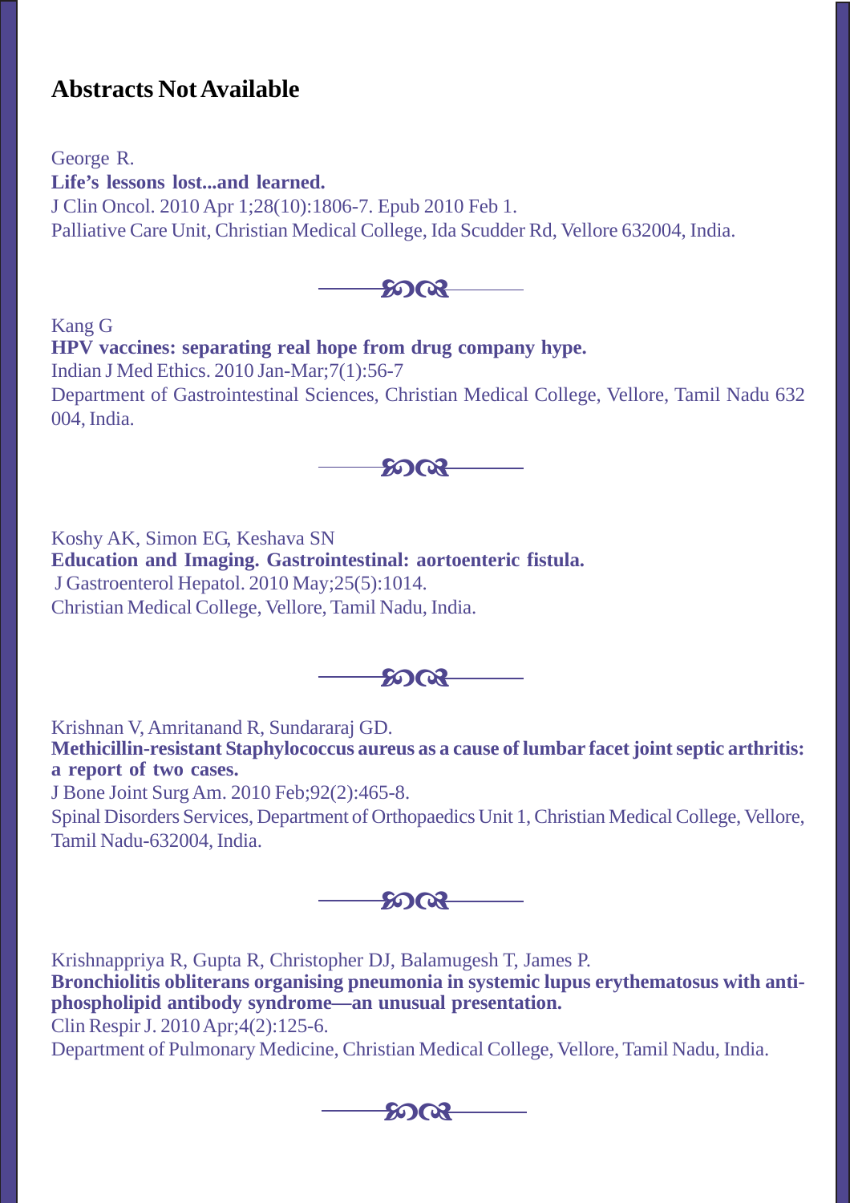## Abstracts Not Available

George R.
**Life's lessons lost...and learned.**
J Clin Oncol. 2010 Apr 1;28(10):1806-7. Epub 2010 Feb 1.
Palliative Care Unit, Christian Medical College, Ida Scudder Rd, Vellore 632004, India.

---

Kang G
**HPV vaccines: separating real hope from drug company hype.**
Indian J Med Ethics. 2010 Jan-Mar;7(1):56-7
Department of Gastrointestinal Sciences, Christian Medical College, Vellore, Tamil Nadu 632 004, India.

---

Koshy AK, Simon EG, Keshava SN
**Education and Imaging. Gastrointestinal: aortoenteric fistula.**
J Gastroenterol Hepatol. 2010 May;25(5):1014.
Christian Medical College, Vellore, Tamil Nadu, India.

---

Krishnan V, Amritanand R, Sundararaj GD.
**Methicillin-resistant Staphylococcus aureus as a cause of lumbar facet joint septic arthritis: a report of two cases.**
J Bone Joint Surg Am. 2010 Feb;92(2):465-8.
Spinal Disorders Services, Department of Orthopaedics Unit 1, Christian Medical College, Vellore, Tamil Nadu-632004, India.

---

Krishnappriya R, Gupta R, Christopher DJ, Balamugesh T, James P.
**Bronchiolitis obliterans organising pneumonia in systemic lupus erythematosus with anti-phospholipid antibody syndrome—an unusual presentation.**
Clin Respir J. 2010 Apr;4(2):125-6.
Department of Pulmonary Medicine, Christian Medical College, Vellore, Tamil Nadu, India.

---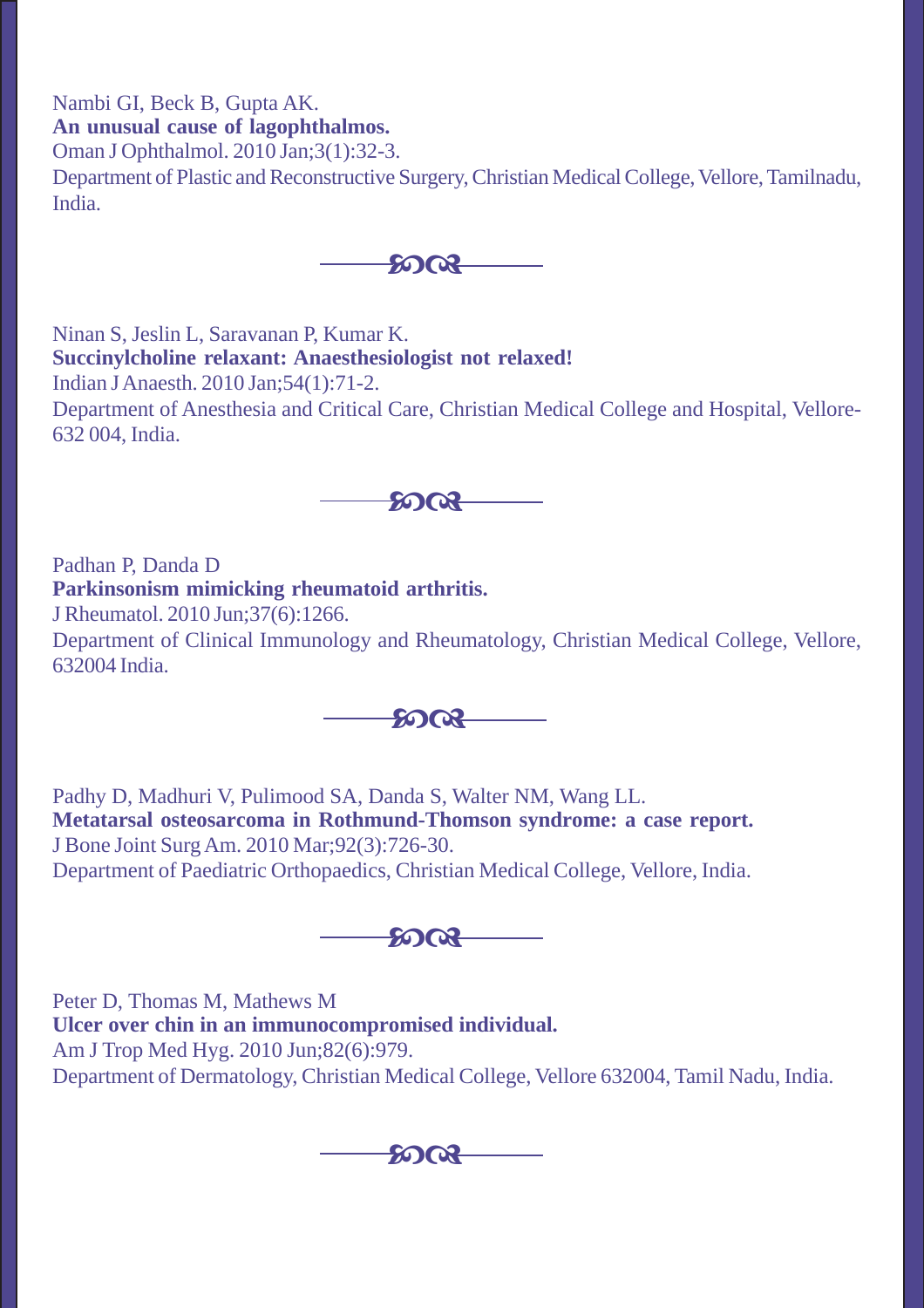Nambi GI, Beck B, Gupta AK.
**An unusual cause of lagophthalmos.**
Oman J Ophthalmol. 2010 Jan;3(1):32-3.
Department of Plastic and Reconstructive Surgery, Christian Medical College, Vellore, Tamilnadu, India.

---

Ninan S, Jeslin L, Saravanan P, Kumar K.
**Succinylcholine relaxant: Anaesthesiologist not relaxed!**
Indian J Anaesth. 2010 Jan;54(1):71-2.
Department of Anesthesia and Critical Care, Christian Medical College and Hospital, Vellore-632 004, India.

---

Padhan P, Danda D
**Parkinsonism mimicking rheumatoid arthritis.**
J Rheumatol. 2010 Jun;37(6):1266.
Department of Clinical Immunology and Rheumatology, Christian Medical College, Vellore, 632004 India.

---

Padhy D, Madhuri V, Pulimood SA, Danda S, Walter NM, Wang LL.
**Metatarsal osteosarcoma in Rothmund-Thomson syndrome: a case report.**
J Bone Joint Surg Am. 2010 Mar;92(3):726-30.
Department of Paediatric Orthopaedics, Christian Medical College, Vellore, India.

---

Peter D, Thomas M, Mathews M
**Ulcer over chin in an immunocompromised individual.**
Am J Trop Med Hyg. 2010 Jun;82(6):979.
Department of Dermatology, Christian Medical College, Vellore 632004, Tamil Nadu, India.

---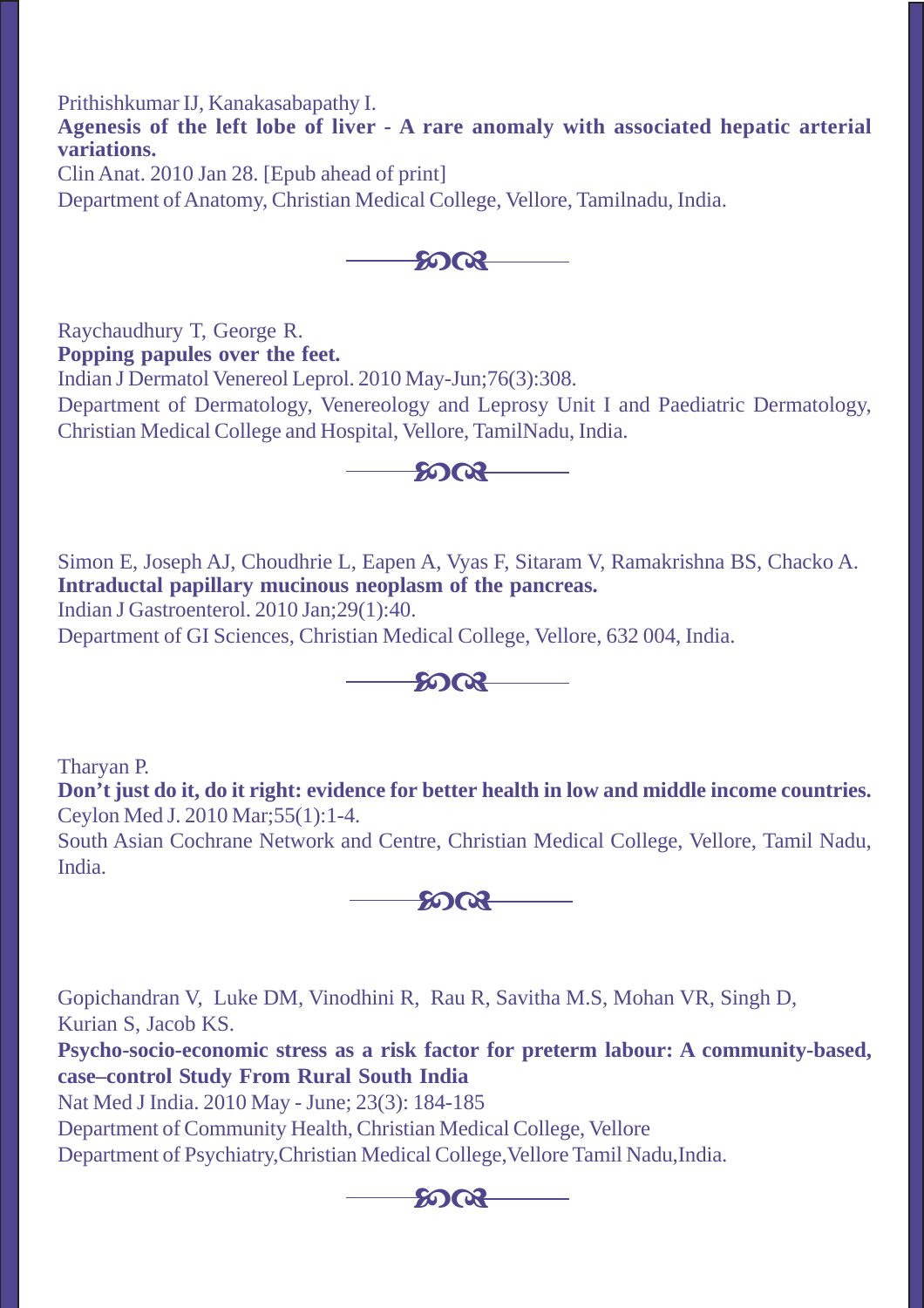Prithishkumar IJ, Kanakasabapathy I.

**Agenesis of the left lobe of liver - A rare anomaly with associated hepatic arterial variations.**

Clin Anat. 2010 Jan 28. [Epub ahead of print]

Department of Anatomy, Christian Medical College, Vellore, Tamilnadu, India.

---

Raychaudhury T, George R.

**Popping papules over the feet.**

Indian J Dermatol Venereol Leprol. 2010 May-Jun;76(3):308.

Department of Dermatology, Venereology and Leprosy Unit I and Paediatric Dermatology, Christian Medical College and Hospital, Vellore, TamilNadu, India.

---

Simon E, Joseph AJ, Choudhrie L, Eapen A, Vyas F, Sitaram V, Ramakrishna BS, Chacko A.

**Intraductal papillary mucinous neoplasm of the pancreas.**

Indian J Gastroenterol. 2010 Jan;29(1):40.

Department of GI Sciences, Christian Medical College, Vellore, 632 004, India.

---

Tharyan P.

**Don't just do it, do it right: evidence for better health in low and middle income countries.**

Ceylon Med J. 2010 Mar;55(1):1-4.

South Asian Cochrane Network and Centre, Christian Medical College, Vellore, Tamil Nadu, India.

---

Gopichandran V, Luke DM, Vinodhini R, Rau R, Savitha M.S, Mohan VR, Singh D, Kurian S, Jacob KS.

**Psycho-socio-economic stress as a risk factor for preterm labour: A community-based, case–control Study From Rural South India**

Nat Med J India. 2010 May - June; 23(3): 184-185

Department of Community Health, Christian Medical College, Vellore

Department of Psychiatry,Christian Medical College,Vellore Tamil Nadu,India.

---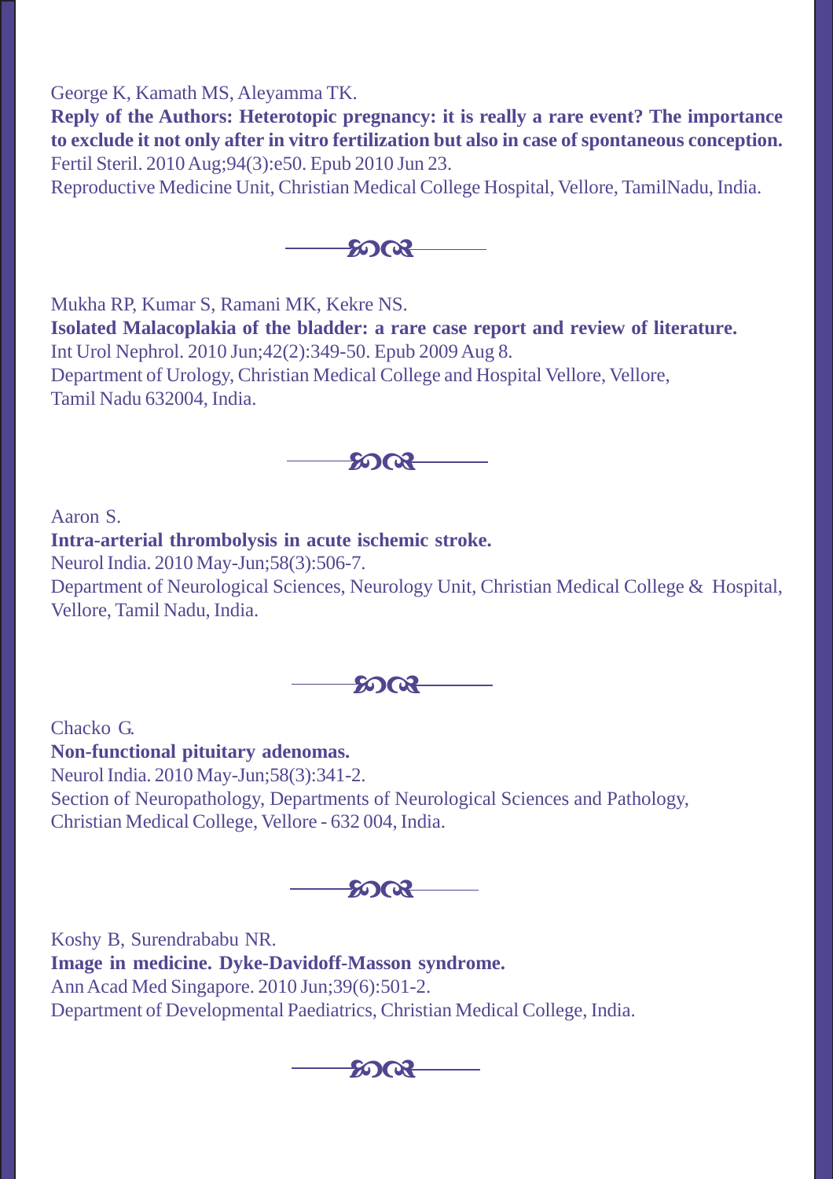George K, Kamath MS, Aleyamma TK.

**Reply of the Authors: Heterotopic pregnancy: it is really a rare event? The importance to exclude it not only after in vitro fertilization but also in case of spontaneous conception.**

Fertil Steril. 2010 Aug;94(3):e50. Epub 2010 Jun 23.

Reproductive Medicine Unit, Christian Medical College Hospital, Vellore, TamilNadu, India.

---

Mukha RP, Kumar S, Ramani MK, Kekre NS.

**Isolated Malacoplakia of the bladder: a rare case report and review of literature.**

Int Urol Nephrol. 2010 Jun;42(2):349-50. Epub 2009 Aug 8.

Department of Urology, Christian Medical College and Hospital Vellore, Vellore, Tamil Nadu 632004, India.

---

Aaron S.

**Intra-arterial thrombolysis in acute ischemic stroke.**

Neurol India. 2010 May-Jun;58(3):506-7.

Department of Neurological Sciences, Neurology Unit, Christian Medical College & Hospital, Vellore, Tamil Nadu, India.

---

Chacko G.

**Non-functional pituitary adenomas.**

Neurol India. 2010 May-Jun;58(3):341-2.

Section of Neuropathology, Departments of Neurological Sciences and Pathology, Christian Medical College, Vellore - 632 004, India.

---

Koshy B, Surendrababu NR.

**Image in medicine. Dyke-Davidoff-Masson syndrome.**

Ann Acad Med Singapore. 2010 Jun;39(6):501-2.

Department of Developmental Paediatrics, Christian Medical College, India.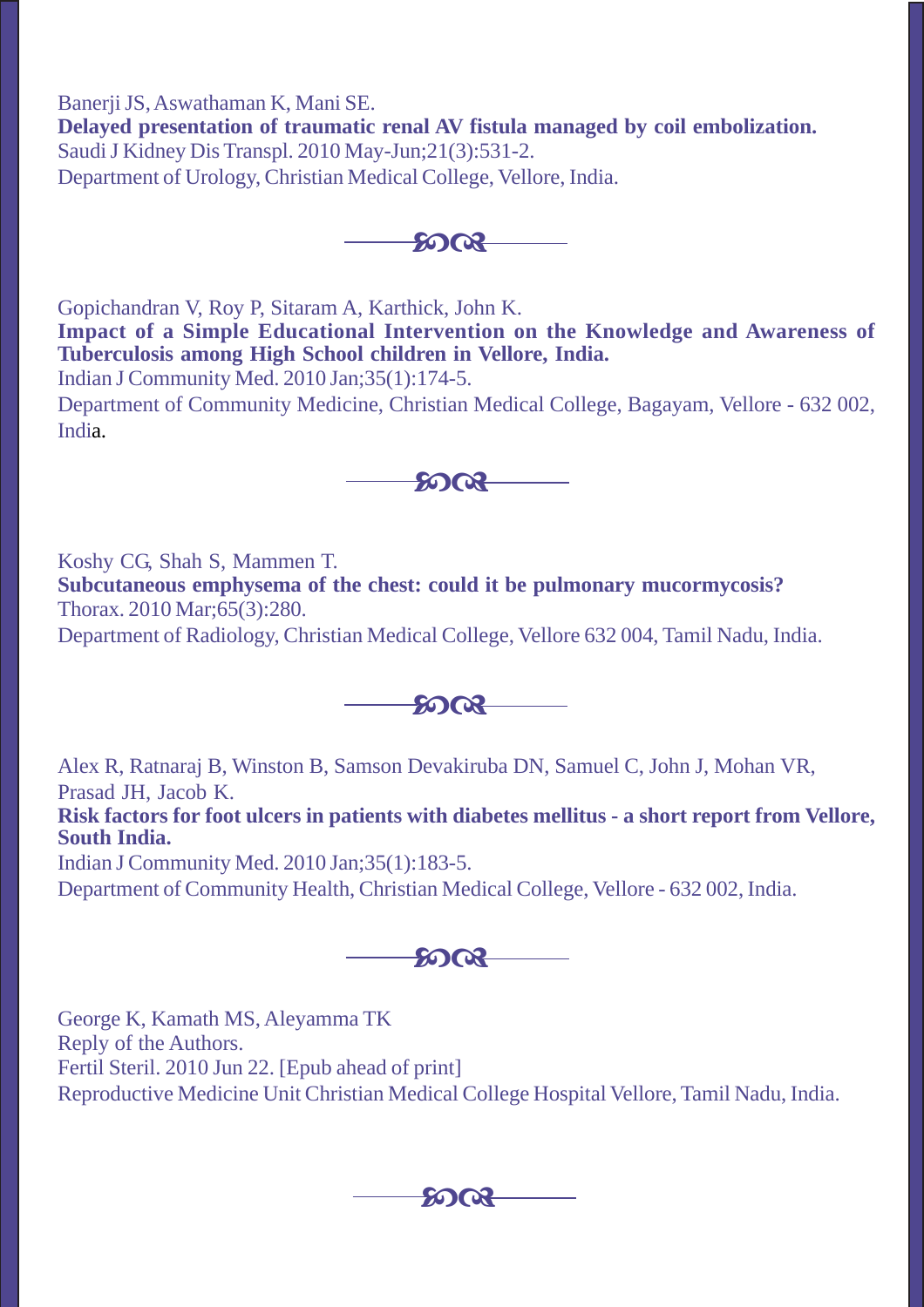Banerji JS, Aswathaman K, Mani SE.
**Delayed presentation of traumatic renal AV fistula managed by coil embolization.**
Saudi J Kidney Dis Transpl. 2010 May-Jun;21(3):531-2.
Department of Urology, Christian Medical College, Vellore, India.

---

Gopichandran V, Roy P, Sitaram A, Karthick, John K.
**Impact of a Simple Educational Intervention on the Knowledge and Awareness of Tuberculosis among High School children in Vellore, India.**
Indian J Community Med. 2010 Jan;35(1):174-5.
Department of Community Medicine, Christian Medical College, Bagayam, Vellore - 632 002, India.

---

Koshy CG, Shah S, Mammen T.
**Subcutaneous emphysema of the chest: could it be pulmonary mucormycosis?**
Thorax. 2010 Mar;65(3):280.
Department of Radiology, Christian Medical College, Vellore 632 004, Tamil Nadu, India.

---

Alex R, Ratnaraj B, Winston B, Samson Devakiruba DN, Samuel C, John J, Mohan VR, Prasad JH, Jacob K.
**Risk factors for foot ulcers in patients with diabetes mellitus - a short report from Vellore, South India.**
Indian J Community Med. 2010 Jan;35(1):183-5.
Department of Community Health, Christian Medical College, Vellore - 632 002, India.

---

George K, Kamath MS, Aleyamma TK
Reply of the Authors.
Fertil Steril. 2010 Jun 22. [Epub ahead of print]
Reproductive Medicine Unit Christian Medical College Hospital Vellore, Tamil Nadu, India.

---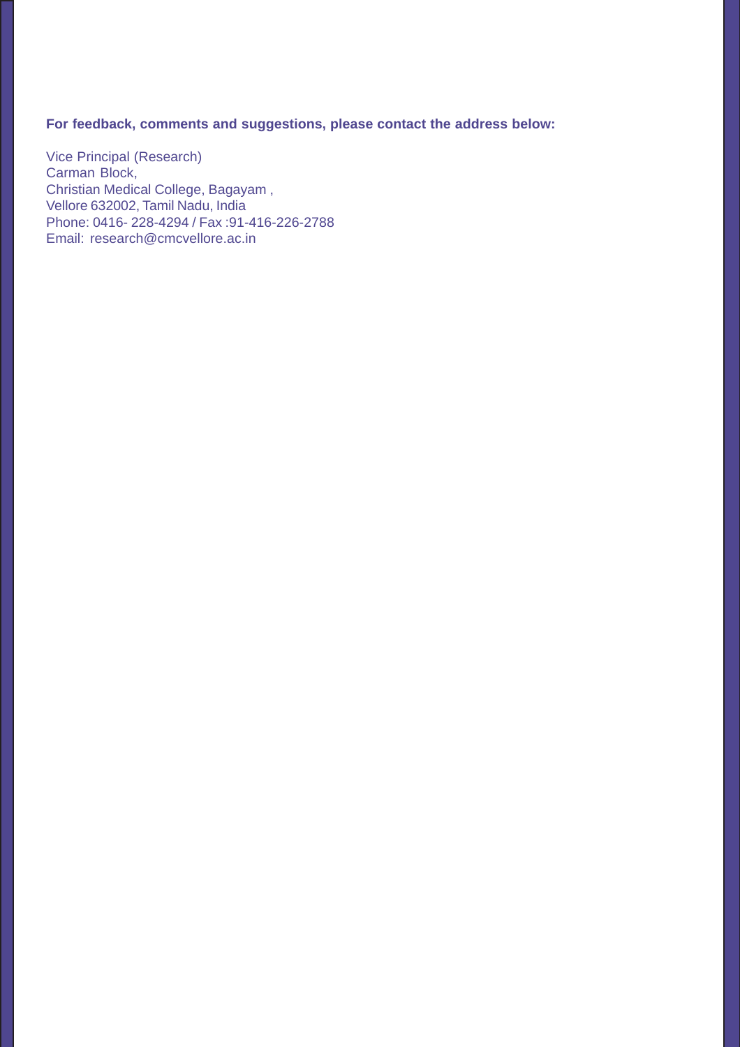**For feedback, comments and suggestions, please contact the address below:**

Vice Principal (Research)  
Carman Block,  
Christian Medical College, Bagayam ,  
Vellore 632002, Tamil Nadu, India  
Phone: 0416- 228-4294 / Fax :91-416-226-2788  
Email: research@cmcvellore.ac.in